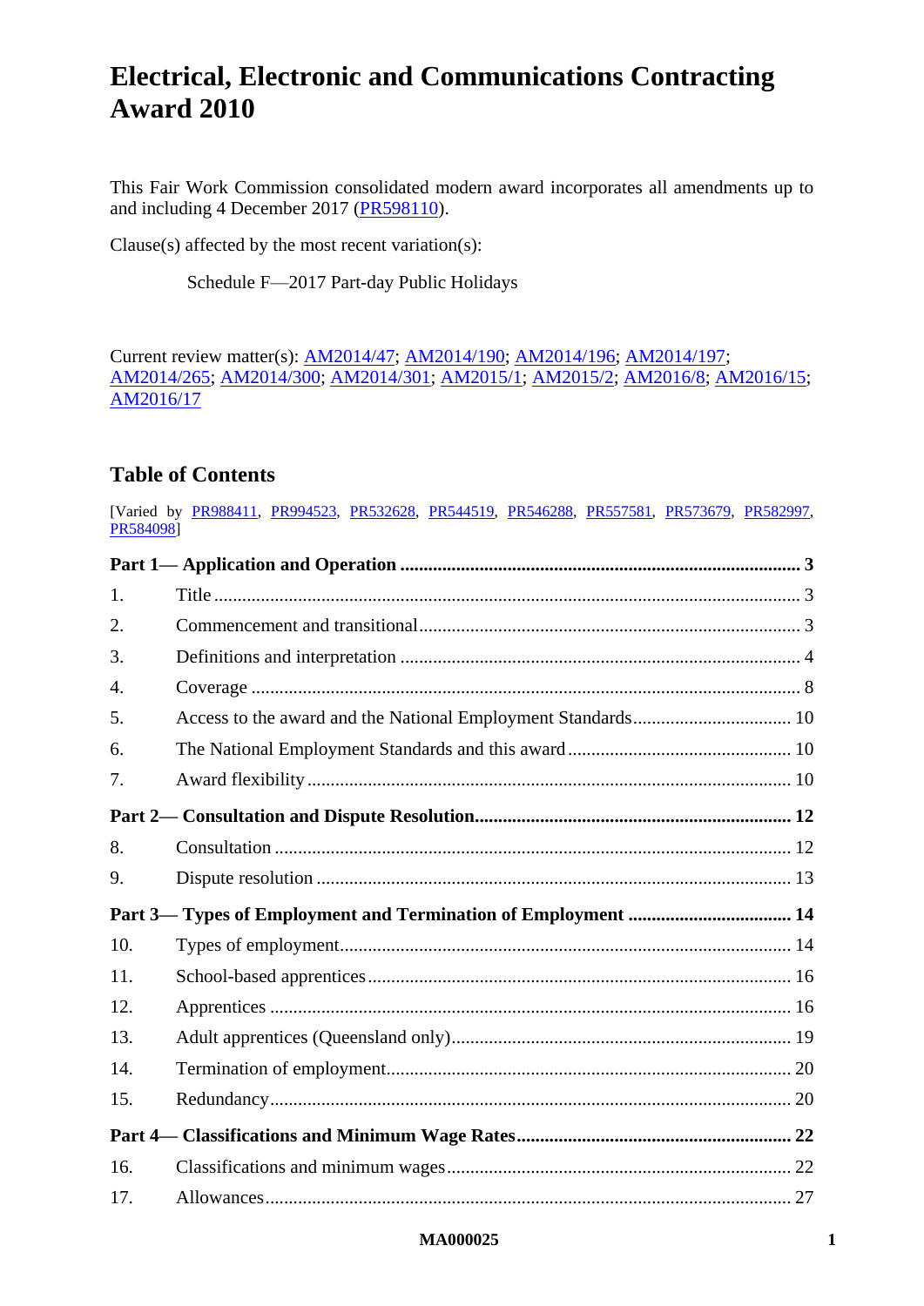# Electrical, Electronic and Communications Contracting Award 2010

This Fair Work Commission consolidated modern award incorporates all amendments up to and including 4 December 2017 (PR598110).

Clause(s) affected by the most recent variation(s):

Schedule F—2017 Part-day Public Holidays

Current review matter(s): AM2014/47; AM2014/190; AM2014/196; AM2014/197; AM2014/265; AM2014/300; AM2014/301; AM2015/1; AM2015/2; AM2016/8; AM2016/15; AM2016/17

## Table of Contents

[Varied by PR988411, PR994523, PR532628, PR544519, PR546288, PR557581, PR573679, PR582997, PR584098]

| | | |
|---|---|---|
| **Part 1— Application and Operation** | | **3** |
| 1. | Title | 3 |
| 2. | Commencement and transitional | 3 |
| 3. | Definitions and interpretation | 4 |
| 4. | Coverage | 8 |
| 5. | Access to the award and the National Employment Standards | 10 |
| 6. | The National Employment Standards and this award | 10 |
| 7. | Award flexibility | 10 |
| **Part 2— Consultation and Dispute Resolution** | | **12** |
| 8. | Consultation | 12 |
| 9. | Dispute resolution | 13 |
| **Part 3— Types of Employment and Termination of Employment** | | **14** |
| 10. | Types of employment | 14 |
| 11. | School-based apprentices | 16 |
| 12. | Apprentices | 16 |
| 13. | Adult apprentices (Queensland only) | 19 |
| 14. | Termination of employment | 20 |
| 15. | Redundancy | 20 |
| **Part 4— Classifications and Minimum Wage Rates** | | **22** |
| 16. | Classifications and minimum wages | 22 |
| 17. | Allowances | 27 |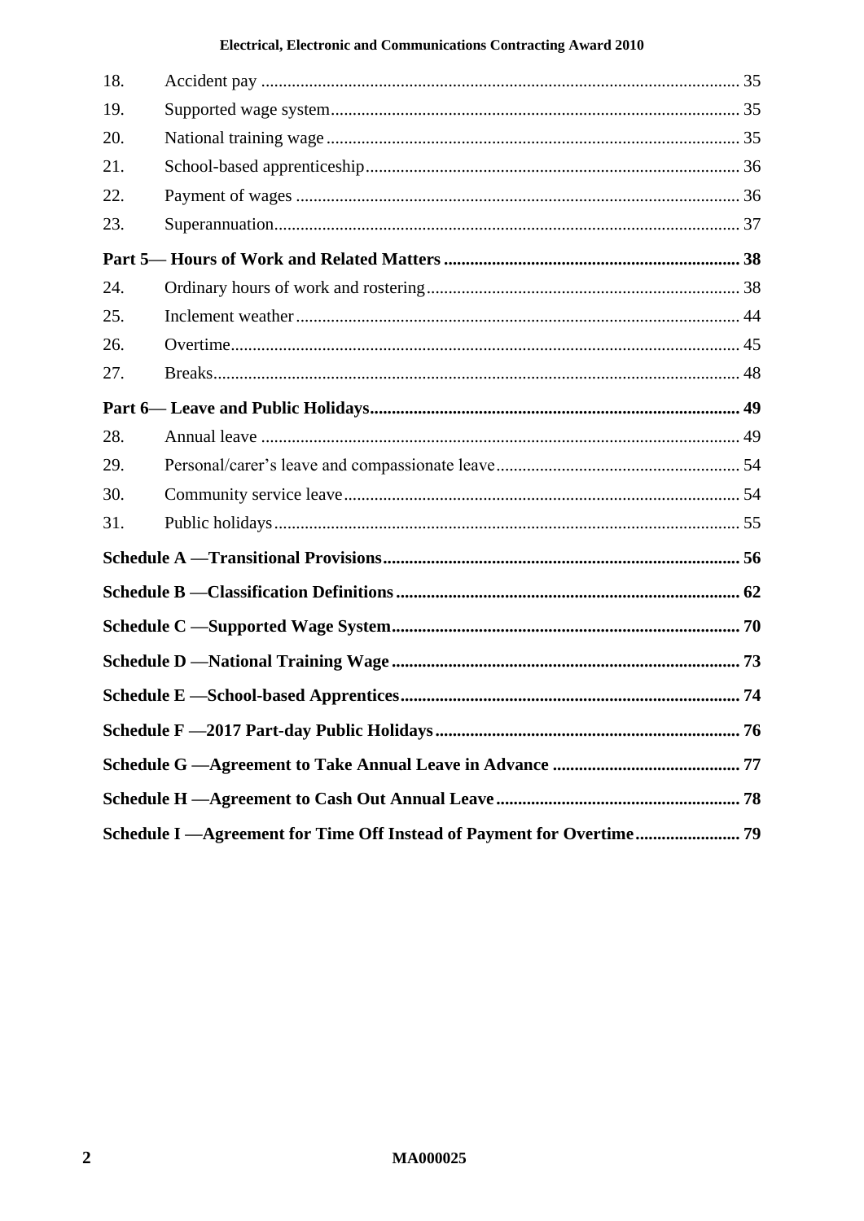| | | |
|---|---|---|
| 18. | Accident pay | 35 |
| 19. | Supported wage system | 35 |
| 20. | National training wage | 35 |
| 21. | School-based apprenticeship | 36 |
| 22. | Payment of wages | 36 |
| 23. | Superannuation | 37 |
| **Part 5— Hours of Work and Related Matters** | | **38** |
| 24. | Ordinary hours of work and rostering | 38 |
| 25. | Inclement weather | 44 |
| 26. | Overtime | 45 |
| 27. | Breaks | 48 |
| **Part 6— Leave and Public Holidays** | | **49** |
| 28. | Annual leave | 49 |
| 29. | Personal/carer's leave and compassionate leave | 54 |
| 30. | Community service leave | 54 |
| 31. | Public holidays | 55 |
| **Schedule A —Transitional Provisions** | | **56** |
| **Schedule B —Classification Definitions** | | **62** |
| **Schedule C —Supported Wage System** | | **70** |
| **Schedule D —National Training Wage** | | **73** |
| **Schedule E —School-based Apprentices** | | **74** |
| **Schedule F —2017 Part-day Public Holidays** | | **76** |
| **Schedule G —Agreement to Take Annual Leave in Advance** | | **77** |
| **Schedule H —Agreement to Cash Out Annual Leave** | | **78** |
| **Schedule I —Agreement for Time Off Instead of Payment for Overtime** | | **79** |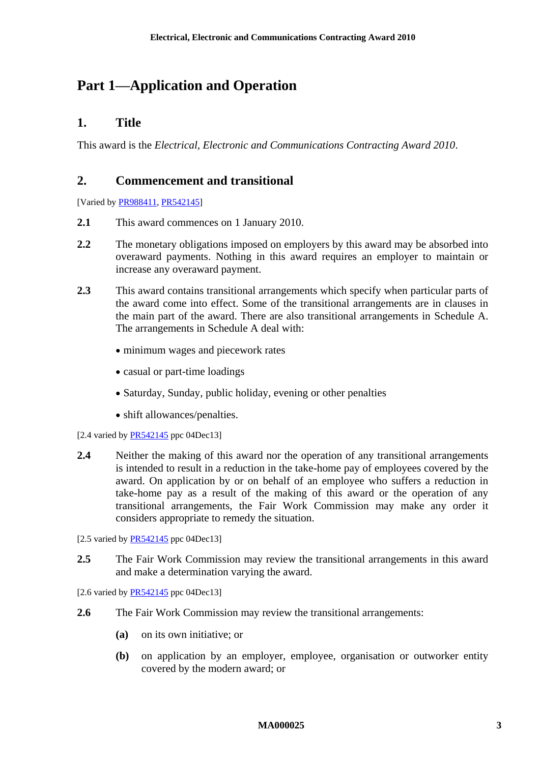# Part 1—Application and Operation

## 1. Title

This award is the *Electrical, Electronic and Communications Contracting Award 2010*.

## 2. Commencement and transitional

[Varied by PR988411, PR542145]

**2.1** This award commences on 1 January 2010.

**2.2** The monetary obligations imposed on employers by this award may be absorbed into overaward payments. Nothing in this award requires an employer to maintain or increase any overaward payment.

**2.3** This award contains transitional arrangements which specify when particular parts of the award come into effect. Some of the transitional arrangements are in clauses in the main part of the award. There are also transitional arrangements in Schedule A. The arrangements in Schedule A deal with:

- minimum wages and piecework rates
- casual or part-time loadings
- Saturday, Sunday, public holiday, evening or other penalties
- shift allowances/penalties.

[2.4 varied by PR542145 ppc 04Dec13]

**2.4** Neither the making of this award nor the operation of any transitional arrangements is intended to result in a reduction in the take-home pay of employees covered by the award. On application by or on behalf of an employee who suffers a reduction in take-home pay as a result of the making of this award or the operation of any transitional arrangements, the Fair Work Commission may make any order it considers appropriate to remedy the situation.

[2.5 varied by PR542145 ppc 04Dec13]

**2.5** The Fair Work Commission may review the transitional arrangements in this award and make a determination varying the award.

[2.6 varied by PR542145 ppc 04Dec13]

**2.6** The Fair Work Commission may review the transitional arrangements:

**(a)** on its own initiative; or

**(b)** on application by an employer, employee, organisation or outworker entity covered by the modern award; or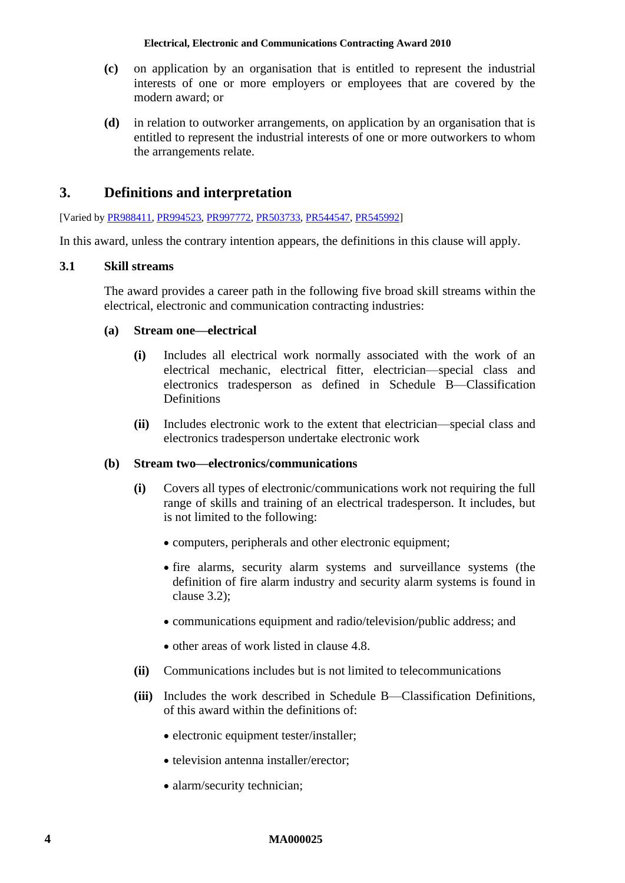**(c)** on application by an organisation that is entitled to represent the industrial interests of one or more employers or employees that are covered by the modern award; or

**(d)** in relation to outworker arrangements, on application by an organisation that is entitled to represent the industrial interests of one or more outworkers to whom the arrangements relate.

## 3. Definitions and interpretation

[Varied by PR988411, PR994523, PR997772, PR503733, PR544547, PR545992]

In this award, unless the contrary intention appears, the definitions in this clause will apply.

### 3.1 Skill streams

The award provides a career path in the following five broad skill streams within the electrical, electronic and communication contracting industries:

**(a) Stream one—electrical**

**(i)** Includes all electrical work normally associated with the work of an electrical mechanic, electrical fitter, electrician—special class and electronics tradesperson as defined in Schedule B—Classification Definitions

**(ii)** Includes electronic work to the extent that electrician—special class and electronics tradesperson undertake electronic work

**(b) Stream two—electronics/communications**

**(i)** Covers all types of electronic/communications work not requiring the full range of skills and training of an electrical tradesperson. It includes, but is not limited to the following:

- computers, peripherals and other electronic equipment;
- fire alarms, security alarm systems and surveillance systems (the definition of fire alarm industry and security alarm systems is found in clause 3.2);
- communications equipment and radio/television/public address; and
- other areas of work listed in clause 4.8.

**(ii)** Communications includes but is not limited to telecommunications

**(iii)** Includes the work described in Schedule B—Classification Definitions, of this award within the definitions of:

- electronic equipment tester/installer;
- television antenna installer/erector;
- alarm/security technician;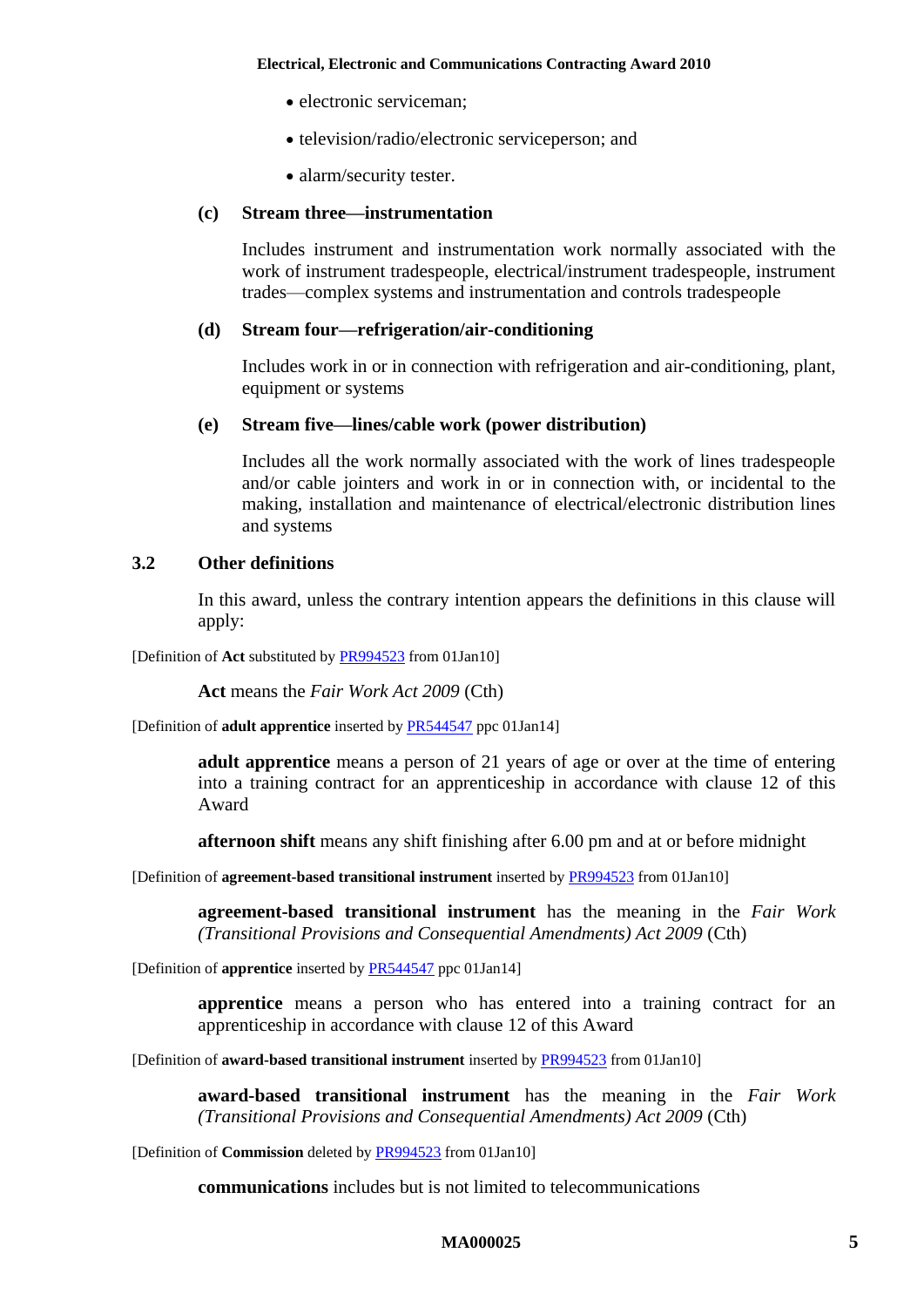- electronic serviceman;
- television/radio/electronic serviceperson; and
- alarm/security tester.

**(c) Stream three—instrumentation**

Includes instrument and instrumentation work normally associated with the work of instrument tradespeople, electrical/instrument tradespeople, instrument trades—complex systems and instrumentation and controls tradespeople

**(d) Stream four—refrigeration/air-conditioning**

Includes work in or in connection with refrigeration and air-conditioning, plant, equipment or systems

**(e) Stream five—lines/cable work (power distribution)**

Includes all the work normally associated with the work of lines tradespeople and/or cable jointers and work in or in connection with, or incidental to the making, installation and maintenance of electrical/electronic distribution lines and systems

### 3.2 Other definitions

In this award, unless the contrary intention appears the definitions in this clause will apply:

[Definition of **Act** substituted by PR994523 from 01Jan10]

**Act** means the *Fair Work Act 2009* (Cth)

[Definition of **adult apprentice** inserted by PR544547 ppc 01Jan14]

**adult apprentice** means a person of 21 years of age or over at the time of entering into a training contract for an apprenticeship in accordance with clause 12 of this Award

**afternoon shift** means any shift finishing after 6.00 pm and at or before midnight

[Definition of **agreement-based transitional instrument** inserted by PR994523 from 01Jan10]

**agreement-based transitional instrument** has the meaning in the *Fair Work (Transitional Provisions and Consequential Amendments) Act 2009* (Cth)

[Definition of **apprentice** inserted by PR544547 ppc 01Jan14]

**apprentice** means a person who has entered into a training contract for an apprenticeship in accordance with clause 12 of this Award

[Definition of **award-based transitional instrument** inserted by PR994523 from 01Jan10]

**award-based transitional instrument** has the meaning in the *Fair Work (Transitional Provisions and Consequential Amendments) Act 2009* (Cth)

[Definition of **Commission** deleted by PR994523 from 01Jan10]

**communications** includes but is not limited to telecommunications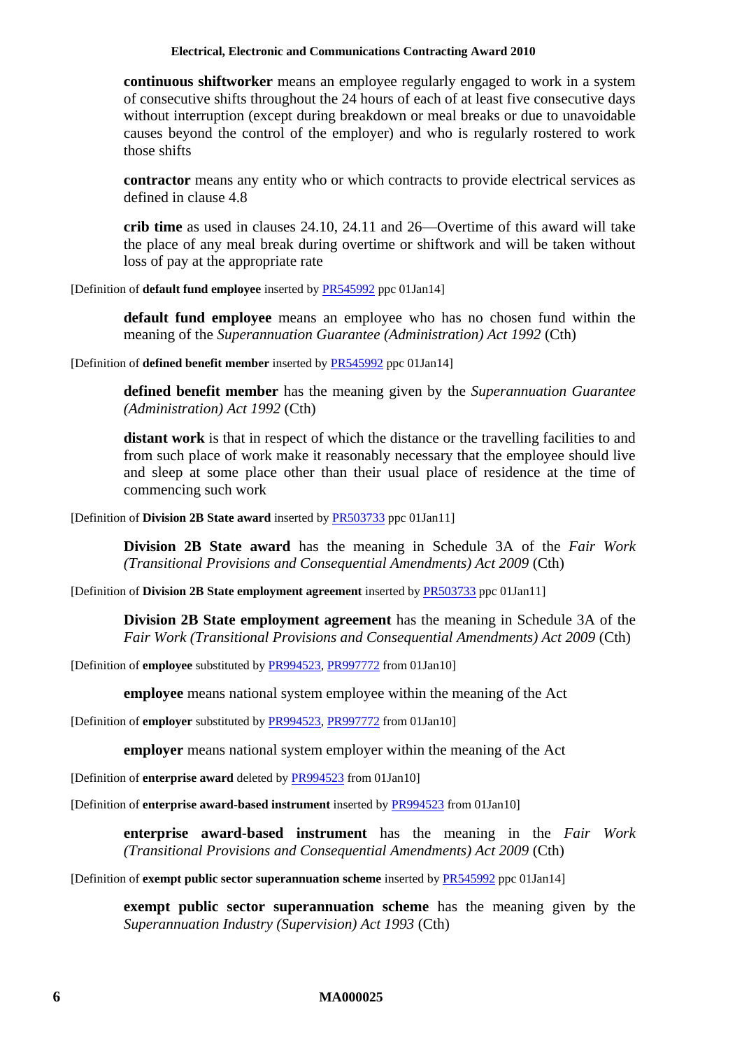**continuous shiftworker** means an employee regularly engaged to work in a system of consecutive shifts throughout the 24 hours of each of at least five consecutive days without interruption (except during breakdown or meal breaks or due to unavoidable causes beyond the control of the employer) and who is regularly rostered to work those shifts

**contractor** means any entity who or which contracts to provide electrical services as defined in clause 4.8

**crib time** as used in clauses 24.10, 24.11 and 26—Overtime of this award will take the place of any meal break during overtime or shiftwork and will be taken without loss of pay at the appropriate rate

[Definition of **default fund employee** inserted by PR545992 ppc 01Jan14]

**default fund employee** means an employee who has no chosen fund within the meaning of the *Superannuation Guarantee (Administration) Act 1992* (Cth)

[Definition of **defined benefit member** inserted by PR545992 ppc 01Jan14]

**defined benefit member** has the meaning given by the *Superannuation Guarantee (Administration) Act 1992* (Cth)

**distant work** is that in respect of which the distance or the travelling facilities to and from such place of work make it reasonably necessary that the employee should live and sleep at some place other than their usual place of residence at the time of commencing such work

[Definition of **Division 2B State award** inserted by PR503733 ppc 01Jan11]

**Division 2B State award** has the meaning in Schedule 3A of the *Fair Work (Transitional Provisions and Consequential Amendments) Act 2009* (Cth)

[Definition of **Division 2B State employment agreement** inserted by PR503733 ppc 01Jan11]

**Division 2B State employment agreement** has the meaning in Schedule 3A of the *Fair Work (Transitional Provisions and Consequential Amendments) Act 2009* (Cth)

[Definition of **employee** substituted by PR994523, PR997772 from 01Jan10]

**employee** means national system employee within the meaning of the Act

[Definition of **employer** substituted by PR994523, PR997772 from 01Jan10]

**employer** means national system employer within the meaning of the Act

[Definition of **enterprise award** deleted by PR994523 from 01Jan10]

[Definition of **enterprise award-based instrument** inserted by PR994523 from 01Jan10]

**enterprise award-based instrument** has the meaning in the *Fair Work (Transitional Provisions and Consequential Amendments) Act 2009* (Cth)

[Definition of **exempt public sector superannuation scheme** inserted by PR545992 ppc 01Jan14]

**exempt public sector superannuation scheme** has the meaning given by the *Superannuation Industry (Supervision) Act 1993* (Cth)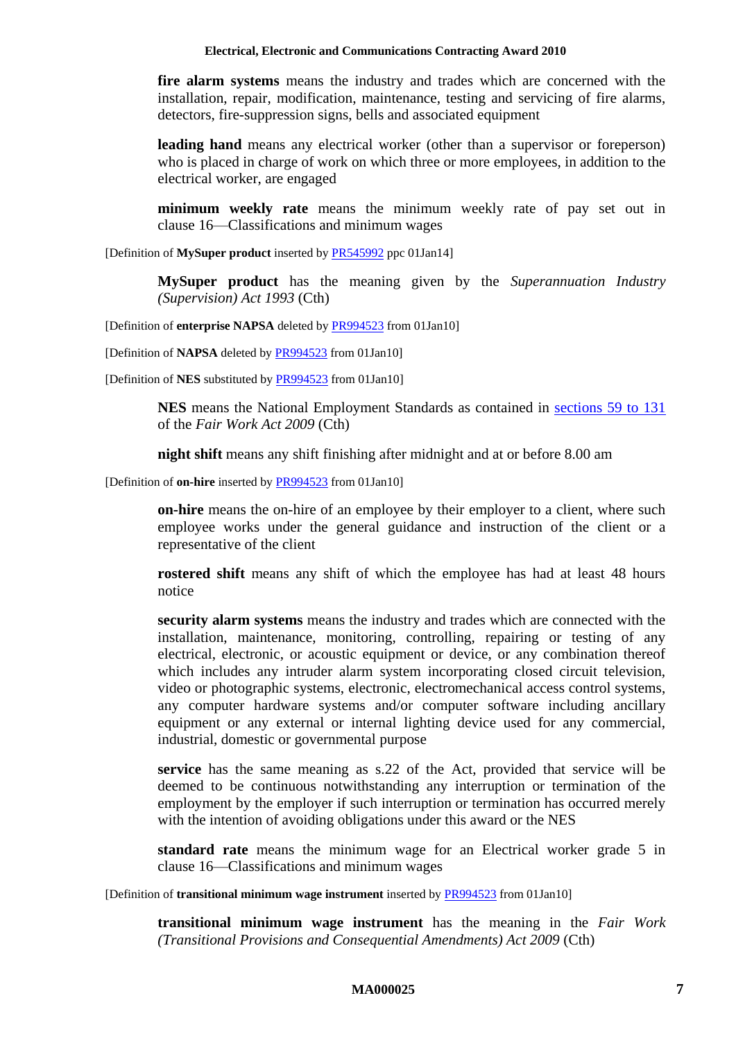**fire alarm systems** means the industry and trades which are concerned with the installation, repair, modification, maintenance, testing and servicing of fire alarms, detectors, fire-suppression signs, bells and associated equipment

**leading hand** means any electrical worker (other than a supervisor or foreperson) who is placed in charge of work on which three or more employees, in addition to the electrical worker, are engaged

**minimum weekly rate** means the minimum weekly rate of pay set out in clause 16—Classifications and minimum wages

[Definition of **MySuper product** inserted by PR545992 ppc 01Jan14]

**MySuper product** has the meaning given by the *Superannuation Industry (Supervision) Act 1993* (Cth)

[Definition of **enterprise NAPSA** deleted by PR994523 from 01Jan10]

[Definition of **NAPSA** deleted by PR994523 from 01Jan10]

[Definition of **NES** substituted by PR994523 from 01Jan10]

**NES** means the National Employment Standards as contained in sections 59 to 131 of the *Fair Work Act 2009* (Cth)

**night shift** means any shift finishing after midnight and at or before 8.00 am

[Definition of **on-hire** inserted by PR994523 from 01Jan10]

**on-hire** means the on-hire of an employee by their employer to a client, where such employee works under the general guidance and instruction of the client or a representative of the client

**rostered shift** means any shift of which the employee has had at least 48 hours notice

**security alarm systems** means the industry and trades which are connected with the installation, maintenance, monitoring, controlling, repairing or testing of any electrical, electronic, or acoustic equipment or device, or any combination thereof which includes any intruder alarm system incorporating closed circuit television, video or photographic systems, electronic, electromechanical access control systems, any computer hardware systems and/or computer software including ancillary equipment or any external or internal lighting device used for any commercial, industrial, domestic or governmental purpose

**service** has the same meaning as s.22 of the Act, provided that service will be deemed to be continuous notwithstanding any interruption or termination of the employment by the employer if such interruption or termination has occurred merely with the intention of avoiding obligations under this award or the NES

**standard rate** means the minimum wage for an Electrical worker grade 5 in clause 16—Classifications and minimum wages

[Definition of **transitional minimum wage instrument** inserted by PR994523 from 01Jan10]

**transitional minimum wage instrument** has the meaning in the *Fair Work (Transitional Provisions and Consequential Amendments) Act 2009* (Cth)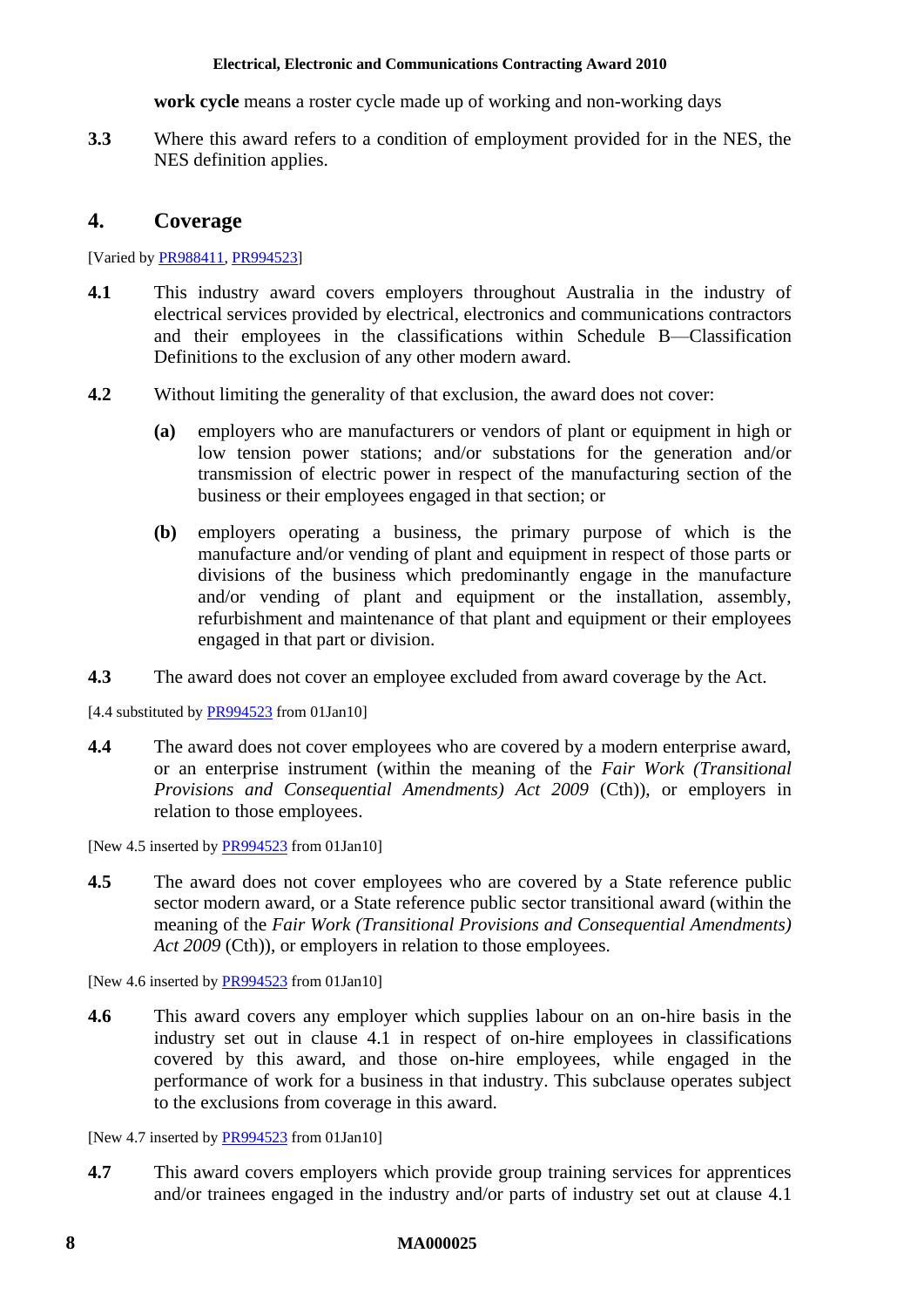**work cycle** means a roster cycle made up of working and non-working days

**3.3** Where this award refers to a condition of employment provided for in the NES, the NES definition applies.

## 4. Coverage

[Varied by PR988411, PR994523]

**4.1** This industry award covers employers throughout Australia in the industry of electrical services provided by electrical, electronics and communications contractors and their employees in the classifications within Schedule B—Classification Definitions to the exclusion of any other modern award.

**4.2** Without limiting the generality of that exclusion, the award does not cover:

**(a)** employers who are manufacturers or vendors of plant or equipment in high or low tension power stations; and/or substations for the generation and/or transmission of electric power in respect of the manufacturing section of the business or their employees engaged in that section; or

**(b)** employers operating a business, the primary purpose of which is the manufacture and/or vending of plant and equipment in respect of those parts or divisions of the business which predominantly engage in the manufacture and/or vending of plant and equipment or the installation, assembly, refurbishment and maintenance of that plant and equipment or their employees engaged in that part or division.

**4.3** The award does not cover an employee excluded from award coverage by the Act.

[4.4 substituted by PR994523 from 01Jan10]

**4.4** The award does not cover employees who are covered by a modern enterprise award, or an enterprise instrument (within the meaning of the *Fair Work (Transitional Provisions and Consequential Amendments) Act 2009* (Cth)), or employers in relation to those employees.

[New 4.5 inserted by PR994523 from 01Jan10]

**4.5** The award does not cover employees who are covered by a State reference public sector modern award, or a State reference public sector transitional award (within the meaning of the *Fair Work (Transitional Provisions and Consequential Amendments) Act 2009* (Cth)), or employers in relation to those employees.

[New 4.6 inserted by PR994523 from 01Jan10]

**4.6** This award covers any employer which supplies labour on an on-hire basis in the industry set out in clause 4.1 in respect of on-hire employees in classifications covered by this award, and those on-hire employees, while engaged in the performance of work for a business in that industry. This subclause operates subject to the exclusions from coverage in this award.

[New 4.7 inserted by PR994523 from 01Jan10]

**4.7** This award covers employers which provide group training services for apprentices and/or trainees engaged in the industry and/or parts of industry set out at clause 4.1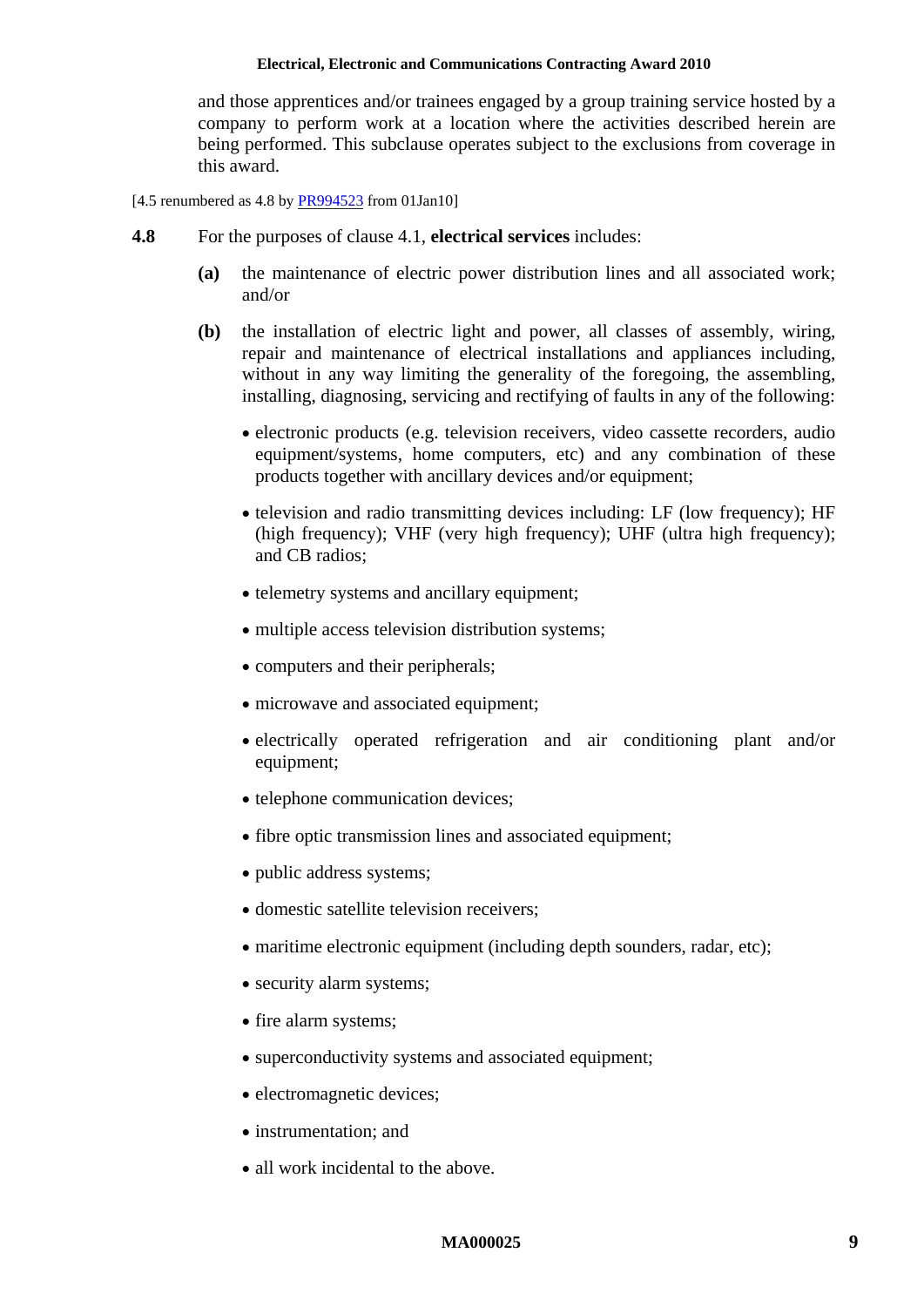and those apprentices and/or trainees engaged by a group training service hosted by a company to perform work at a location where the activities described herein are being performed. This subclause operates subject to the exclusions from coverage in this award.

[4.5 renumbered as 4.8 by PR994523 from 01Jan10]

**4.8** For the purposes of clause 4.1, **electrical services** includes:

**(a)** the maintenance of electric power distribution lines and all associated work; and/or

**(b)** the installation of electric light and power, all classes of assembly, wiring, repair and maintenance of electrical installations and appliances including, without in any way limiting the generality of the foregoing, the assembling, installing, diagnosing, servicing and rectifying of faults in any of the following:

- electronic products (e.g. television receivers, video cassette recorders, audio equipment/systems, home computers, etc) and any combination of these products together with ancillary devices and/or equipment;
- television and radio transmitting devices including: LF (low frequency); HF (high frequency); VHF (very high frequency); UHF (ultra high frequency); and CB radios;
- telemetry systems and ancillary equipment;
- multiple access television distribution systems;
- computers and their peripherals;
- microwave and associated equipment;
- electrically operated refrigeration and air conditioning plant and/or equipment;
- telephone communication devices;
- fibre optic transmission lines and associated equipment;
- public address systems;
- domestic satellite television receivers;
- maritime electronic equipment (including depth sounders, radar, etc);
- security alarm systems;
- fire alarm systems;
- superconductivity systems and associated equipment;
- electromagnetic devices;
- instrumentation; and
- all work incidental to the above.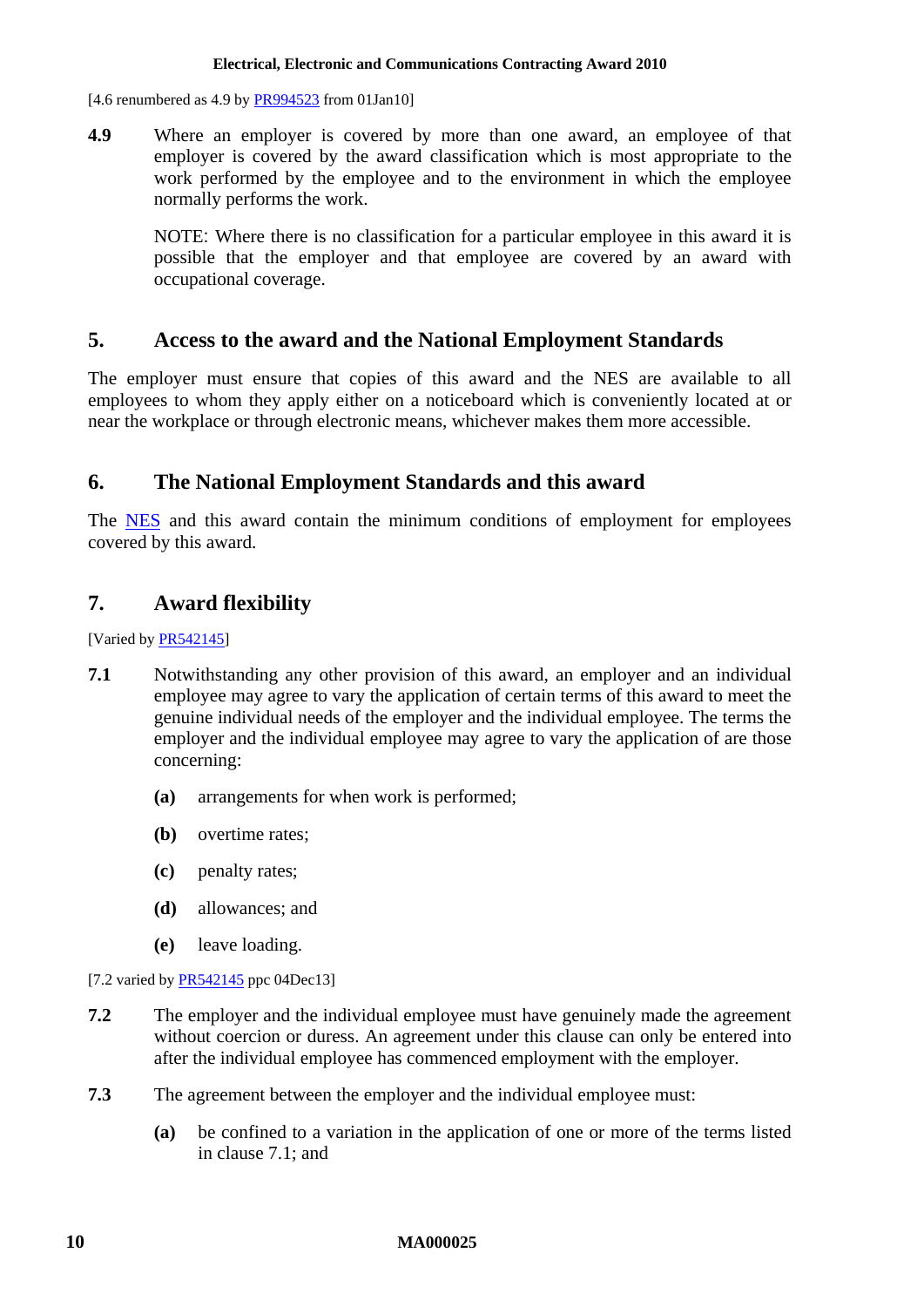[4.6 renumbered as 4.9 by [PR994523](#) from 01Jan10]

**4.9** Where an employer is covered by more than one award, an employee of that employer is covered by the award classification which is most appropriate to the work performed by the employee and to the environment in which the employee normally performs the work.

NOTE: Where there is no classification for a particular employee in this award it is possible that the employer and that employee are covered by an award with occupational coverage.

## 5. Access to the award and the National Employment Standards

The employer must ensure that copies of this award and the NES are available to all employees to whom they apply either on a noticeboard which is conveniently located at or near the workplace or through electronic means, whichever makes them more accessible.

## 6. The National Employment Standards and this award

The [NES](#) and this award contain the minimum conditions of employment for employees covered by this award.

## 7. Award flexibility

[Varied by [PR542145](#)]

**7.1** Notwithstanding any other provision of this award, an employer and an individual employee may agree to vary the application of certain terms of this award to meet the genuine individual needs of the employer and the individual employee. The terms the employer and the individual employee may agree to vary the application of are those concerning:

- **(a)** arrangements for when work is performed;
- **(b)** overtime rates;
- **(c)** penalty rates;
- **(d)** allowances; and
- **(e)** leave loading.

[7.2 varied by [PR542145](#) ppc 04Dec13]

**7.2** The employer and the individual employee must have genuinely made the agreement without coercion or duress. An agreement under this clause can only be entered into after the individual employee has commenced employment with the employer.

**7.3** The agreement between the employer and the individual employee must:

- **(a)** be confined to a variation in the application of one or more of the terms listed in clause 7.1; and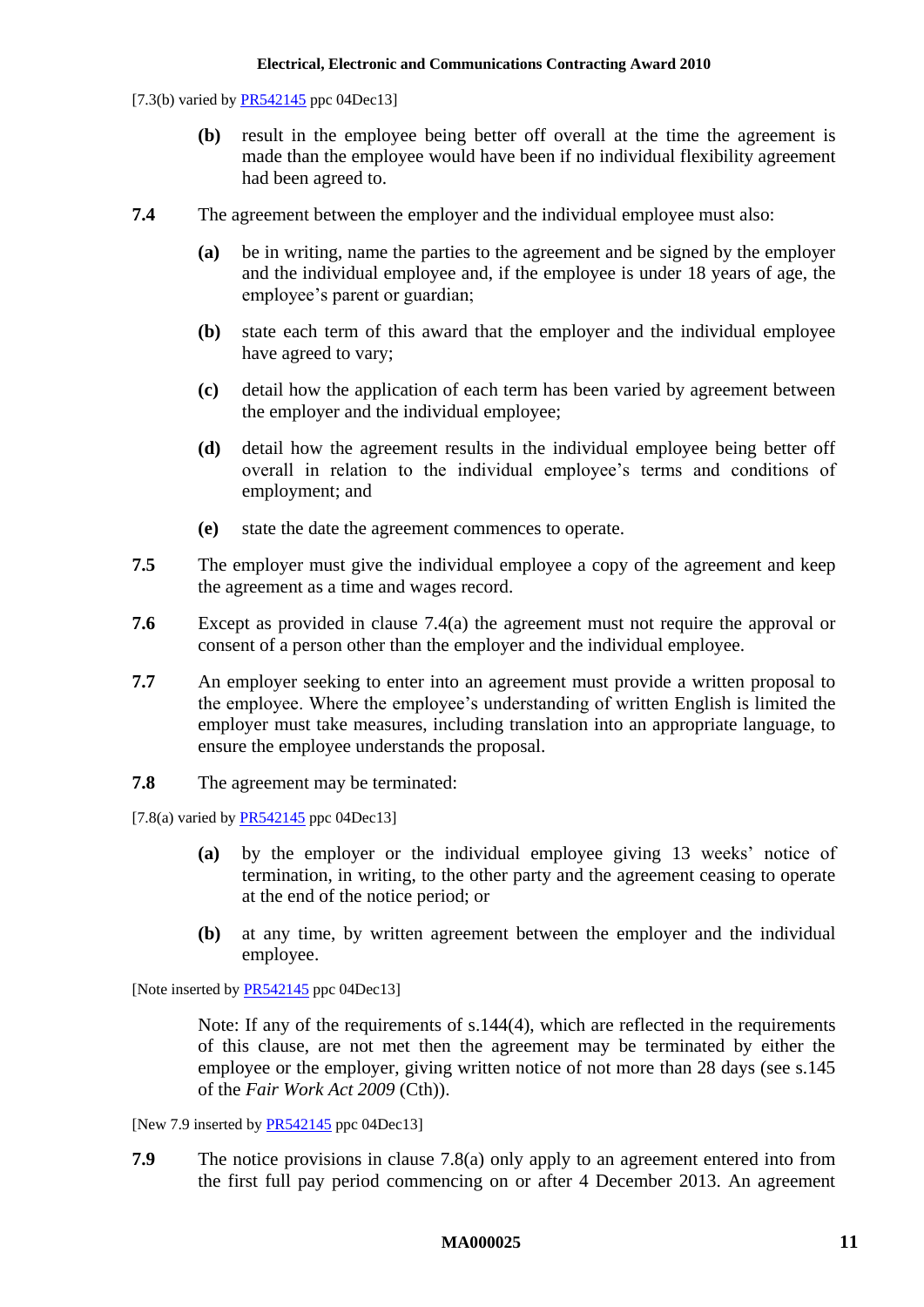[7.3(b) varied by PR542145 ppc 04Dec13]

**(b)** result in the employee being better off overall at the time the agreement is made than the employee would have been if no individual flexibility agreement had been agreed to.

**7.4** The agreement between the employer and the individual employee must also:

**(a)** be in writing, name the parties to the agreement and be signed by the employer and the individual employee and, if the employee is under 18 years of age, the employee's parent or guardian;

**(b)** state each term of this award that the employer and the individual employee have agreed to vary;

**(c)** detail how the application of each term has been varied by agreement between the employer and the individual employee;

**(d)** detail how the agreement results in the individual employee being better off overall in relation to the individual employee's terms and conditions of employment; and

**(e)** state the date the agreement commences to operate.

**7.5** The employer must give the individual employee a copy of the agreement and keep the agreement as a time and wages record.

**7.6** Except as provided in clause 7.4(a) the agreement must not require the approval or consent of a person other than the employer and the individual employee.

**7.7** An employer seeking to enter into an agreement must provide a written proposal to the employee. Where the employee's understanding of written English is limited the employer must take measures, including translation into an appropriate language, to ensure the employee understands the proposal.

**7.8** The agreement may be terminated:

[7.8(a) varied by PR542145 ppc 04Dec13]

**(a)** by the employer or the individual employee giving 13 weeks' notice of termination, in writing, to the other party and the agreement ceasing to operate at the end of the notice period; or

**(b)** at any time, by written agreement between the employer and the individual employee.

[Note inserted by PR542145 ppc 04Dec13]

Note: If any of the requirements of s.144(4), which are reflected in the requirements of this clause, are not met then the agreement may be terminated by either the employee or the employer, giving written notice of not more than 28 days (see s.145 of the *Fair Work Act 2009* (Cth)).

[New 7.9 inserted by PR542145 ppc 04Dec13]

**7.9** The notice provisions in clause 7.8(a) only apply to an agreement entered into from the first full pay period commencing on or after 4 December 2013. An agreement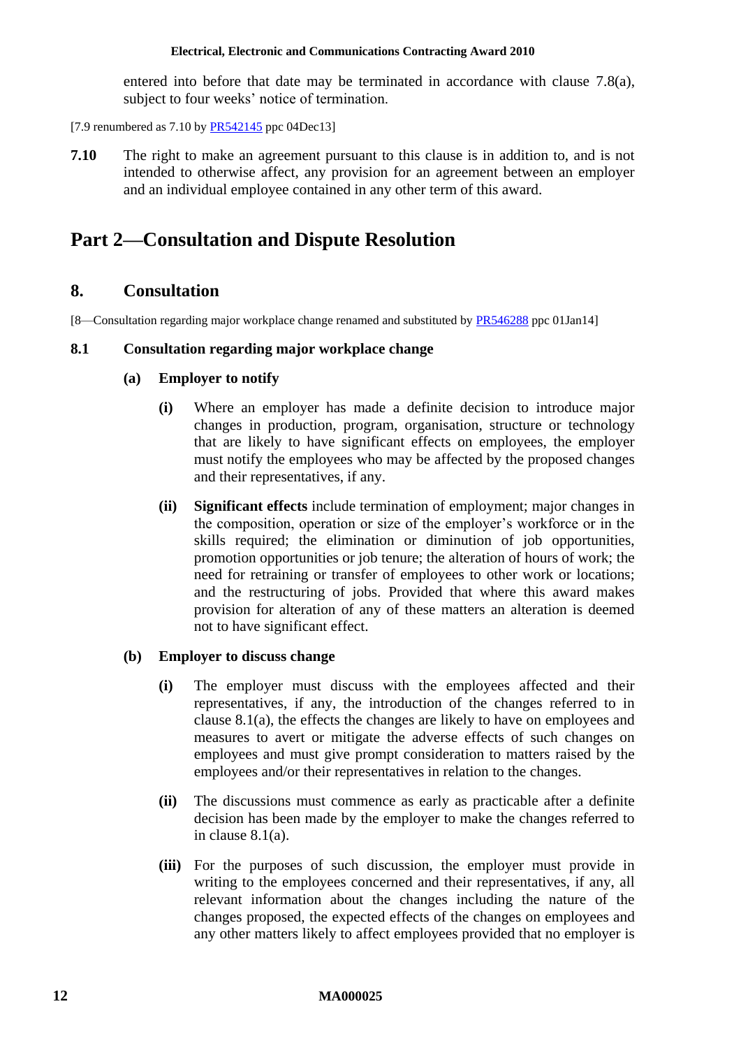entered into before that date may be terminated in accordance with clause 7.8(a), subject to four weeks' notice of termination.

[7.9 renumbered as 7.10 by PR542145 ppc 04Dec13]

**7.10** The right to make an agreement pursuant to this clause is in addition to, and is not intended to otherwise affect, any provision for an agreement between an employer and an individual employee contained in any other term of this award.

# Part 2—Consultation and Dispute Resolution

## 8. Consultation

[8—Consultation regarding major workplace change renamed and substituted by PR546288 ppc 01Jan14]

### 8.1 Consultation regarding major workplace change

**(a) Employer to notify**

**(i)** Where an employer has made a definite decision to introduce major changes in production, program, organisation, structure or technology that are likely to have significant effects on employees, the employer must notify the employees who may be affected by the proposed changes and their representatives, if any.

**(ii)** **Significant effects** include termination of employment; major changes in the composition, operation or size of the employer's workforce or in the skills required; the elimination or diminution of job opportunities, promotion opportunities or job tenure; the alteration of hours of work; the need for retraining or transfer of employees to other work or locations; and the restructuring of jobs. Provided that where this award makes provision for alteration of any of these matters an alteration is deemed not to have significant effect.

**(b) Employer to discuss change**

**(i)** The employer must discuss with the employees affected and their representatives, if any, the introduction of the changes referred to in clause 8.1(a), the effects the changes are likely to have on employees and measures to avert or mitigate the adverse effects of such changes on employees and must give prompt consideration to matters raised by the employees and/or their representatives in relation to the changes.

**(ii)** The discussions must commence as early as practicable after a definite decision has been made by the employer to make the changes referred to in clause 8.1(a).

**(iii)** For the purposes of such discussion, the employer must provide in writing to the employees concerned and their representatives, if any, all relevant information about the changes including the nature of the changes proposed, the expected effects of the changes on employees and any other matters likely to affect employees provided that no employer is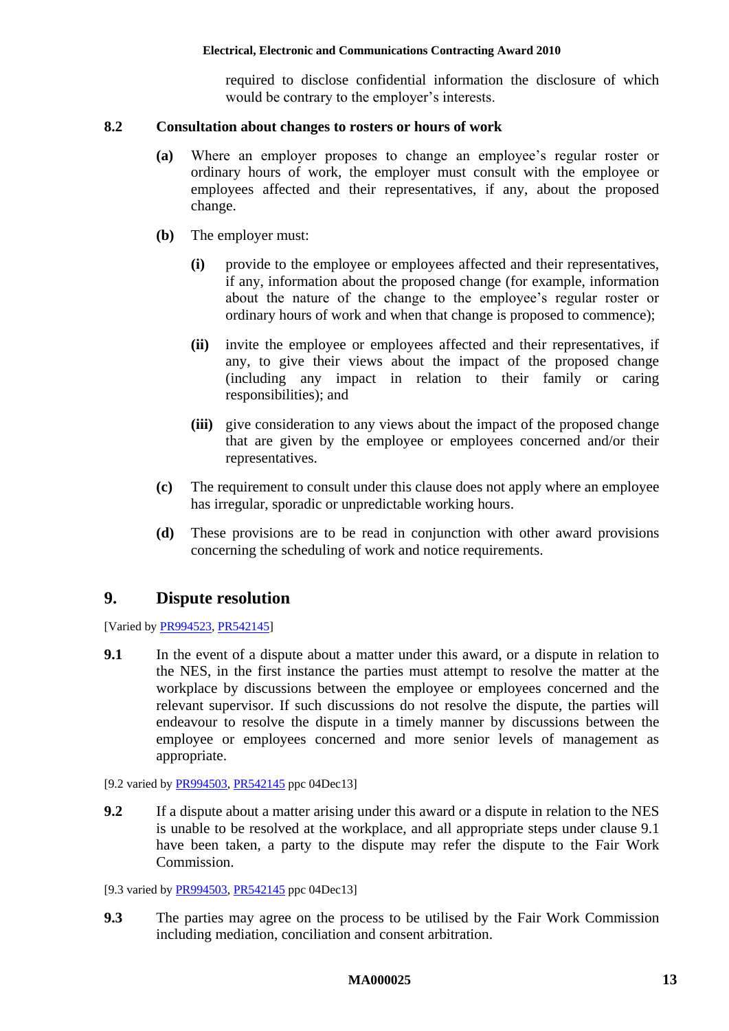required to disclose confidential information the disclosure of which would be contrary to the employer's interests.

### 8.2 Consultation about changes to rosters or hours of work

**(a)** Where an employer proposes to change an employee's regular roster or ordinary hours of work, the employer must consult with the employee or employees affected and their representatives, if any, about the proposed change.

**(b)** The employer must:

**(i)** provide to the employee or employees affected and their representatives, if any, information about the proposed change (for example, information about the nature of the change to the employee's regular roster or ordinary hours of work and when that change is proposed to commence);

**(ii)** invite the employee or employees affected and their representatives, if any, to give their views about the impact of the proposed change (including any impact in relation to their family or caring responsibilities); and

**(iii)** give consideration to any views about the impact of the proposed change that are given by the employee or employees concerned and/or their representatives.

**(c)** The requirement to consult under this clause does not apply where an employee has irregular, sporadic or unpredictable working hours.

**(d)** These provisions are to be read in conjunction with other award provisions concerning the scheduling of work and notice requirements.

## 9. Dispute resolution

[Varied by PR994523, PR542145]

**9.1** In the event of a dispute about a matter under this award, or a dispute in relation to the NES, in the first instance the parties must attempt to resolve the matter at the workplace by discussions between the employee or employees concerned and the relevant supervisor. If such discussions do not resolve the dispute, the parties will endeavour to resolve the dispute in a timely manner by discussions between the employee or employees concerned and more senior levels of management as appropriate.

[9.2 varied by PR994503, PR542145 ppc 04Dec13]

**9.2** If a dispute about a matter arising under this award or a dispute in relation to the NES is unable to be resolved at the workplace, and all appropriate steps under clause 9.1 have been taken, a party to the dispute may refer the dispute to the Fair Work Commission.

[9.3 varied by PR994503, PR542145 ppc 04Dec13]

**9.3** The parties may agree on the process to be utilised by the Fair Work Commission including mediation, conciliation and consent arbitration.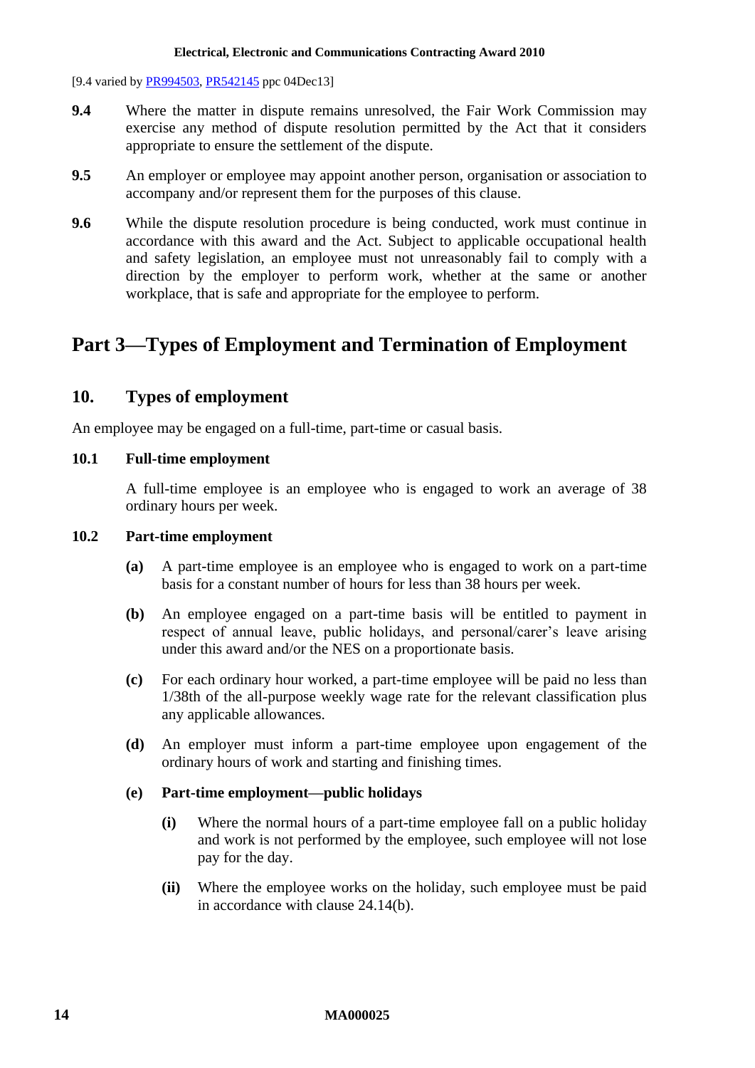[9.4 varied by PR994503, PR542145 ppc 04Dec13]

**9.4** Where the matter in dispute remains unresolved, the Fair Work Commission may exercise any method of dispute resolution permitted by the Act that it considers appropriate to ensure the settlement of the dispute.

**9.5** An employer or employee may appoint another person, organisation or association to accompany and/or represent them for the purposes of this clause.

**9.6** While the dispute resolution procedure is being conducted, work must continue in accordance with this award and the Act. Subject to applicable occupational health and safety legislation, an employee must not unreasonably fail to comply with a direction by the employer to perform work, whether at the same or another workplace, that is safe and appropriate for the employee to perform.

# Part 3—Types of Employment and Termination of Employment

## 10. Types of employment

An employee may be engaged on a full-time, part-time or casual basis.

### 10.1 Full-time employment

A full-time employee is an employee who is engaged to work an average of 38 ordinary hours per week.

### 10.2 Part-time employment

**(a)** A part-time employee is an employee who is engaged to work on a part-time basis for a constant number of hours for less than 38 hours per week.

**(b)** An employee engaged on a part-time basis will be entitled to payment in respect of annual leave, public holidays, and personal/carer's leave arising under this award and/or the NES on a proportionate basis.

**(c)** For each ordinary hour worked, a part-time employee will be paid no less than 1/38th of the all-purpose weekly wage rate for the relevant classification plus any applicable allowances.

**(d)** An employer must inform a part-time employee upon engagement of the ordinary hours of work and starting and finishing times.

**(e) Part-time employment—public holidays**

**(i)** Where the normal hours of a part-time employee fall on a public holiday and work is not performed by the employee, such employee will not lose pay for the day.

**(ii)** Where the employee works on the holiday, such employee must be paid in accordance with clause 24.14(b).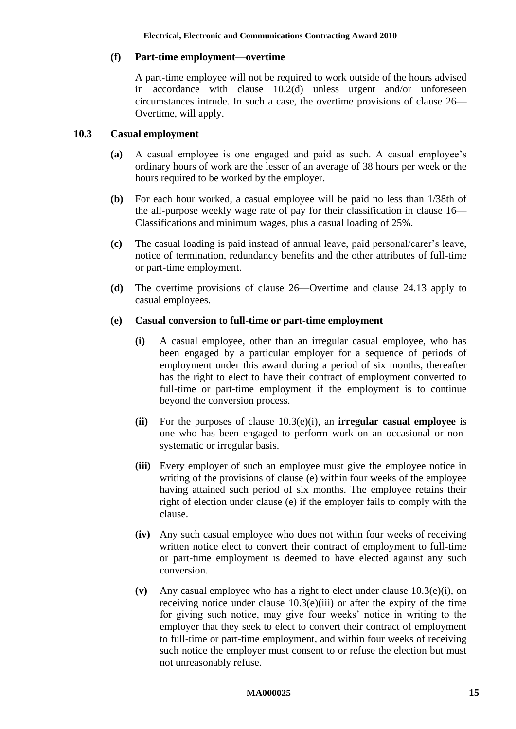**(f) Part-time employment—overtime**

A part-time employee will not be required to work outside of the hours advised in accordance with clause 10.2(d) unless urgent and/or unforeseen circumstances intrude. In such a case, the overtime provisions of clause 26—Overtime, will apply.

### 10.3 Casual employment

**(a)** A casual employee is one engaged and paid as such. A casual employee's ordinary hours of work are the lesser of an average of 38 hours per week or the hours required to be worked by the employer.

**(b)** For each hour worked, a casual employee will be paid no less than 1/38th of the all-purpose weekly wage rate of pay for their classification in clause 16—Classifications and minimum wages, plus a casual loading of 25%.

**(c)** The casual loading is paid instead of annual leave, paid personal/carer's leave, notice of termination, redundancy benefits and the other attributes of full-time or part-time employment.

**(d)** The overtime provisions of clause 26—Overtime and clause 24.13 apply to casual employees.

**(e) Casual conversion to full-time or part-time employment**

**(i)** A casual employee, other than an irregular casual employee, who has been engaged by a particular employer for a sequence of periods of employment under this award during a period of six months, thereafter has the right to elect to have their contract of employment converted to full-time or part-time employment if the employment is to continue beyond the conversion process.

**(ii)** For the purposes of clause 10.3(e)(i), an **irregular casual employee** is one who has been engaged to perform work on an occasional or non-systematic or irregular basis.

**(iii)** Every employer of such an employee must give the employee notice in writing of the provisions of clause (e) within four weeks of the employee having attained such period of six months. The employee retains their right of election under clause (e) if the employer fails to comply with the clause.

**(iv)** Any such casual employee who does not within four weeks of receiving written notice elect to convert their contract of employment to full-time or part-time employment is deemed to have elected against any such conversion.

**(v)** Any casual employee who has a right to elect under clause 10.3(e)(i), on receiving notice under clause 10.3(e)(iii) or after the expiry of the time for giving such notice, may give four weeks' notice in writing to the employer that they seek to elect to convert their contract of employment to full-time or part-time employment, and within four weeks of receiving such notice the employer must consent to or refuse the election but must not unreasonably refuse.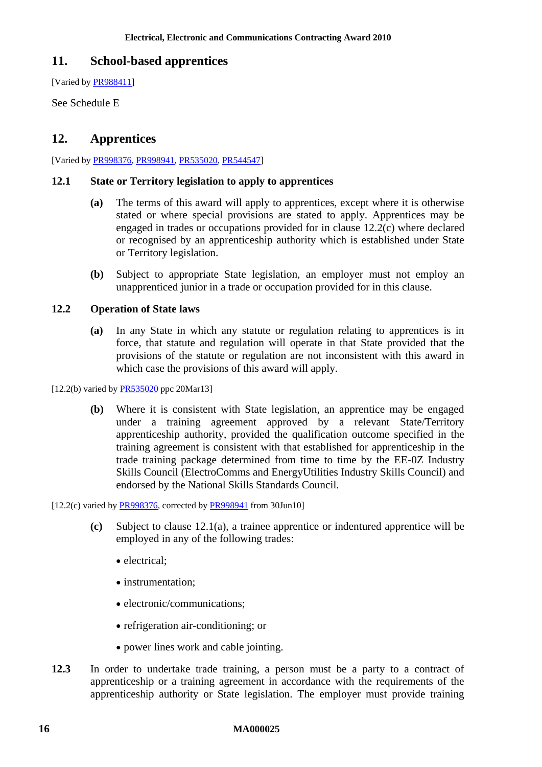## 11. School-based apprentices

[Varied by PR988411]

See Schedule E

## 12. Apprentices

[Varied by PR998376, PR998941, PR535020, PR544547]

### 12.1 State or Territory legislation to apply to apprentices

**(a)** The terms of this award will apply to apprentices, except where it is otherwise stated or where special provisions are stated to apply. Apprentices may be engaged in trades or occupations provided for in clause 12.2(c) where declared or recognised by an apprenticeship authority which is established under State or Territory legislation.

**(b)** Subject to appropriate State legislation, an employer must not employ an unapprenticed junior in a trade or occupation provided for in this clause.

### 12.2 Operation of State laws

**(a)** In any State in which any statute or regulation relating to apprentices is in force, that statute and regulation will operate in that State provided that the provisions of the statute or regulation are not inconsistent with this award in which case the provisions of this award will apply.

[12.2(b) varied by PR535020 ppc 20Mar13]

**(b)** Where it is consistent with State legislation, an apprentice may be engaged under a training agreement approved by a relevant State/Territory apprenticeship authority, provided the qualification outcome specified in the training agreement is consistent with that established for apprenticeship in the trade training package determined from time to time by the EE-0Z Industry Skills Council (ElectroComms and EnergyUtilities Industry Skills Council) and endorsed by the National Skills Standards Council.

[12.2(c) varied by PR998376, corrected by PR998941 from 30Jun10]

**(c)** Subject to clause 12.1(a), a trainee apprentice or indentured apprentice will be employed in any of the following trades:

- electrical;
- instrumentation;
- electronic/communications;
- refrigeration air-conditioning; or
- power lines work and cable jointing.

**12.3** In order to undertake trade training, a person must be a party to a contract of apprenticeship or a training agreement in accordance with the requirements of the apprenticeship authority or State legislation. The employer must provide training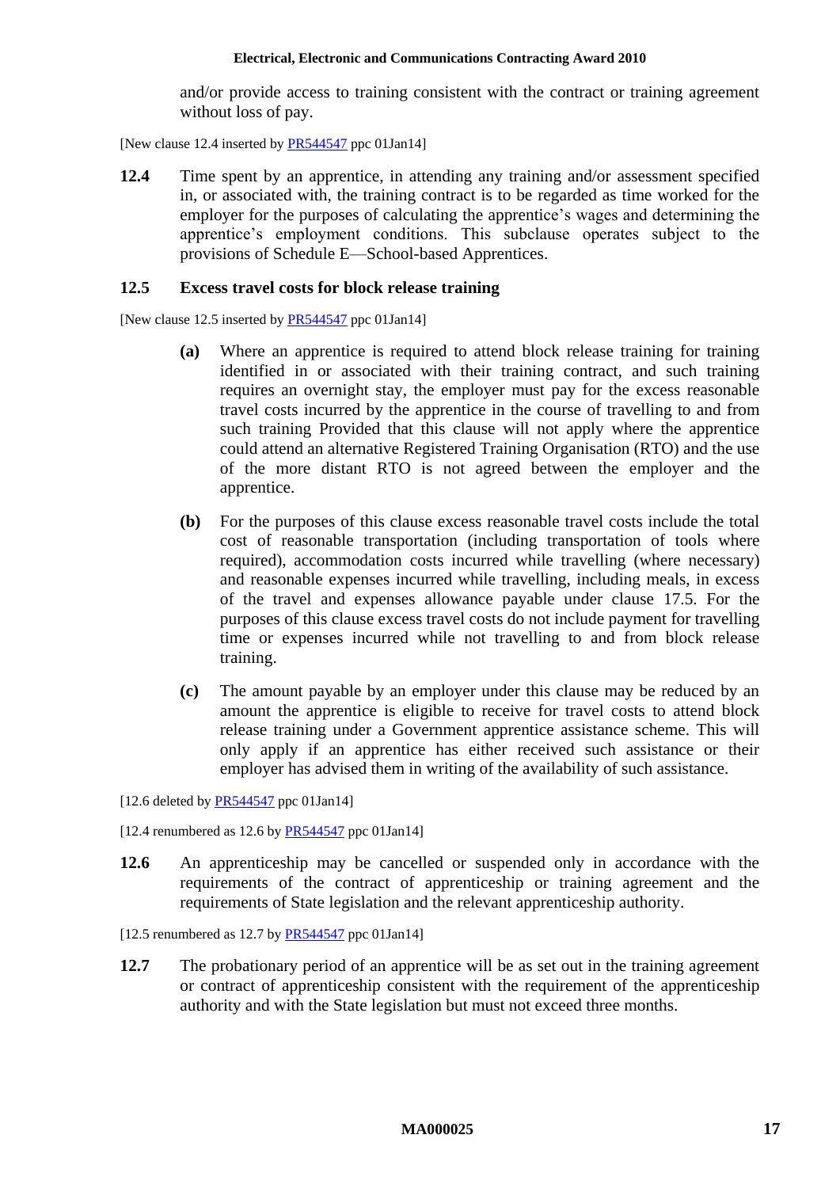and/or provide access to training consistent with the contract or training agreement without loss of pay.

[New clause 12.4 inserted by PR544547 ppc 01Jan14]

**12.4** Time spent by an apprentice, in attending any training and/or assessment specified in, or associated with, the training contract is to be regarded as time worked for the employer for the purposes of calculating the apprentice's wages and determining the apprentice's employment conditions. This subclause operates subject to the provisions of Schedule E—School-based Apprentices.

### 12.5 Excess travel costs for block release training

[New clause 12.5 inserted by PR544547 ppc 01Jan14]

**(a)** Where an apprentice is required to attend block release training for training identified in or associated with their training contract, and such training requires an overnight stay, the employer must pay for the excess reasonable travel costs incurred by the apprentice in the course of travelling to and from such training Provided that this clause will not apply where the apprentice could attend an alternative Registered Training Organisation (RTO) and the use of the more distant RTO is not agreed between the employer and the apprentice.

**(b)** For the purposes of this clause excess reasonable travel costs include the total cost of reasonable transportation (including transportation of tools where required), accommodation costs incurred while travelling (where necessary) and reasonable expenses incurred while travelling, including meals, in excess of the travel and expenses allowance payable under clause 17.5. For the purposes of this clause excess travel costs do not include payment for travelling time or expenses incurred while not travelling to and from block release training.

**(c)** The amount payable by an employer under this clause may be reduced by an amount the apprentice is eligible to receive for travel costs to attend block release training under a Government apprentice assistance scheme. This will only apply if an apprentice has either received such assistance or their employer has advised them in writing of the availability of such assistance.

[12.6 deleted by PR544547 ppc 01Jan14]

[12.4 renumbered as 12.6 by PR544547 ppc 01Jan14]

**12.6** An apprenticeship may be cancelled or suspended only in accordance with the requirements of the contract of apprenticeship or training agreement and the requirements of State legislation and the relevant apprenticeship authority.

[12.5 renumbered as 12.7 by PR544547 ppc 01Jan14]

**12.7** The probationary period of an apprentice will be as set out in the training agreement or contract of apprenticeship consistent with the requirement of the apprenticeship authority and with the State legislation but must not exceed three months.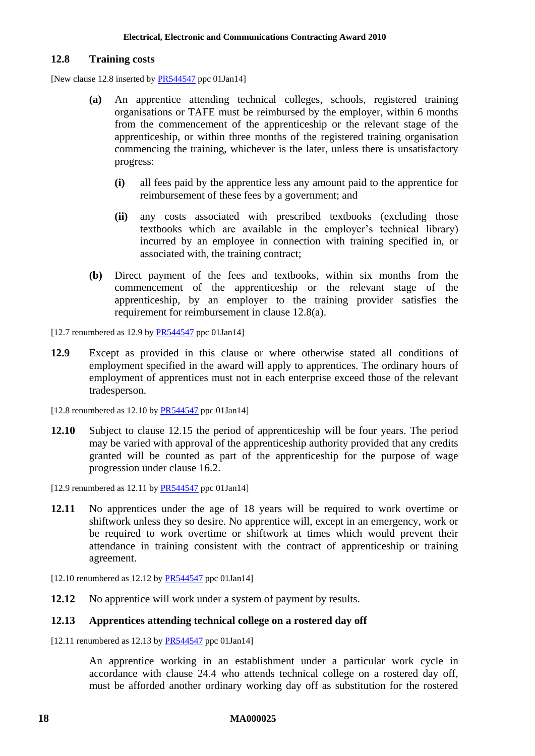### 12.8 Training costs

[New clause 12.8 inserted by PR544547 ppc 01Jan14]

**(a)** An apprentice attending technical colleges, schools, registered training organisations or TAFE must be reimbursed by the employer, within 6 months from the commencement of the apprenticeship or the relevant stage of the apprenticeship, or within three months of the registered training organisation commencing the training, whichever is the later, unless there is unsatisfactory progress:

**(i)** all fees paid by the apprentice less any amount paid to the apprentice for reimbursement of these fees by a government; and

**(ii)** any costs associated with prescribed textbooks (excluding those textbooks which are available in the employer's technical library) incurred by an employee in connection with training specified in, or associated with, the training contract;

**(b)** Direct payment of the fees and textbooks, within six months from the commencement of the apprenticeship or the relevant stage of the apprenticeship, by an employer to the training provider satisfies the requirement for reimbursement in clause 12.8(a).

[12.7 renumbered as 12.9 by PR544547 ppc 01Jan14]

**12.9** Except as provided in this clause or where otherwise stated all conditions of employment specified in the award will apply to apprentices. The ordinary hours of employment of apprentices must not in each enterprise exceed those of the relevant tradesperson.

[12.8 renumbered as 12.10 by PR544547 ppc 01Jan14]

**12.10** Subject to clause 12.15 the period of apprenticeship will be four years. The period may be varied with approval of the apprenticeship authority provided that any credits granted will be counted as part of the apprenticeship for the purpose of wage progression under clause 16.2.

[12.9 renumbered as 12.11 by PR544547 ppc 01Jan14]

**12.11** No apprentices under the age of 18 years will be required to work overtime or shiftwork unless they so desire. No apprentice will, except in an emergency, work or be required to work overtime or shiftwork at times which would prevent their attendance in training consistent with the contract of apprenticeship or training agreement.

[12.10 renumbered as 12.12 by PR544547 ppc 01Jan14]

**12.12** No apprentice will work under a system of payment by results.

### 12.13 Apprentices attending technical college on a rostered day off

[12.11 renumbered as 12.13 by PR544547 ppc 01Jan14]

An apprentice working in an establishment under a particular work cycle in accordance with clause 24.4 who attends technical college on a rostered day off, must be afforded another ordinary working day off as substitution for the rostered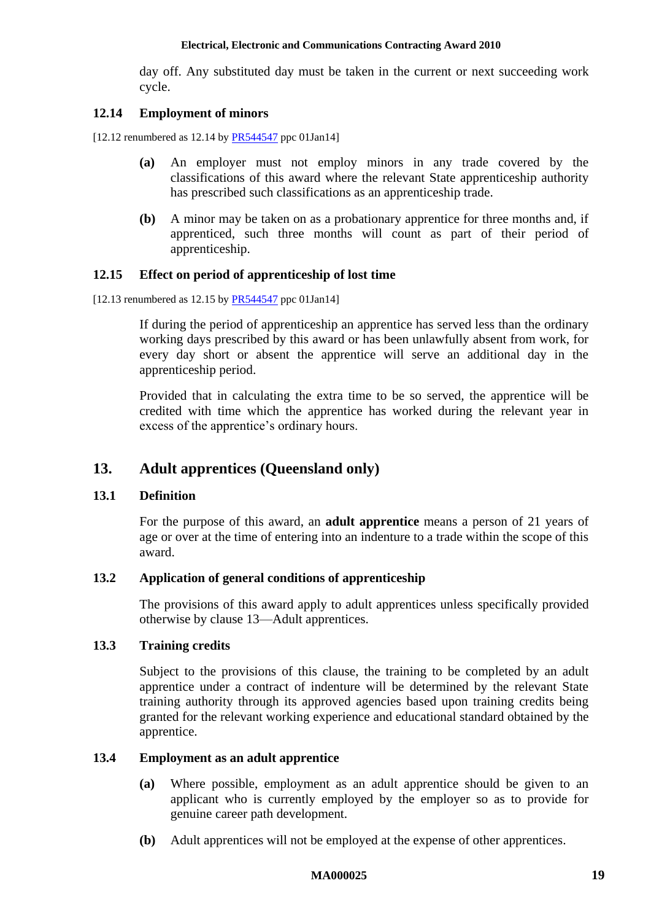day off. Any substituted day must be taken in the current or next succeeding work cycle.

### 12.14 Employment of minors

[12.12 renumbered as 12.14 by PR544547 ppc 01Jan14]

**(a)** An employer must not employ minors in any trade covered by the classifications of this award where the relevant State apprenticeship authority has prescribed such classifications as an apprenticeship trade.

**(b)** A minor may be taken on as a probationary apprentice for three months and, if apprenticed, such three months will count as part of their period of apprenticeship.

### 12.15 Effect on period of apprenticeship of lost time

[12.13 renumbered as 12.15 by PR544547 ppc 01Jan14]

If during the period of apprenticeship an apprentice has served less than the ordinary working days prescribed by this award or has been unlawfully absent from work, for every day short or absent the apprentice will serve an additional day in the apprenticeship period.

Provided that in calculating the extra time to be so served, the apprentice will be credited with time which the apprentice has worked during the relevant year in excess of the apprentice's ordinary hours.

## 13. Adult apprentices (Queensland only)

### 13.1 Definition

For the purpose of this award, an **adult apprentice** means a person of 21 years of age or over at the time of entering into an indenture to a trade within the scope of this award.

### 13.2 Application of general conditions of apprenticeship

The provisions of this award apply to adult apprentices unless specifically provided otherwise by clause 13—Adult apprentices.

### 13.3 Training credits

Subject to the provisions of this clause, the training to be completed by an adult apprentice under a contract of indenture will be determined by the relevant State training authority through its approved agencies based upon training credits being granted for the relevant working experience and educational standard obtained by the apprentice.

### 13.4 Employment as an adult apprentice

**(a)** Where possible, employment as an adult apprentice should be given to an applicant who is currently employed by the employer so as to provide for genuine career path development.

**(b)** Adult apprentices will not be employed at the expense of other apprentices.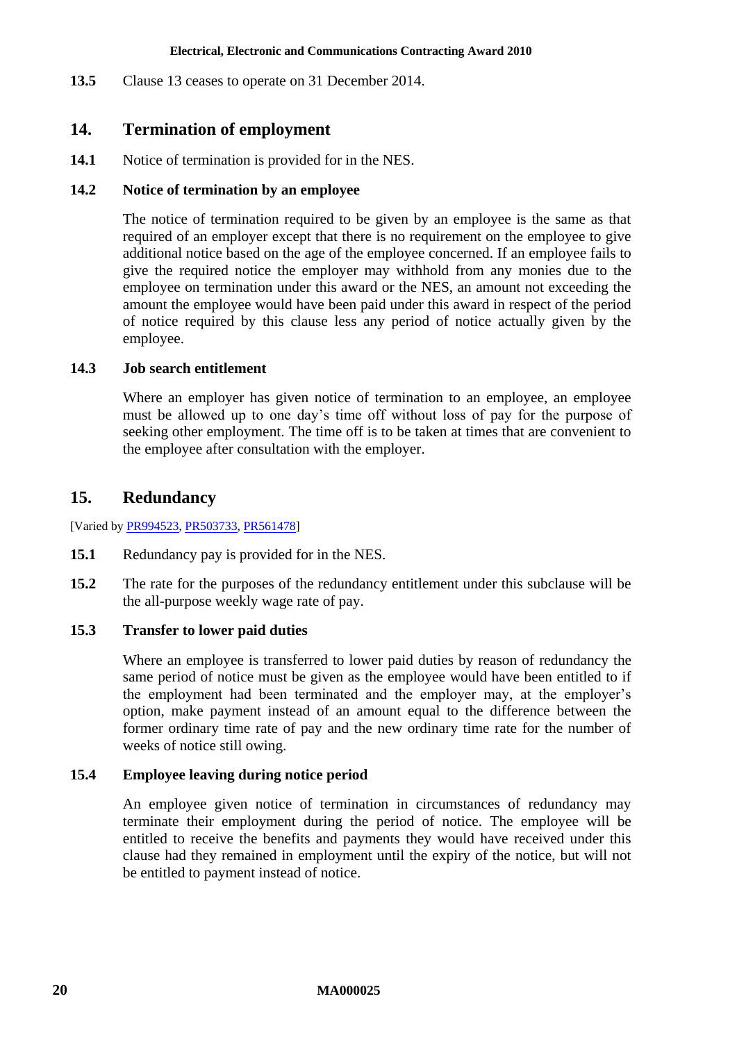**13.5** Clause 13 ceases to operate on 31 December 2014.

## 14. Termination of employment

**14.1** Notice of termination is provided for in the NES.

### 14.2 Notice of termination by an employee

The notice of termination required to be given by an employee is the same as that required of an employer except that there is no requirement on the employee to give additional notice based on the age of the employee concerned. If an employee fails to give the required notice the employer may withhold from any monies due to the employee on termination under this award or the NES, an amount not exceeding the amount the employee would have been paid under this award in respect of the period of notice required by this clause less any period of notice actually given by the employee.

### 14.3 Job search entitlement

Where an employer has given notice of termination to an employee, an employee must be allowed up to one day's time off without loss of pay for the purpose of seeking other employment. The time off is to be taken at times that are convenient to the employee after consultation with the employer.

## 15. Redundancy

[Varied by PR994523, PR503733, PR561478]

**15.1** Redundancy pay is provided for in the NES.

**15.2** The rate for the purposes of the redundancy entitlement under this subclause will be the all-purpose weekly wage rate of pay.

### 15.3 Transfer to lower paid duties

Where an employee is transferred to lower paid duties by reason of redundancy the same period of notice must be given as the employee would have been entitled to if the employment had been terminated and the employer may, at the employer's option, make payment instead of an amount equal to the difference between the former ordinary time rate of pay and the new ordinary time rate for the number of weeks of notice still owing.

### 15.4 Employee leaving during notice period

An employee given notice of termination in circumstances of redundancy may terminate their employment during the period of notice. The employee will be entitled to receive the benefits and payments they would have received under this clause had they remained in employment until the expiry of the notice, but will not be entitled to payment instead of notice.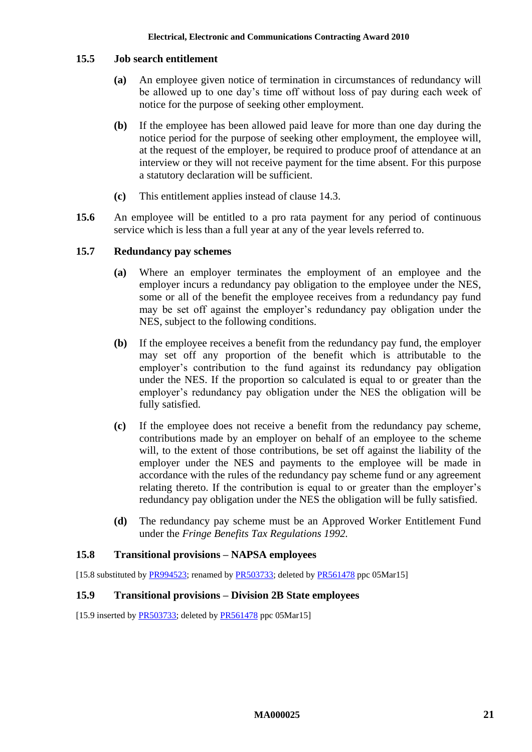### 15.5 Job search entitlement

**(a)** An employee given notice of termination in circumstances of redundancy will be allowed up to one day's time off without loss of pay during each week of notice for the purpose of seeking other employment.

**(b)** If the employee has been allowed paid leave for more than one day during the notice period for the purpose of seeking other employment, the employee will, at the request of the employer, be required to produce proof of attendance at an interview or they will not receive payment for the time absent. For this purpose a statutory declaration will be sufficient.

**(c)** This entitlement applies instead of clause 14.3.

**15.6** An employee will be entitled to a pro rata payment for any period of continuous service which is less than a full year at any of the year levels referred to.

### 15.7 Redundancy pay schemes

**(a)** Where an employer terminates the employment of an employee and the employer incurs a redundancy pay obligation to the employee under the NES, some or all of the benefit the employee receives from a redundancy pay fund may be set off against the employer's redundancy pay obligation under the NES, subject to the following conditions.

**(b)** If the employee receives a benefit from the redundancy pay fund, the employer may set off any proportion of the benefit which is attributable to the employer's contribution to the fund against its redundancy pay obligation under the NES. If the proportion so calculated is equal to or greater than the employer's redundancy pay obligation under the NES the obligation will be fully satisfied.

**(c)** If the employee does not receive a benefit from the redundancy pay scheme, contributions made by an employer on behalf of an employee to the scheme will, to the extent of those contributions, be set off against the liability of the employer under the NES and payments to the employee will be made in accordance with the rules of the redundancy pay scheme fund or any agreement relating thereto. If the contribution is equal to or greater than the employer's redundancy pay obligation under the NES the obligation will be fully satisfied.

**(d)** The redundancy pay scheme must be an Approved Worker Entitlement Fund under the *Fringe Benefits Tax Regulations 1992.*

### 15.8 Transitional provisions – NAPSA employees

[15.8 substituted by PR994523; renamed by PR503733; deleted by PR561478 ppc 05Mar15]

### 15.9 Transitional provisions – Division 2B State employees

[15.9 inserted by PR503733; deleted by PR561478 ppc 05Mar15]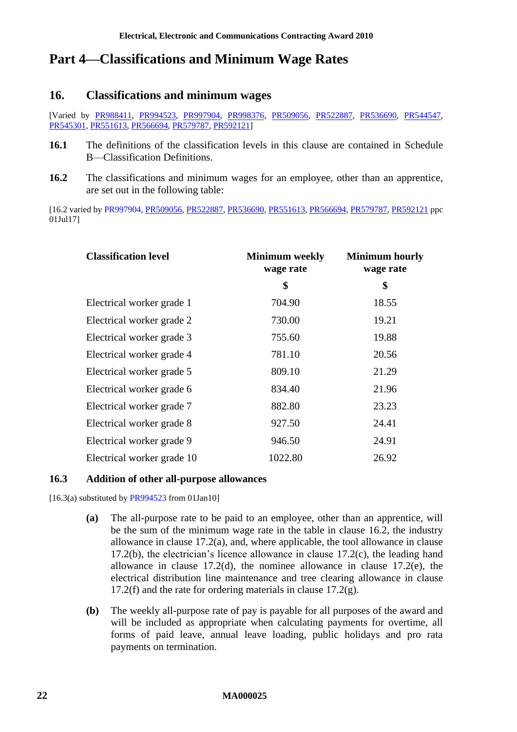# Part 4—Classifications and Minimum Wage Rates

## 16. Classifications and minimum wages

[Varied by PR988411, PR994523, PR997904, PR998376, PR509056, PR522887, PR536690, PR544547, PR545301, PR551613, PR566694, PR579787, PR592121]

**16.1** The definitions of the classification levels in this clause are contained in Schedule B—Classification Definitions.

**16.2** The classifications and minimum wages for an employee, other than an apprentice, are set out in the following table:

[16.2 varied by PR997904, PR509056, PR522887, PR536690, PR551613, PR566694, PR579787, PR592121 ppc 01Jul17]

| Classification level | Minimum weekly wage rate | Minimum hourly wage rate |
|---|---|---|
| | $ | $ |
| Electrical worker grade 1 | 704.90 | 18.55 |
| Electrical worker grade 2 | 730.00 | 19.21 |
| Electrical worker grade 3 | 755.60 | 19.88 |
| Electrical worker grade 4 | 781.10 | 20.56 |
| Electrical worker grade 5 | 809.10 | 21.29 |
| Electrical worker grade 6 | 834.40 | 21.96 |
| Electrical worker grade 7 | 882.80 | 23.23 |
| Electrical worker grade 8 | 927.50 | 24.41 |
| Electrical worker grade 9 | 946.50 | 24.91 |
| Electrical worker grade 10 | 1022.80 | 26.92 |

### 16.3 Addition of other all-purpose allowances

[16.3(a) substituted by PR994523 from 01Jan10]

**(a)** The all-purpose rate to be paid to an employee, other than an apprentice, will be the sum of the minimum wage rate in the table in clause 16.2, the industry allowance in clause 17.2(a), and, where applicable, the tool allowance in clause 17.2(b), the electrician's licence allowance in clause 17.2(c), the leading hand allowance in clause 17.2(d), the nominee allowance in clause 17.2(e), the electrical distribution line maintenance and tree clearing allowance in clause 17.2(f) and the rate for ordering materials in clause 17.2(g).

**(b)** The weekly all-purpose rate of pay is payable for all purposes of the award and will be included as appropriate when calculating payments for overtime, all forms of paid leave, annual leave loading, public holidays and pro rata payments on termination.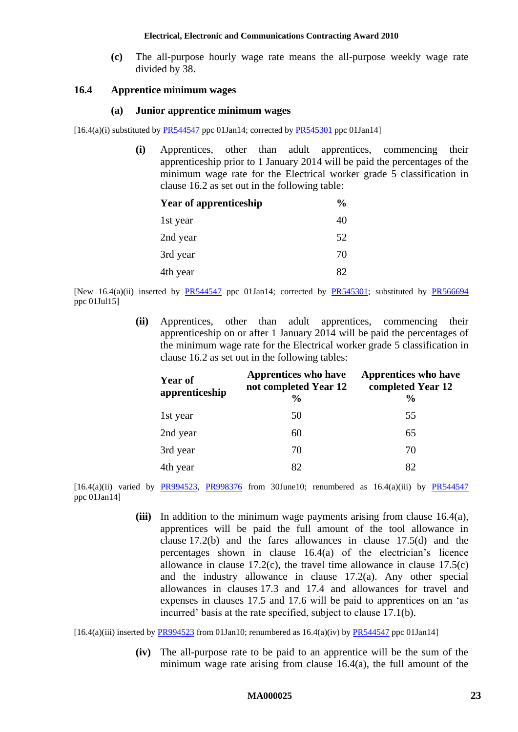**(c)** The all-purpose hourly wage rate means the all-purpose weekly wage rate divided by 38.

### 16.4 Apprentice minimum wages

#### (a) Junior apprentice minimum wages

[16.4(a)(i) substituted by PR544547 ppc 01Jan14; corrected by PR545301 ppc 01Jan14]

**(i)** Apprentices, other than adult apprentices, commencing their apprenticeship prior to 1 January 2014 will be paid the percentages of the minimum wage rate for the Electrical worker grade 5 classification in clause 16.2 as set out in the following table:

| Year of apprenticeship | % |
|---|---|
| 1st year | 40 |
| 2nd year | 52 |
| 3rd year | 70 |
| 4th year | 82 |

[New 16.4(a)(ii) inserted by PR544547 ppc 01Jan14; corrected by PR545301; substituted by PR566694 ppc 01Jul15]

**(ii)** Apprentices, other than adult apprentices, commencing their apprenticeship on or after 1 January 2014 will be paid the percentages of the minimum wage rate for the Electrical worker grade 5 classification in clause 16.2 as set out in the following tables:

| Year of apprenticeship | Apprentices who have not completed Year 12 % | Apprentices who have completed Year 12 % |
|---|---|---|
| 1st year | 50 | 55 |
| 2nd year | 60 | 65 |
| 3rd year | 70 | 70 |
| 4th year | 82 | 82 |

[16.4(a)(ii) varied by PR994523, PR998376 from 30June10; renumbered as 16.4(a)(iii) by PR544547 ppc 01Jan14]

**(iii)** In addition to the minimum wage payments arising from clause 16.4(a), apprentices will be paid the full amount of the tool allowance in clause 17.2(b) and the fares allowances in clause 17.5(d) and the percentages shown in clause 16.4(a) of the electrician's licence allowance in clause 17.2(c), the travel time allowance in clause 17.5(c) and the industry allowance in clause 17.2(a). Any other special allowances in clauses 17.3 and 17.4 and allowances for travel and expenses in clauses 17.5 and 17.6 will be paid to apprentices on an 'as incurred' basis at the rate specified, subject to clause 17.1(b).

[16.4(a)(iii) inserted by PR994523 from 01Jan10; renumbered as 16.4(a)(iv) by PR544547 ppc 01Jan14]

**(iv)** The all-purpose rate to be paid to an apprentice will be the sum of the minimum wage rate arising from clause 16.4(a), the full amount of the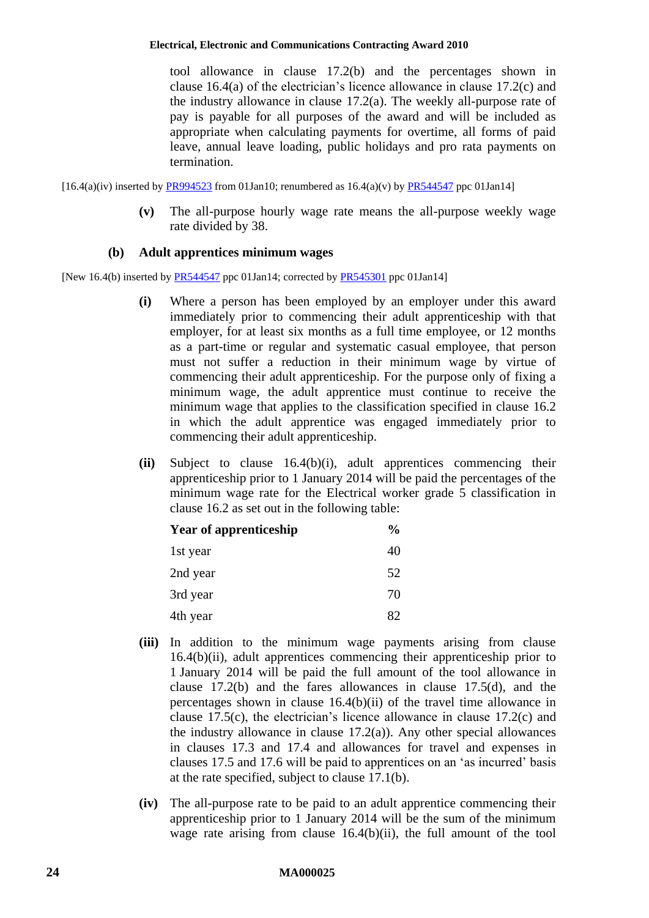tool allowance in clause 17.2(b) and the percentages shown in clause 16.4(a) of the electrician's licence allowance in clause 17.2(c) and the industry allowance in clause 17.2(a). The weekly all-purpose rate of pay is payable for all purposes of the award and will be included as appropriate when calculating payments for overtime, all forms of paid leave, annual leave loading, public holidays and pro rata payments on termination.

[16.4(a)(iv) inserted by PR994523 from 01Jan10; renumbered as 16.4(a)(v) by PR544547 ppc 01Jan14]

**(v)** The all-purpose hourly wage rate means the all-purpose weekly wage rate divided by 38.

**(b) Adult apprentices minimum wages**

[New 16.4(b) inserted by PR544547 ppc 01Jan14; corrected by PR545301 ppc 01Jan14]

**(i)** Where a person has been employed by an employer under this award immediately prior to commencing their adult apprenticeship with that employer, for at least six months as a full time employee, or 12 months as a part-time or regular and systematic casual employee, that person must not suffer a reduction in their minimum wage by virtue of commencing their adult apprenticeship. For the purpose only of fixing a minimum wage, the adult apprentice must continue to receive the minimum wage that applies to the classification specified in clause 16.2 in which the adult apprentice was engaged immediately prior to commencing their adult apprenticeship.

**(ii)** Subject to clause 16.4(b)(i), adult apprentices commencing their apprenticeship prior to 1 January 2014 will be paid the percentages of the minimum wage rate for the Electrical worker grade 5 classification in clause 16.2 as set out in the following table:

| Year of apprenticeship | % |
|---|---|
| 1st year | 40 |
| 2nd year | 52 |
| 3rd year | 70 |
| 4th year | 82 |

**(iii)** In addition to the minimum wage payments arising from clause 16.4(b)(ii), adult apprentices commencing their apprenticeship prior to 1 January 2014 will be paid the full amount of the tool allowance in clause 17.2(b) and the fares allowances in clause 17.5(d), and the percentages shown in clause 16.4(b)(ii) of the travel time allowance in clause 17.5(c), the electrician's licence allowance in clause 17.2(c) and the industry allowance in clause 17.2(a)). Any other special allowances in clauses 17.3 and 17.4 and allowances for travel and expenses in clauses 17.5 and 17.6 will be paid to apprentices on an 'as incurred' basis at the rate specified, subject to clause 17.1(b).

**(iv)** The all-purpose rate to be paid to an adult apprentice commencing their apprenticeship prior to 1 January 2014 will be the sum of the minimum wage rate arising from clause 16.4(b)(ii), the full amount of the tool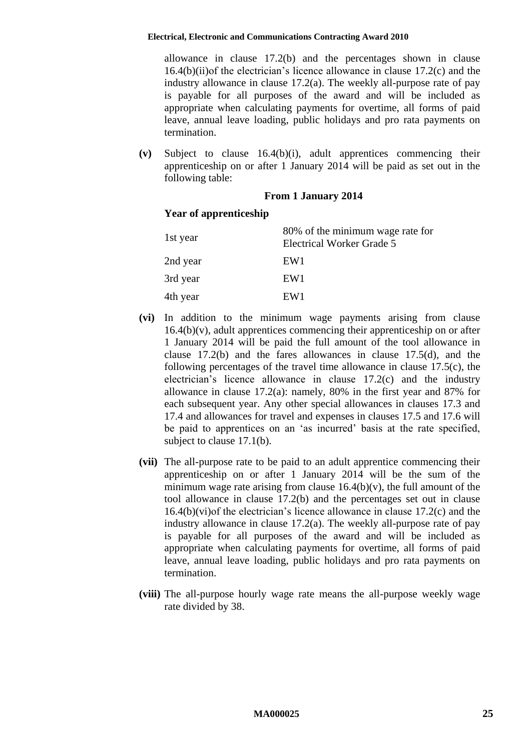allowance in clause 17.2(b) and the percentages shown in clause 16.4(b)(ii)of the electrician's licence allowance in clause 17.2(c) and the industry allowance in clause 17.2(a). The weekly all-purpose rate of pay is payable for all purposes of the award and will be included as appropriate when calculating payments for overtime, all forms of paid leave, annual leave loading, public holidays and pro rata payments on termination.

**(v)** Subject to clause 16.4(b)(i), adult apprentices commencing their apprenticeship on or after 1 January 2014 will be paid as set out in the following table:

**From 1 January 2014**

| **Year of apprenticeship** | |
|---|---|
| 1st year | 80% of the minimum wage rate for Electrical Worker Grade 5 |
| 2nd year | EW1 |
| 3rd year | EW1 |
| 4th year | EW1 |

**(vi)** In addition to the minimum wage payments arising from clause 16.4(b)(v), adult apprentices commencing their apprenticeship on or after 1 January 2014 will be paid the full amount of the tool allowance in clause 17.2(b) and the fares allowances in clause 17.5(d), and the following percentages of the travel time allowance in clause 17.5(c), the electrician's licence allowance in clause 17.2(c) and the industry allowance in clause 17.2(a): namely, 80% in the first year and 87% for each subsequent year. Any other special allowances in clauses 17.3 and 17.4 and allowances for travel and expenses in clauses 17.5 and 17.6 will be paid to apprentices on an 'as incurred' basis at the rate specified, subject to clause 17.1(b).

**(vii)** The all-purpose rate to be paid to an adult apprentice commencing their apprenticeship on or after 1 January 2014 will be the sum of the minimum wage rate arising from clause 16.4(b)(v), the full amount of the tool allowance in clause 17.2(b) and the percentages set out in clause 16.4(b)(vi)of the electrician's licence allowance in clause 17.2(c) and the industry allowance in clause 17.2(a). The weekly all-purpose rate of pay is payable for all purposes of the award and will be included as appropriate when calculating payments for overtime, all forms of paid leave, annual leave loading, public holidays and pro rata payments on termination.

**(viii)** The all-purpose hourly wage rate means the all-purpose weekly wage rate divided by 38.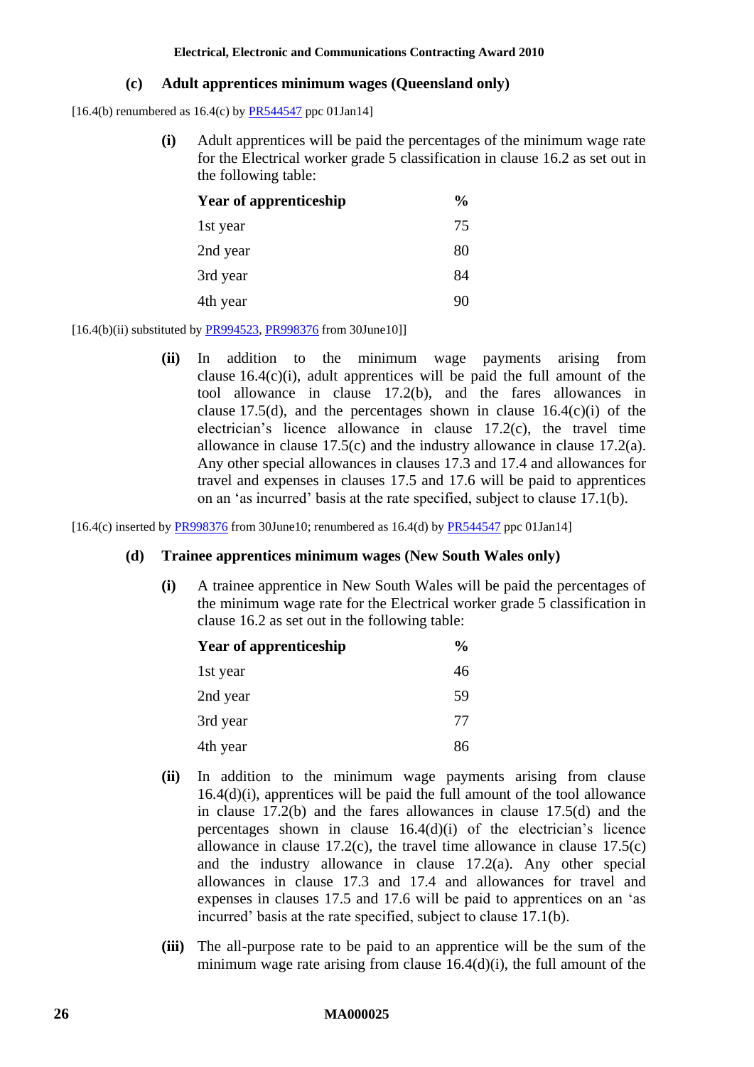### (c) Adult apprentices minimum wages (Queensland only)

[16.4(b) renumbered as 16.4(c) by PR544547 ppc 01Jan14]

**(i)** Adult apprentices will be paid the percentages of the minimum wage rate for the Electrical worker grade 5 classification in clause 16.2 as set out in the following table:

| Year of apprenticeship | % |
|---|---|
| 1st year | 75 |
| 2nd year | 80 |
| 3rd year | 84 |
| 4th year | 90 |

[16.4(b)(ii) substituted by PR994523, PR998376 from 30June10]]

**(ii)** In addition to the minimum wage payments arising from clause 16.4(c)(i), adult apprentices will be paid the full amount of the tool allowance in clause 17.2(b), and the fares allowances in clause 17.5(d), and the percentages shown in clause 16.4(c)(i) of the electrician's licence allowance in clause 17.2(c), the travel time allowance in clause 17.5(c) and the industry allowance in clause 17.2(a). Any other special allowances in clauses 17.3 and 17.4 and allowances for travel and expenses in clauses 17.5 and 17.6 will be paid to apprentices on an 'as incurred' basis at the rate specified, subject to clause 17.1(b).

[16.4(c) inserted by PR998376 from 30June10; renumbered as 16.4(d) by PR544547 ppc 01Jan14]

### (d) Trainee apprentices minimum wages (New South Wales only)

**(i)** A trainee apprentice in New South Wales will be paid the percentages of the minimum wage rate for the Electrical worker grade 5 classification in clause 16.2 as set out in the following table:

| Year of apprenticeship | % |
|---|---|
| 1st year | 46 |
| 2nd year | 59 |
| 3rd year | 77 |
| 4th year | 86 |

**(ii)** In addition to the minimum wage payments arising from clause 16.4(d)(i), apprentices will be paid the full amount of the tool allowance in clause 17.2(b) and the fares allowances in clause 17.5(d) and the percentages shown in clause 16.4(d)(i) of the electrician's licence allowance in clause 17.2(c), the travel time allowance in clause 17.5(c) and the industry allowance in clause 17.2(a). Any other special allowances in clause 17.3 and 17.4 and allowances for travel and expenses in clauses 17.5 and 17.6 will be paid to apprentices on an 'as incurred' basis at the rate specified, subject to clause 17.1(b).

**(iii)** The all-purpose rate to be paid to an apprentice will be the sum of the minimum wage rate arising from clause 16.4(d)(i), the full amount of the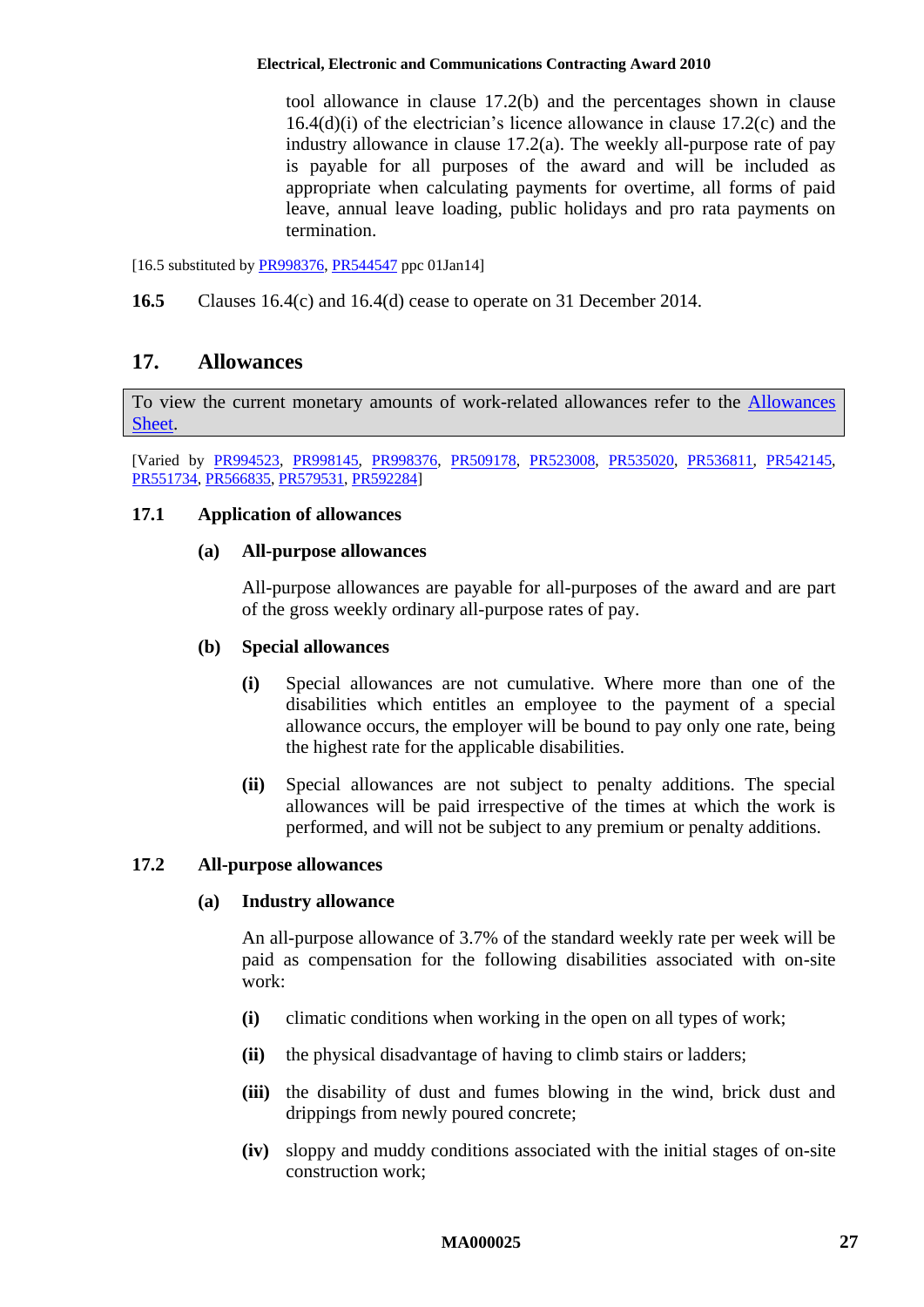tool allowance in clause 17.2(b) and the percentages shown in clause 16.4(d)(i) of the electrician's licence allowance in clause 17.2(c) and the industry allowance in clause 17.2(a). The weekly all-purpose rate of pay is payable for all purposes of the award and will be included as appropriate when calculating payments for overtime, all forms of paid leave, annual leave loading, public holidays and pro rata payments on termination.

[16.5 substituted by PR998376, PR544547 ppc 01Jan14]

**16.5** Clauses 16.4(c) and 16.4(d) cease to operate on 31 December 2014.

## 17. Allowances

To view the current monetary amounts of work-related allowances refer to the Allowances Sheet.

[Varied by PR994523, PR998145, PR998376, PR509178, PR523008, PR535020, PR536811, PR542145, PR551734, PR566835, PR579531, PR592284]

### 17.1 Application of allowances

**(a) All-purpose allowances**

All-purpose allowances are payable for all-purposes of the award and are part of the gross weekly ordinary all-purpose rates of pay.

**(b) Special allowances**

**(i)** Special allowances are not cumulative. Where more than one of the disabilities which entitles an employee to the payment of a special allowance occurs, the employer will be bound to pay only one rate, being the highest rate for the applicable disabilities.

**(ii)** Special allowances are not subject to penalty additions. The special allowances will be paid irrespective of the times at which the work is performed, and will not be subject to any premium or penalty additions.

### 17.2 All-purpose allowances

**(a) Industry allowance**

An all-purpose allowance of 3.7% of the standard weekly rate per week will be paid as compensation for the following disabilities associated with on-site work:

**(i)** climatic conditions when working in the open on all types of work;

**(ii)** the physical disadvantage of having to climb stairs or ladders;

**(iii)** the disability of dust and fumes blowing in the wind, brick dust and drippings from newly poured concrete;

**(iv)** sloppy and muddy conditions associated with the initial stages of on-site construction work;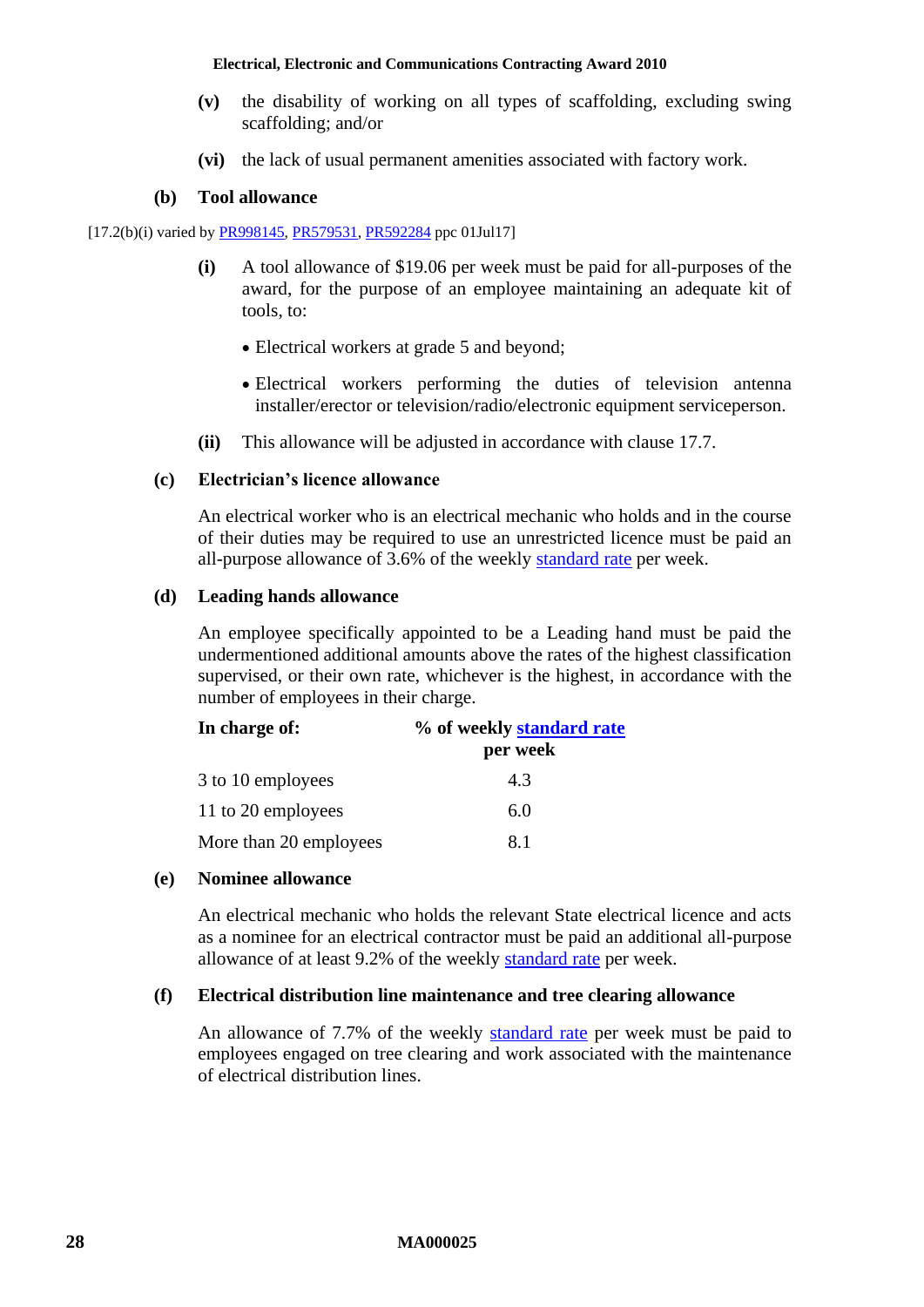**(v)** the disability of working on all types of scaffolding, excluding swing scaffolding; and/or

**(vi)** the lack of usual permanent amenities associated with factory work.

**(b) Tool allowance**

[17.2(b)(i) varied by PR998145, PR579531, PR592284 ppc 01Jul17]

**(i)** A tool allowance of $19.06 per week must be paid for all-purposes of the award, for the purpose of an employee maintaining an adequate kit of tools, to:

- Electrical workers at grade 5 and beyond;
- Electrical workers performing the duties of television antenna installer/erector or television/radio/electronic equipment serviceperson.

**(ii)** This allowance will be adjusted in accordance with clause 17.7.

**(c) Electrician's licence allowance**

An electrical worker who is an electrical mechanic who holds and in the course of their duties may be required to use an unrestricted licence must be paid an all-purpose allowance of 3.6% of the weekly standard rate per week.

**(d) Leading hands allowance**

An employee specifically appointed to be a Leading hand must be paid the undermentioned additional amounts above the rates of the highest classification supervised, or their own rate, whichever is the highest, in accordance with the number of employees in their charge.

| In charge of: | % of weekly standard rate per week |
|---|---|
| 3 to 10 employees | 4.3 |
| 11 to 20 employees | 6.0 |
| More than 20 employees | 8.1 |

**(e) Nominee allowance**

An electrical mechanic who holds the relevant State electrical licence and acts as a nominee for an electrical contractor must be paid an additional all-purpose allowance of at least 9.2% of the weekly standard rate per week.

**(f) Electrical distribution line maintenance and tree clearing allowance**

An allowance of 7.7% of the weekly standard rate per week must be paid to employees engaged on tree clearing and work associated with the maintenance of electrical distribution lines.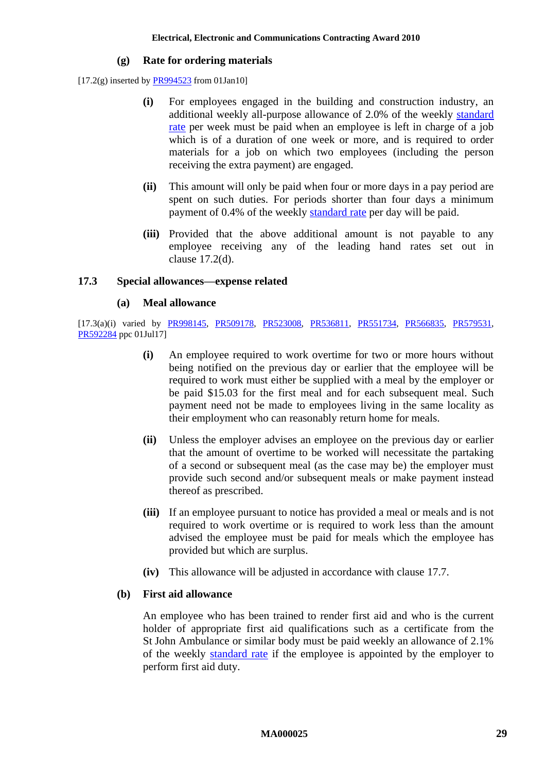#### (g) Rate for ordering materials

[17.2(g) inserted by PR994523 from 01Jan10]

- **(i)** For employees engaged in the building and construction industry, an additional weekly all-purpose allowance of 2.0% of the weekly standard rate per week must be paid when an employee is left in charge of a job which is of a duration of one week or more, and is required to order materials for a job on which two employees (including the person receiving the extra payment) are engaged.

- **(ii)** This amount will only be paid when four or more days in a pay period are spent on such duties. For periods shorter than four days a minimum payment of 0.4% of the weekly standard rate per day will be paid.

- **(iii)** Provided that the above additional amount is not payable to any employee receiving any of the leading hand rates set out in clause 17.2(d).

### 17.3 Special allowances—expense related

#### (a) Meal allowance

[17.3(a)(i) varied by PR998145, PR509178, PR523008, PR536811, PR551734, PR566835, PR579531, PR592284 ppc 01Jul17]

- **(i)** An employee required to work overtime for two or more hours without being notified on the previous day or earlier that the employee will be required to work must either be supplied with a meal by the employer or be paid $15.03 for the first meal and for each subsequent meal. Such payment need not be made to employees living in the same locality as their employment who can reasonably return home for meals.

- **(ii)** Unless the employer advises an employee on the previous day or earlier that the amount of overtime to be worked will necessitate the partaking of a second or subsequent meal (as the case may be) the employer must provide such second and/or subsequent meals or make payment instead thereof as prescribed.

- **(iii)** If an employee pursuant to notice has provided a meal or meals and is not required to work overtime or is required to work less than the amount advised the employee must be paid for meals which the employee has provided but which are surplus.

- **(iv)** This allowance will be adjusted in accordance with clause 17.7.

#### (b) First aid allowance

An employee who has been trained to render first aid and who is the current holder of appropriate first aid qualifications such as a certificate from the St John Ambulance or similar body must be paid weekly an allowance of 2.1% of the weekly standard rate if the employee is appointed by the employer to perform first aid duty.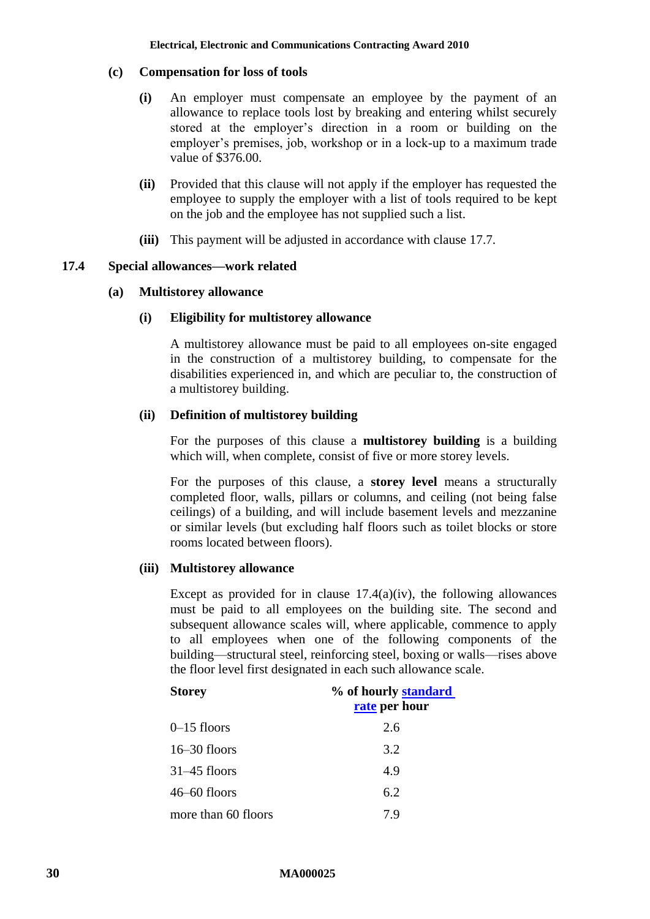**(c) Compensation for loss of tools**

**(i)** An employer must compensate an employee by the payment of an allowance to replace tools lost by breaking and entering whilst securely stored at the employer's direction in a room or building on the employer's premises, job, workshop or in a lock-up to a maximum trade value of $376.00.

**(ii)** Provided that this clause will not apply if the employer has requested the employee to supply the employer with a list of tools required to be kept on the job and the employee has not supplied such a list.

**(iii)** This payment will be adjusted in accordance with clause 17.7.

### 17.4 Special allowances—work related

**(a) Multistorey allowance**

**(i) Eligibility for multistorey allowance**

A multistorey allowance must be paid to all employees on-site engaged in the construction of a multistorey building, to compensate for the disabilities experienced in, and which are peculiar to, the construction of a multistorey building.

**(ii) Definition of multistorey building**

For the purposes of this clause a **multistorey building** is a building which will, when complete, consist of five or more storey levels.

For the purposes of this clause, a **storey level** means a structurally completed floor, walls, pillars or columns, and ceiling (not being false ceilings) of a building, and will include basement levels and mezzanine or similar levels (but excluding half floors such as toilet blocks or store rooms located between floors).

**(iii) Multistorey allowance**

Except as provided for in clause 17.4(a)(iv), the following allowances must be paid to all employees on the building site. The second and subsequent allowance scales will, where applicable, commence to apply to all employees when one of the following components of the building—structural steel, reinforcing steel, boxing or walls—rises above the floor level first designated in each such allowance scale.

| Storey | % of hourly standard rate per hour |
|---|---|
| 0–15 floors | 2.6 |
| 16–30 floors | 3.2 |
| 31–45 floors | 4.9 |
| 46–60 floors | 6.2 |
| more than 60 floors | 7.9 |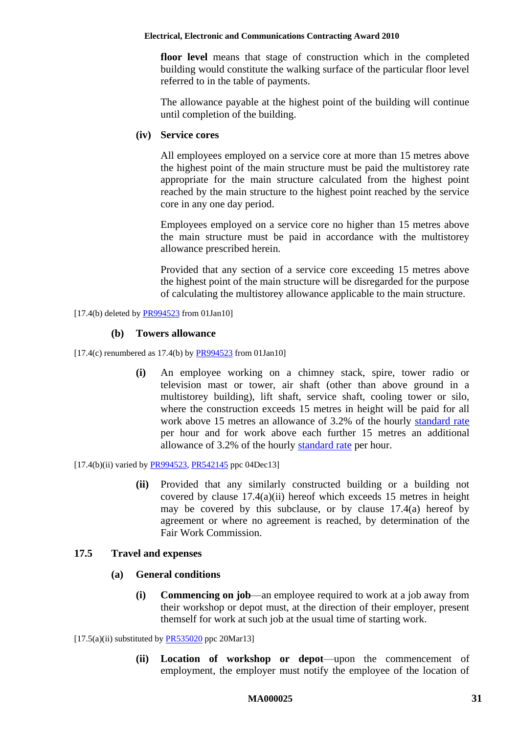**floor level** means that stage of construction which in the completed building would constitute the walking surface of the particular floor level referred to in the table of payments.

The allowance payable at the highest point of the building will continue until completion of the building.

**(iv) Service cores**

All employees employed on a service core at more than 15 metres above the highest point of the main structure must be paid the multistorey rate appropriate for the main structure calculated from the highest point reached by the main structure to the highest point reached by the service core in any one day period.

Employees employed on a service core no higher than 15 metres above the main structure must be paid in accordance with the multistorey allowance prescribed herein.

Provided that any section of a service core exceeding 15 metres above the highest point of the main structure will be disregarded for the purpose of calculating the multistorey allowance applicable to the main structure.

[17.4(b) deleted by PR994523 from 01Jan10]

**(b) Towers allowance**

[17.4(c) renumbered as 17.4(b) by PR994523 from 01Jan10]

**(i)** An employee working on a chimney stack, spire, tower radio or television mast or tower, air shaft (other than above ground in a multistorey building), lift shaft, service shaft, cooling tower or silo, where the construction exceeds 15 metres in height will be paid for all work above 15 metres an allowance of 3.2% of the hourly standard rate per hour and for work above each further 15 metres an additional allowance of 3.2% of the hourly standard rate per hour.

[17.4(b)(ii) varied by PR994523, PR542145 ppc 04Dec13]

**(ii)** Provided that any similarly constructed building or a building not covered by clause 17.4(a)(ii) hereof which exceeds 15 metres in height may be covered by this subclause, or by clause 17.4(a) hereof by agreement or where no agreement is reached, by determination of the Fair Work Commission.

## 17.5 Travel and expenses

**(a) General conditions**

**(i) Commencing on job**—an employee required to work at a job away from their workshop or depot must, at the direction of their employer, present themself for work at such job at the usual time of starting work.

[17.5(a)(ii) substituted by PR535020 ppc 20Mar13]

**(ii) Location of workshop or depot**—upon the commencement of employment, the employer must notify the employee of the location of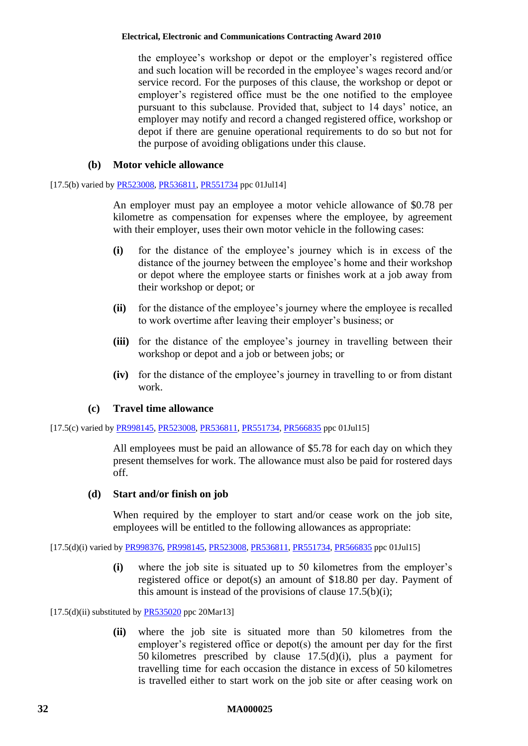the employee's workshop or depot or the employer's registered office and such location will be recorded in the employee's wages record and/or service record. For the purposes of this clause, the workshop or depot or employer's registered office must be the one notified to the employee pursuant to this subclause. Provided that, subject to 14 days' notice, an employer may notify and record a changed registered office, workshop or depot if there are genuine operational requirements to do so but not for the purpose of avoiding obligations under this clause.

**(b) Motor vehicle allowance**

[17.5(b) varied by PR523008, PR536811, PR551734 ppc 01Jul14]

An employer must pay an employee a motor vehicle allowance of $0.78 per kilometre as compensation for expenses where the employee, by agreement with their employer, uses their own motor vehicle in the following cases:

**(i)** for the distance of the employee's journey which is in excess of the distance of the journey between the employee's home and their workshop or depot where the employee starts or finishes work at a job away from their workshop or depot; or

**(ii)** for the distance of the employee's journey where the employee is recalled to work overtime after leaving their employer's business; or

**(iii)** for the distance of the employee's journey in travelling between their workshop or depot and a job or between jobs; or

**(iv)** for the distance of the employee's journey in travelling to or from distant work.

**(c) Travel time allowance**

[17.5(c) varied by PR998145, PR523008, PR536811, PR551734, PR566835 ppc 01Jul15]

All employees must be paid an allowance of $5.78 for each day on which they present themselves for work. The allowance must also be paid for rostered days off.

**(d) Start and/or finish on job**

When required by the employer to start and/or cease work on the job site, employees will be entitled to the following allowances as appropriate:

[17.5(d)(i) varied by PR998376, PR998145, PR523008, PR536811, PR551734, PR566835 ppc 01Jul15]

**(i)** where the job site is situated up to 50 kilometres from the employer's registered office or depot(s) an amount of $18.80 per day. Payment of this amount is instead of the provisions of clause 17.5(b)(i);

[17.5(d)(ii) substituted by PR535020 ppc 20Mar13]

**(ii)** where the job site is situated more than 50 kilometres from the employer's registered office or depot(s) the amount per day for the first 50 kilometres prescribed by clause 17.5(d)(i), plus a payment for travelling time for each occasion the distance in excess of 50 kilometres is travelled either to start work on the job site or after ceasing work on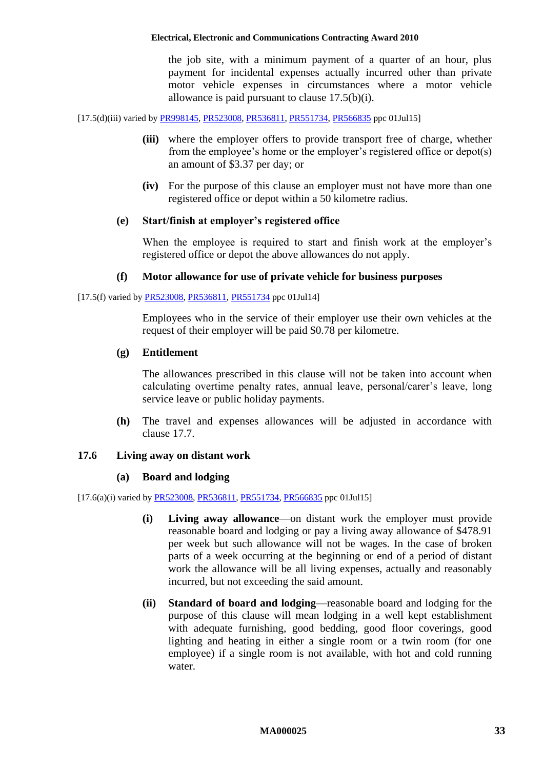the job site, with a minimum payment of a quarter of an hour, plus payment for incidental expenses actually incurred other than private motor vehicle expenses in circumstances where a motor vehicle allowance is paid pursuant to clause 17.5(b)(i).

[17.5(d)(iii) varied by PR998145, PR523008, PR536811, PR551734, PR566835 ppc 01Jul15]

**(iii)** where the employer offers to provide transport free of charge, whether from the employee's home or the employer's registered office or depot(s) an amount of $3.37 per day; or

**(iv)** For the purpose of this clause an employer must not have more than one registered office or depot within a 50 kilometre radius.

**(e) Start/finish at employer's registered office**

When the employee is required to start and finish work at the employer's registered office or depot the above allowances do not apply.

**(f) Motor allowance for use of private vehicle for business purposes**

[17.5(f) varied by PR523008, PR536811, PR551734 ppc 01Jul14]

Employees who in the service of their employer use their own vehicles at the request of their employer will be paid $0.78 per kilometre.

**(g) Entitlement**

The allowances prescribed in this clause will not be taken into account when calculating overtime penalty rates, annual leave, personal/carer's leave, long service leave or public holiday payments.

**(h)** The travel and expenses allowances will be adjusted in accordance with clause 17.7.

### 17.6 Living away on distant work

**(a) Board and lodging**

[17.6(a)(i) varied by PR523008, PR536811, PR551734, PR566835 ppc 01Jul15]

**(i) Living away allowance**—on distant work the employer must provide reasonable board and lodging or pay a living away allowance of $478.91 per week but such allowance will not be wages. In the case of broken parts of a week occurring at the beginning or end of a period of distant work the allowance will be all living expenses, actually and reasonably incurred, but not exceeding the said amount.

**(ii) Standard of board and lodging**—reasonable board and lodging for the purpose of this clause will mean lodging in a well kept establishment with adequate furnishing, good bedding, good floor coverings, good lighting and heating in either a single room or a twin room (for one employee) if a single room is not available, with hot and cold running water.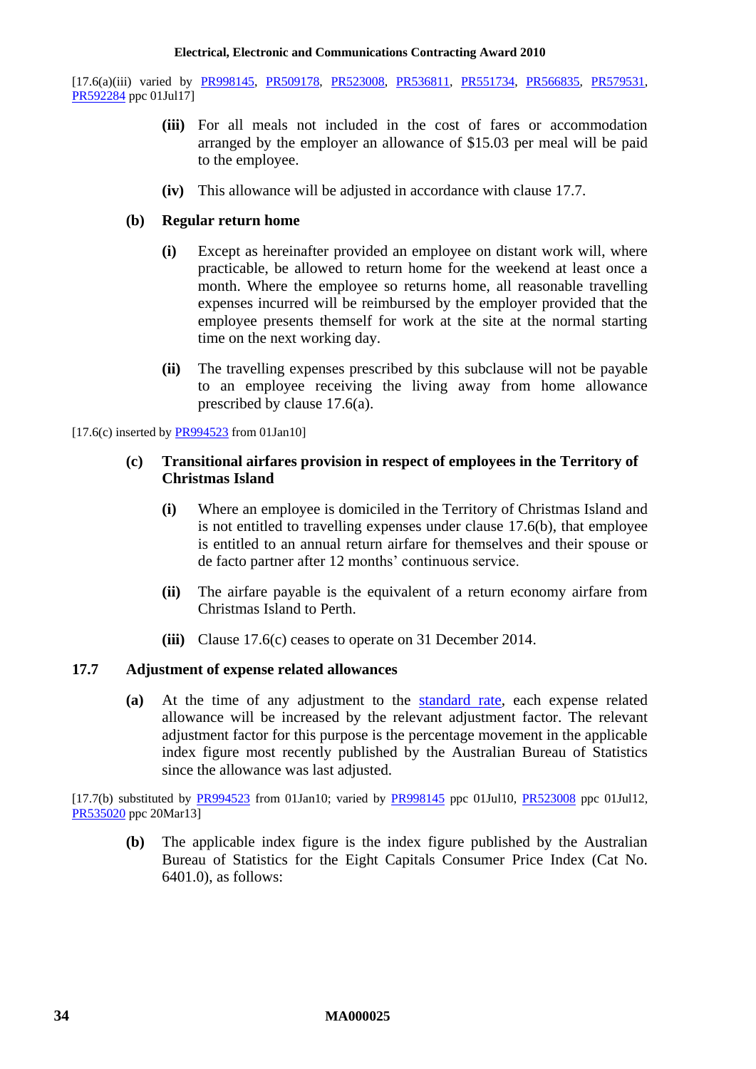[17.6(a)(iii) varied by PR998145, PR509178, PR523008, PR536811, PR551734, PR566835, PR579531, PR592284 ppc 01Jul17]

**(iii)** For all meals not included in the cost of fares or accommodation arranged by the employer an allowance of $15.03 per meal will be paid to the employee.

**(iv)** This allowance will be adjusted in accordance with clause 17.7.

**(b) Regular return home**

**(i)** Except as hereinafter provided an employee on distant work will, where practicable, be allowed to return home for the weekend at least once a month. Where the employee so returns home, all reasonable travelling expenses incurred will be reimbursed by the employer provided that the employee presents themself for work at the site at the normal starting time on the next working day.

**(ii)** The travelling expenses prescribed by this subclause will not be payable to an employee receiving the living away from home allowance prescribed by clause 17.6(a).

[17.6(c) inserted by PR994523 from 01Jan10]

**(c) Transitional airfares provision in respect of employees in the Territory of Christmas Island**

**(i)** Where an employee is domiciled in the Territory of Christmas Island and is not entitled to travelling expenses under clause 17.6(b), that employee is entitled to an annual return airfare for themselves and their spouse or de facto partner after 12 months' continuous service.

**(ii)** The airfare payable is the equivalent of a return economy airfare from Christmas Island to Perth.

**(iii)** Clause 17.6(c) ceases to operate on 31 December 2014.

### 17.7 Adjustment of expense related allowances

**(a)** At the time of any adjustment to the standard rate, each expense related allowance will be increased by the relevant adjustment factor. The relevant adjustment factor for this purpose is the percentage movement in the applicable index figure most recently published by the Australian Bureau of Statistics since the allowance was last adjusted.

[17.7(b) substituted by PR994523 from 01Jan10; varied by PR998145 ppc 01Jul10, PR523008 ppc 01Jul12, PR535020 ppc 20Mar13]

**(b)** The applicable index figure is the index figure published by the Australian Bureau of Statistics for the Eight Capitals Consumer Price Index (Cat No. 6401.0), as follows: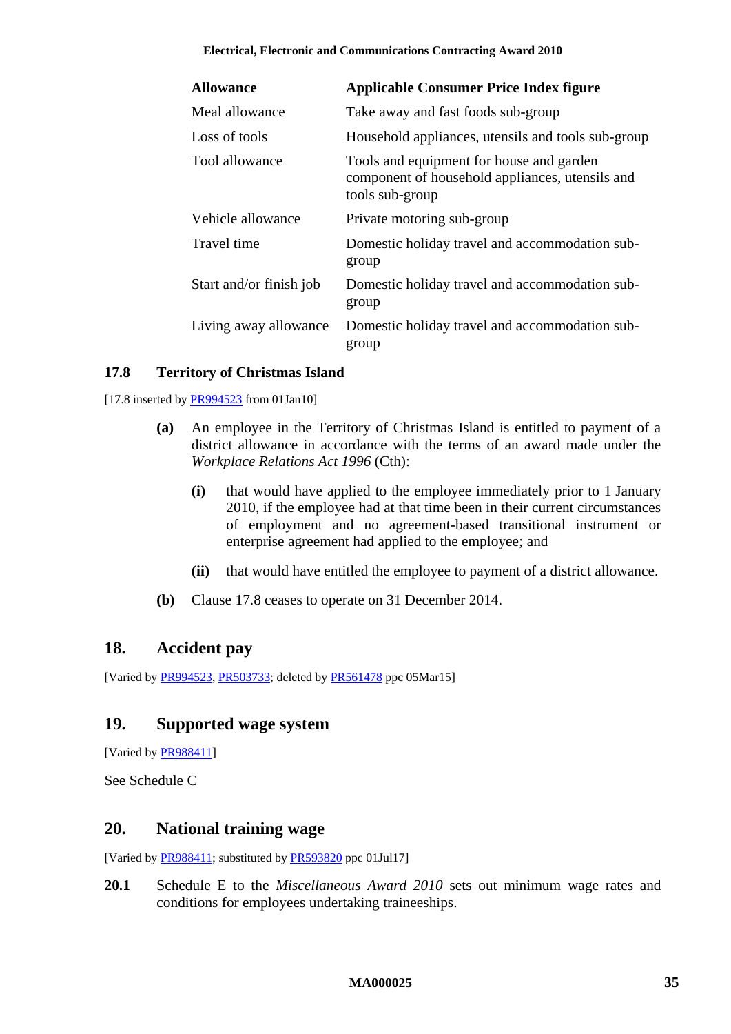| Allowance | Applicable Consumer Price Index figure |
| --- | --- |
| Meal allowance | Take away and fast foods sub-group |
| Loss of tools | Household appliances, utensils and tools sub-group |
| Tool allowance | Tools and equipment for house and garden component of household appliances, utensils and tools sub-group |
| Vehicle allowance | Private motoring sub-group |
| Travel time | Domestic holiday travel and accommodation sub-group |
| Start and/or finish job | Domestic holiday travel and accommodation sub-group |
| Living away allowance | Domestic holiday travel and accommodation sub-group |

### 17.8 Territory of Christmas Island

[17.8 inserted by PR994523 from 01Jan10]

**(a)** An employee in the Territory of Christmas Island is entitled to payment of a district allowance in accordance with the terms of an award made under the *Workplace Relations Act 1996* (Cth):

- **(i)** that would have applied to the employee immediately prior to 1 January 2010, if the employee had at that time been in their current circumstances of employment and no agreement-based transitional instrument or enterprise agreement had applied to the employee; and
- **(ii)** that would have entitled the employee to payment of a district allowance.

**(b)** Clause 17.8 ceases to operate on 31 December 2014.

## 18. Accident pay

[Varied by PR994523, PR503733; deleted by PR561478 ppc 05Mar15]

## 19. Supported wage system

[Varied by PR988411]

See Schedule C

## 20. National training wage

[Varied by PR988411; substituted by PR593820 ppc 01Jul17]

**20.1** Schedule E to the *Miscellaneous Award 2010* sets out minimum wage rates and conditions for employees undertaking traineeships.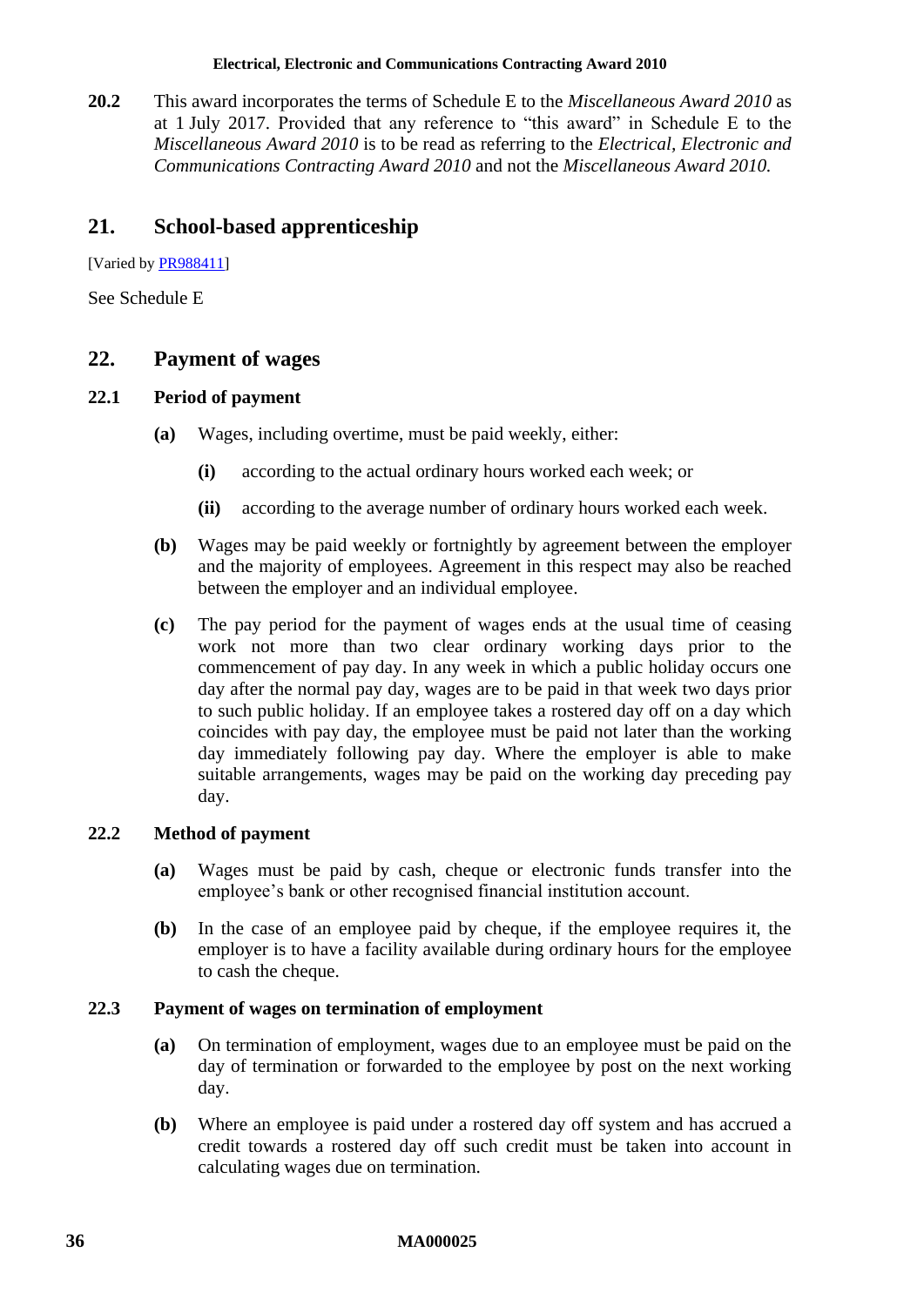**20.2** This award incorporates the terms of Schedule E to the *Miscellaneous Award 2010* as at 1 July 2017. Provided that any reference to "this award" in Schedule E to the *Miscellaneous Award 2010* is to be read as referring to the *Electrical, Electronic and Communications Contracting Award 2010* and not the *Miscellaneous Award 2010.*

## 21. School-based apprenticeship

[Varied by PR988411]

See Schedule E

## 22. Payment of wages

### 22.1 Period of payment

**(a)** Wages, including overtime, must be paid weekly, either:

**(i)** according to the actual ordinary hours worked each week; or

**(ii)** according to the average number of ordinary hours worked each week.

**(b)** Wages may be paid weekly or fortnightly by agreement between the employer and the majority of employees. Agreement in this respect may also be reached between the employer and an individual employee.

**(c)** The pay period for the payment of wages ends at the usual time of ceasing work not more than two clear ordinary working days prior to the commencement of pay day. In any week in which a public holiday occurs one day after the normal pay day, wages are to be paid in that week two days prior to such public holiday. If an employee takes a rostered day off on a day which coincides with pay day, the employee must be paid not later than the working day immediately following pay day. Where the employer is able to make suitable arrangements, wages may be paid on the working day preceding pay day.

### 22.2 Method of payment

**(a)** Wages must be paid by cash, cheque or electronic funds transfer into the employee's bank or other recognised financial institution account.

**(b)** In the case of an employee paid by cheque, if the employee requires it, the employer is to have a facility available during ordinary hours for the employee to cash the cheque.

### 22.3 Payment of wages on termination of employment

**(a)** On termination of employment, wages due to an employee must be paid on the day of termination or forwarded to the employee by post on the next working day.

**(b)** Where an employee is paid under a rostered day off system and has accrued a credit towards a rostered day off such credit must be taken into account in calculating wages due on termination.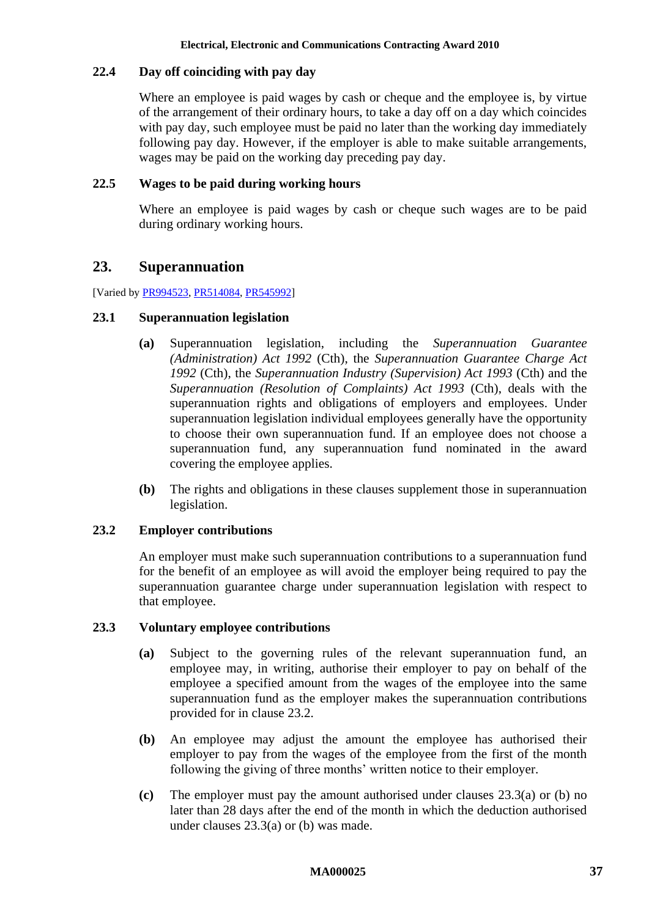### 22.4 Day off coinciding with pay day

Where an employee is paid wages by cash or cheque and the employee is, by virtue of the arrangement of their ordinary hours, to take a day off on a day which coincides with pay day, such employee must be paid no later than the working day immediately following pay day. However, if the employer is able to make suitable arrangements, wages may be paid on the working day preceding pay day.

### 22.5 Wages to be paid during working hours

Where an employee is paid wages by cash or cheque such wages are to be paid during ordinary working hours.

## 23. Superannuation

[Varied by PR994523, PR514084, PR545992]

### 23.1 Superannuation legislation

**(a)** Superannuation legislation, including the *Superannuation Guarantee (Administration) Act 1992* (Cth), the *Superannuation Guarantee Charge Act 1992* (Cth), the *Superannuation Industry (Supervision) Act 1993* (Cth) and the *Superannuation (Resolution of Complaints) Act 1993* (Cth), deals with the superannuation rights and obligations of employers and employees. Under superannuation legislation individual employees generally have the opportunity to choose their own superannuation fund. If an employee does not choose a superannuation fund, any superannuation fund nominated in the award covering the employee applies.

**(b)** The rights and obligations in these clauses supplement those in superannuation legislation.

### 23.2 Employer contributions

An employer must make such superannuation contributions to a superannuation fund for the benefit of an employee as will avoid the employer being required to pay the superannuation guarantee charge under superannuation legislation with respect to that employee.

### 23.3 Voluntary employee contributions

**(a)** Subject to the governing rules of the relevant superannuation fund, an employee may, in writing, authorise their employer to pay on behalf of the employee a specified amount from the wages of the employee into the same superannuation fund as the employer makes the superannuation contributions provided for in clause 23.2.

**(b)** An employee may adjust the amount the employee has authorised their employer to pay from the wages of the employee from the first of the month following the giving of three months' written notice to their employer.

**(c)** The employer must pay the amount authorised under clauses 23.3(a) or (b) no later than 28 days after the end of the month in which the deduction authorised under clauses 23.3(a) or (b) was made.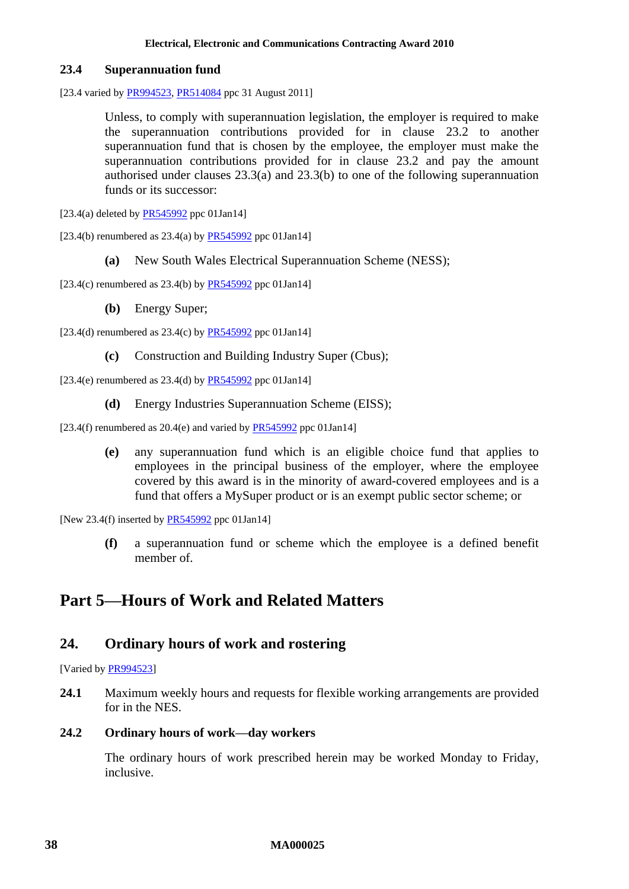### 23.4 Superannuation fund

[23.4 varied by PR994523, PR514084 ppc 31 August 2011]

Unless, to comply with superannuation legislation, the employer is required to make the superannuation contributions provided for in clause 23.2 to another superannuation fund that is chosen by the employee, the employer must make the superannuation contributions provided for in clause 23.2 and pay the amount authorised under clauses 23.3(a) and 23.3(b) to one of the following superannuation funds or its successor:

[23.4(a) deleted by PR545992 ppc 01Jan14]

[23.4(b) renumbered as 23.4(a) by PR545992 ppc 01Jan14]

**(a)** New South Wales Electrical Superannuation Scheme (NESS);

[23.4(c) renumbered as 23.4(b) by PR545992 ppc 01Jan14]

**(b)** Energy Super;

[23.4(d) renumbered as 23.4(c) by PR545992 ppc 01Jan14]

**(c)** Construction and Building Industry Super (Cbus);

[23.4(e) renumbered as 23.4(d) by PR545992 ppc 01Jan14]

**(d)** Energy Industries Superannuation Scheme (EISS);

[23.4(f) renumbered as 20.4(e) and varied by PR545992 ppc 01Jan14]

**(e)** any superannuation fund which is an eligible choice fund that applies to employees in the principal business of the employer, where the employee covered by this award is in the minority of award-covered employees and is a fund that offers a MySuper product or is an exempt public sector scheme; or

[New 23.4(f) inserted by PR545992 ppc 01Jan14]

**(f)** a superannuation fund or scheme which the employee is a defined benefit member of.

# Part 5—Hours of Work and Related Matters

## 24. Ordinary hours of work and rostering

[Varied by PR994523]

**24.1** Maximum weekly hours and requests for flexible working arrangements are provided for in the NES.

### 24.2 Ordinary hours of work—day workers

The ordinary hours of work prescribed herein may be worked Monday to Friday, inclusive.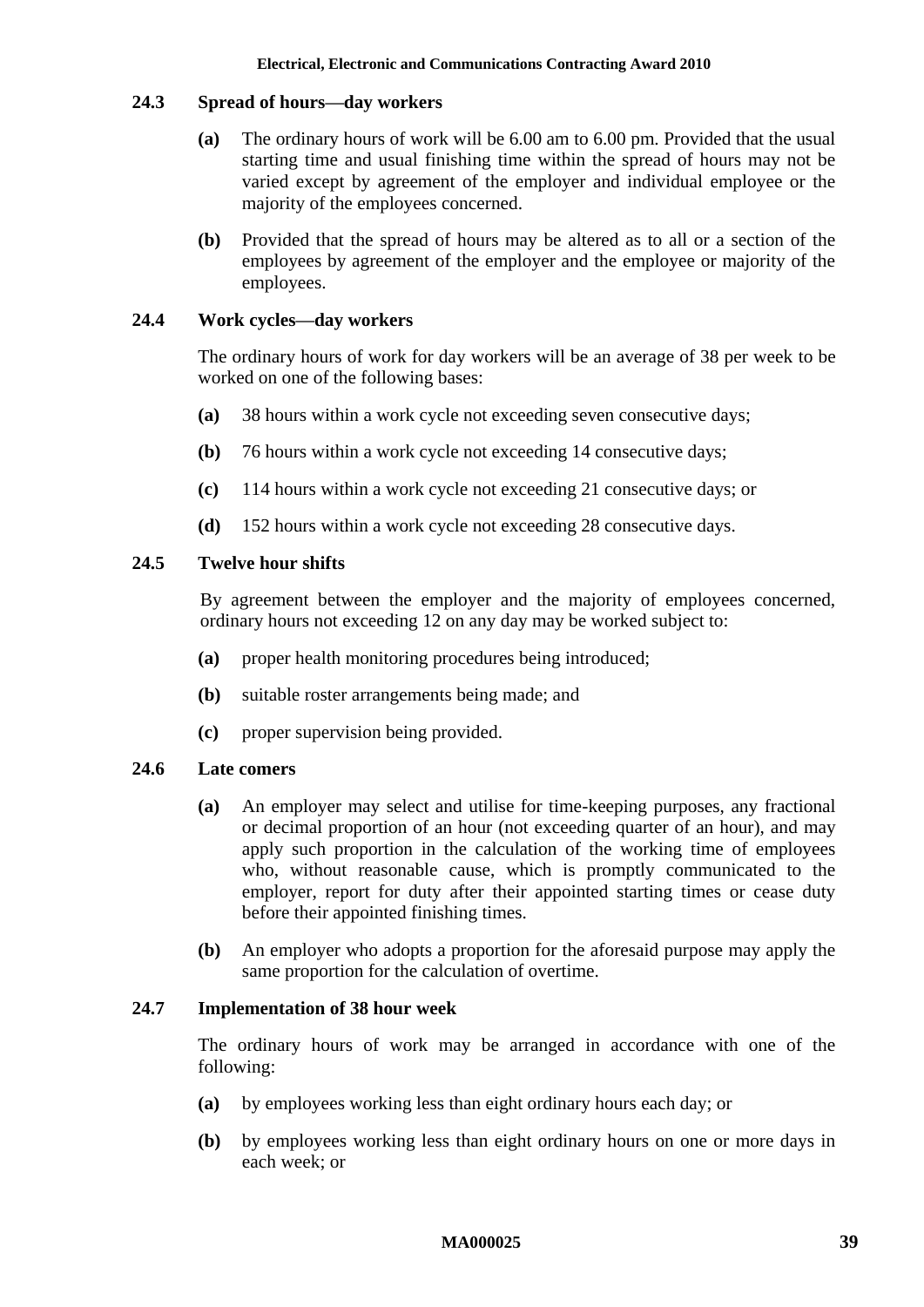### 24.3 Spread of hours—day workers

**(a)** The ordinary hours of work will be 6.00 am to 6.00 pm. Provided that the usual starting time and usual finishing time within the spread of hours may not be varied except by agreement of the employer and individual employee or the majority of the employees concerned.

**(b)** Provided that the spread of hours may be altered as to all or a section of the employees by agreement of the employer and the employee or majority of the employees.

### 24.4 Work cycles—day workers

The ordinary hours of work for day workers will be an average of 38 per week to be worked on one of the following bases:

**(a)** 38 hours within a work cycle not exceeding seven consecutive days;

**(b)** 76 hours within a work cycle not exceeding 14 consecutive days;

**(c)** 114 hours within a work cycle not exceeding 21 consecutive days; or

**(d)** 152 hours within a work cycle not exceeding 28 consecutive days.

### 24.5 Twelve hour shifts

By agreement between the employer and the majority of employees concerned, ordinary hours not exceeding 12 on any day may be worked subject to:

**(a)** proper health monitoring procedures being introduced;

**(b)** suitable roster arrangements being made; and

**(c)** proper supervision being provided.

### 24.6 Late comers

**(a)** An employer may select and utilise for time-keeping purposes, any fractional or decimal proportion of an hour (not exceeding quarter of an hour), and may apply such proportion in the calculation of the working time of employees who, without reasonable cause, which is promptly communicated to the employer, report for duty after their appointed starting times or cease duty before their appointed finishing times.

**(b)** An employer who adopts a proportion for the aforesaid purpose may apply the same proportion for the calculation of overtime.

### 24.7 Implementation of 38 hour week

The ordinary hours of work may be arranged in accordance with one of the following:

**(a)** by employees working less than eight ordinary hours each day; or

**(b)** by employees working less than eight ordinary hours on one or more days in each week; or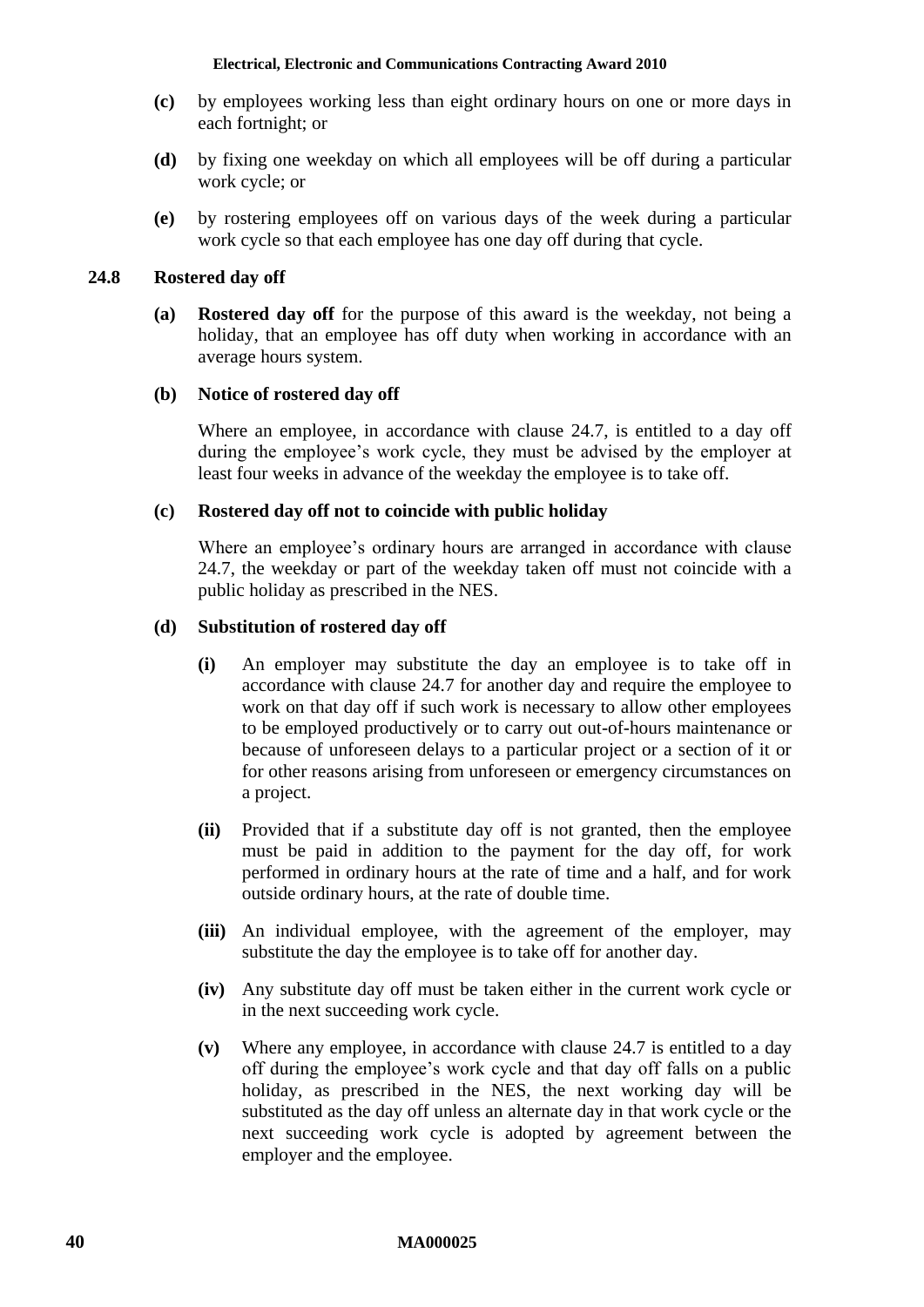**(c)** by employees working less than eight ordinary hours on one or more days in each fortnight; or

**(d)** by fixing one weekday on which all employees will be off during a particular work cycle; or

**(e)** by rostering employees off on various days of the week during a particular work cycle so that each employee has one day off during that cycle.

### 24.8 Rostered day off

**(a)** **Rostered day off** for the purpose of this award is the weekday, not being a holiday, that an employee has off duty when working in accordance with an average hours system.

**(b)** **Notice of rostered day off**

Where an employee, in accordance with clause 24.7, is entitled to a day off during the employee's work cycle, they must be advised by the employer at least four weeks in advance of the weekday the employee is to take off.

**(c)** **Rostered day off not to coincide with public holiday**

Where an employee's ordinary hours are arranged in accordance with clause 24.7, the weekday or part of the weekday taken off must not coincide with a public holiday as prescribed in the NES.

**(d)** **Substitution of rostered day off**

**(i)** An employer may substitute the day an employee is to take off in accordance with clause 24.7 for another day and require the employee to work on that day off if such work is necessary to allow other employees to be employed productively or to carry out out-of-hours maintenance or because of unforeseen delays to a particular project or a section of it or for other reasons arising from unforeseen or emergency circumstances on a project.

**(ii)** Provided that if a substitute day off is not granted, then the employee must be paid in addition to the payment for the day off, for work performed in ordinary hours at the rate of time and a half, and for work outside ordinary hours, at the rate of double time.

**(iii)** An individual employee, with the agreement of the employer, may substitute the day the employee is to take off for another day.

**(iv)** Any substitute day off must be taken either in the current work cycle or in the next succeeding work cycle.

**(v)** Where any employee, in accordance with clause 24.7 is entitled to a day off during the employee's work cycle and that day off falls on a public holiday, as prescribed in the NES, the next working day will be substituted as the day off unless an alternate day in that work cycle or the next succeeding work cycle is adopted by agreement between the employer and the employee.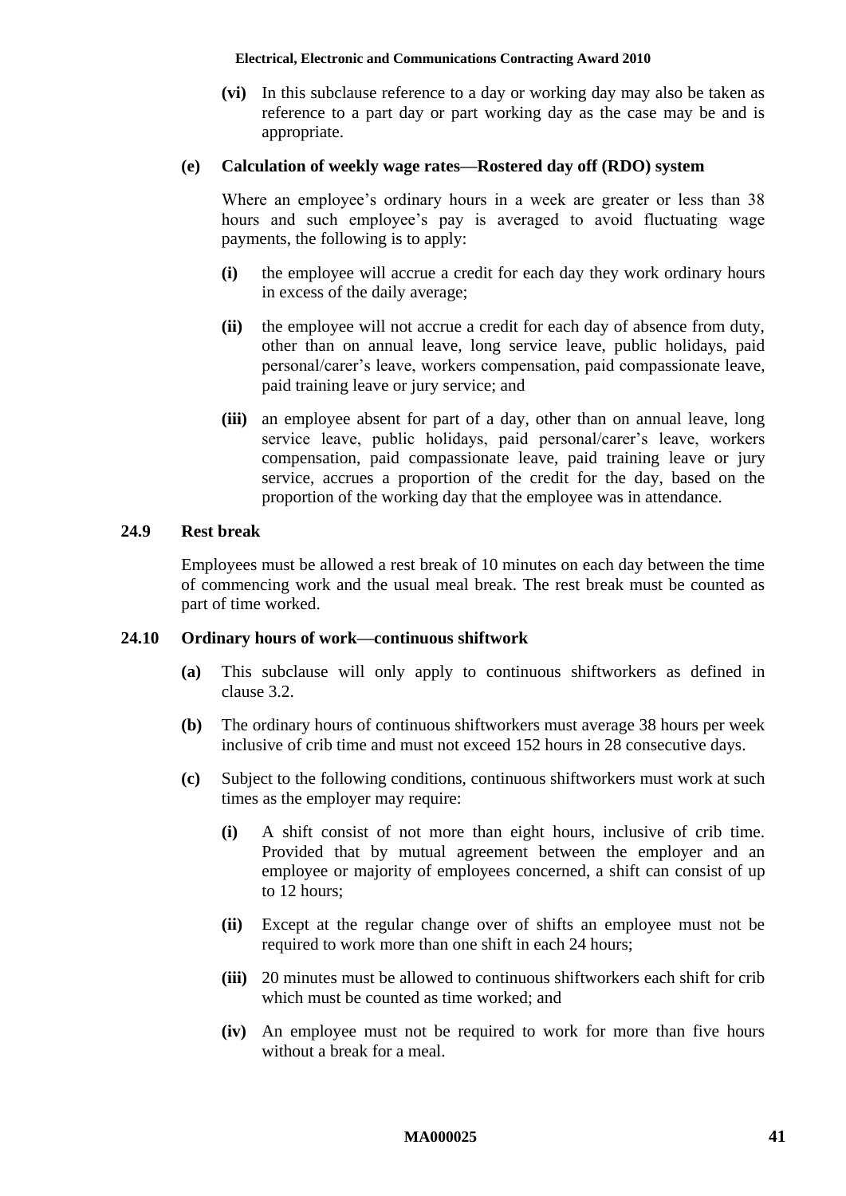**(vi)** In this subclause reference to a day or working day may also be taken as reference to a part day or part working day as the case may be and is appropriate.

**(e) Calculation of weekly wage rates—Rostered day off (RDO) system**

Where an employee's ordinary hours in a week are greater or less than 38 hours and such employee's pay is averaged to avoid fluctuating wage payments, the following is to apply:

**(i)** the employee will accrue a credit for each day they work ordinary hours in excess of the daily average;

**(ii)** the employee will not accrue a credit for each day of absence from duty, other than on annual leave, long service leave, public holidays, paid personal/carer's leave, workers compensation, paid compassionate leave, paid training leave or jury service; and

**(iii)** an employee absent for part of a day, other than on annual leave, long service leave, public holidays, paid personal/carer's leave, workers compensation, paid compassionate leave, paid training leave or jury service, accrues a proportion of the credit for the day, based on the proportion of the working day that the employee was in attendance.

### 24.9 Rest break

Employees must be allowed a rest break of 10 minutes on each day between the time of commencing work and the usual meal break. The rest break must be counted as part of time worked.

### 24.10 Ordinary hours of work—continuous shiftwork

**(a)** This subclause will only apply to continuous shiftworkers as defined in clause 3.2.

**(b)** The ordinary hours of continuous shiftworkers must average 38 hours per week inclusive of crib time and must not exceed 152 hours in 28 consecutive days.

**(c)** Subject to the following conditions, continuous shiftworkers must work at such times as the employer may require:

**(i)** A shift consist of not more than eight hours, inclusive of crib time. Provided that by mutual agreement between the employer and an employee or majority of employees concerned, a shift can consist of up to 12 hours;

**(ii)** Except at the regular change over of shifts an employee must not be required to work more than one shift in each 24 hours;

**(iii)** 20 minutes must be allowed to continuous shiftworkers each shift for crib which must be counted as time worked; and

**(iv)** An employee must not be required to work for more than five hours without a break for a meal.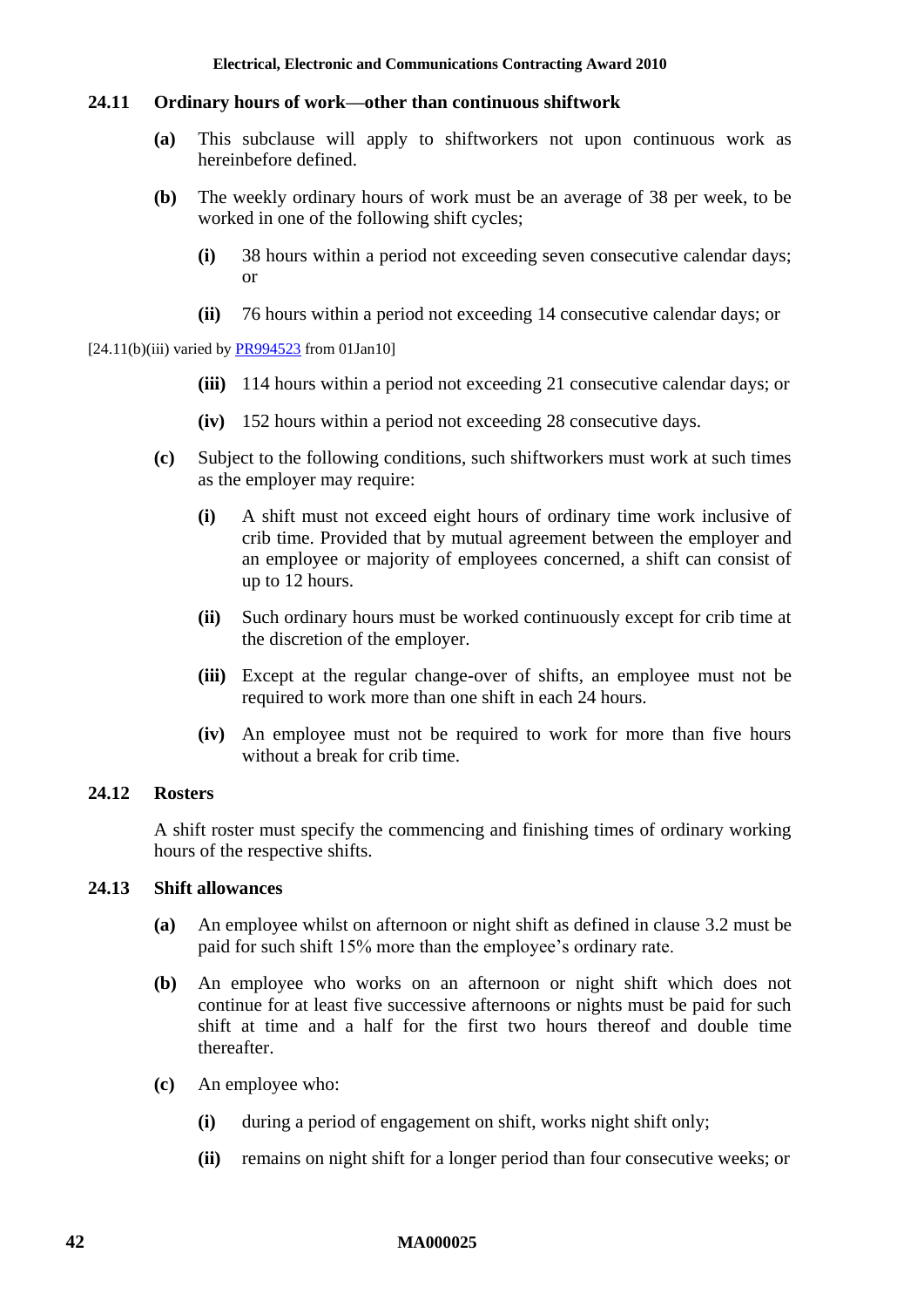### 24.11 Ordinary hours of work—other than continuous shiftwork

**(a)** This subclause will apply to shiftworkers not upon continuous work as hereinbefore defined.

**(b)** The weekly ordinary hours of work must be an average of 38 per week, to be worked in one of the following shift cycles;

**(i)** 38 hours within a period not exceeding seven consecutive calendar days; or

**(ii)** 76 hours within a period not exceeding 14 consecutive calendar days; or

[24.11(b)(iii) varied by PR994523 from 01Jan10]

**(iii)** 114 hours within a period not exceeding 21 consecutive calendar days; or

**(iv)** 152 hours within a period not exceeding 28 consecutive days.

**(c)** Subject to the following conditions, such shiftworkers must work at such times as the employer may require:

**(i)** A shift must not exceed eight hours of ordinary time work inclusive of crib time. Provided that by mutual agreement between the employer and an employee or majority of employees concerned, a shift can consist of up to 12 hours.

**(ii)** Such ordinary hours must be worked continuously except for crib time at the discretion of the employer.

**(iii)** Except at the regular change-over of shifts, an employee must not be required to work more than one shift in each 24 hours.

**(iv)** An employee must not be required to work for more than five hours without a break for crib time.

### 24.12 Rosters

A shift roster must specify the commencing and finishing times of ordinary working hours of the respective shifts.

### 24.13 Shift allowances

**(a)** An employee whilst on afternoon or night shift as defined in clause 3.2 must be paid for such shift 15% more than the employee's ordinary rate.

**(b)** An employee who works on an afternoon or night shift which does not continue for at least five successive afternoons or nights must be paid for such shift at time and a half for the first two hours thereof and double time thereafter.

**(c)** An employee who:

**(i)** during a period of engagement on shift, works night shift only;

**(ii)** remains on night shift for a longer period than four consecutive weeks; or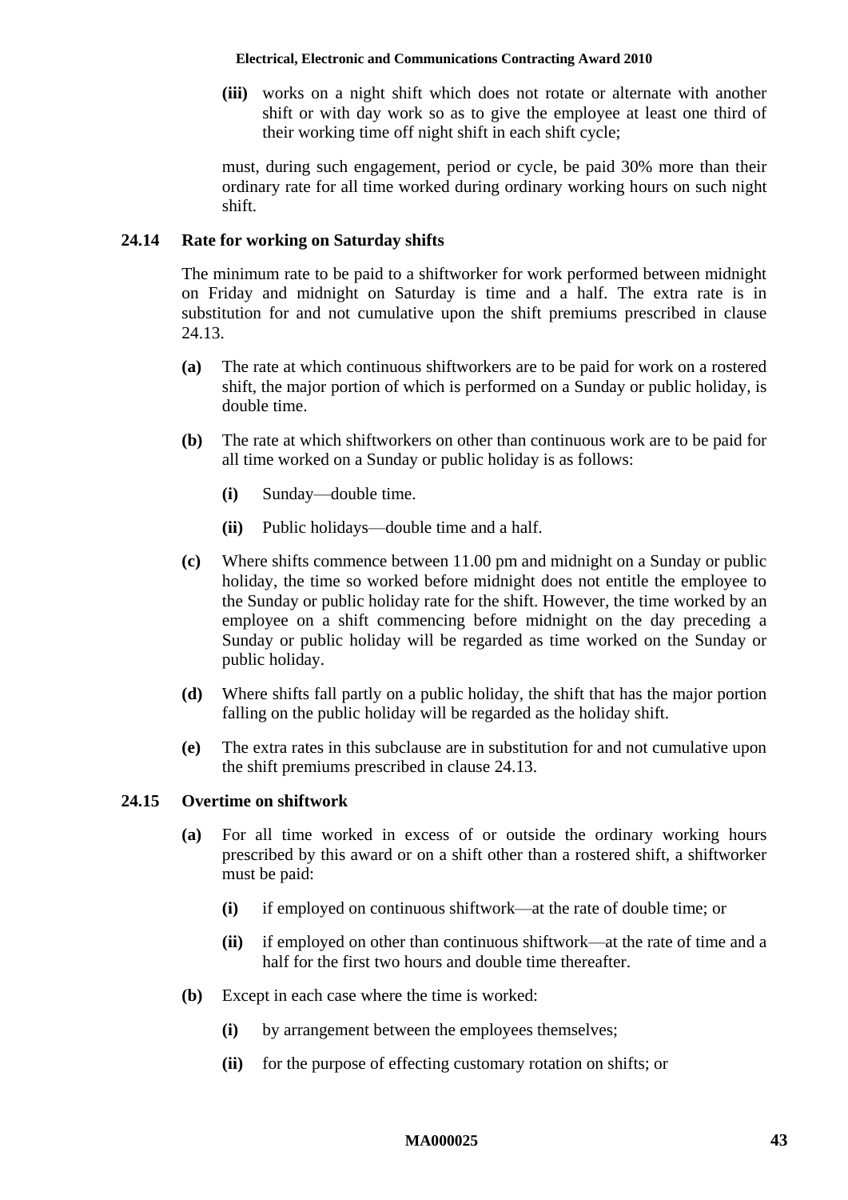**(iii)** works on a night shift which does not rotate or alternate with another shift or with day work so as to give the employee at least one third of their working time off night shift in each shift cycle;

must, during such engagement, period or cycle, be paid 30% more than their ordinary rate for all time worked during ordinary working hours on such night shift.

### 24.14 Rate for working on Saturday shifts

The minimum rate to be paid to a shiftworker for work performed between midnight on Friday and midnight on Saturday is time and a half. The extra rate is in substitution for and not cumulative upon the shift premiums prescribed in clause 24.13.

**(a)** The rate at which continuous shiftworkers are to be paid for work on a rostered shift, the major portion of which is performed on a Sunday or public holiday, is double time.

**(b)** The rate at which shiftworkers on other than continuous work are to be paid for all time worked on a Sunday or public holiday is as follows:

- **(i)** Sunday—double time.
- **(ii)** Public holidays—double time and a half.

**(c)** Where shifts commence between 11.00 pm and midnight on a Sunday or public holiday, the time so worked before midnight does not entitle the employee to the Sunday or public holiday rate for the shift. However, the time worked by an employee on a shift commencing before midnight on the day preceding a Sunday or public holiday will be regarded as time worked on the Sunday or public holiday.

**(d)** Where shifts fall partly on a public holiday, the shift that has the major portion falling on the public holiday will be regarded as the holiday shift.

**(e)** The extra rates in this subclause are in substitution for and not cumulative upon the shift premiums prescribed in clause 24.13.

### 24.15 Overtime on shiftwork

**(a)** For all time worked in excess of or outside the ordinary working hours prescribed by this award or on a shift other than a rostered shift, a shiftworker must be paid:

- **(i)** if employed on continuous shiftwork—at the rate of double time; or
- **(ii)** if employed on other than continuous shiftwork—at the rate of time and a half for the first two hours and double time thereafter.

**(b)** Except in each case where the time is worked:

- **(i)** by arrangement between the employees themselves;
- **(ii)** for the purpose of effecting customary rotation on shifts; or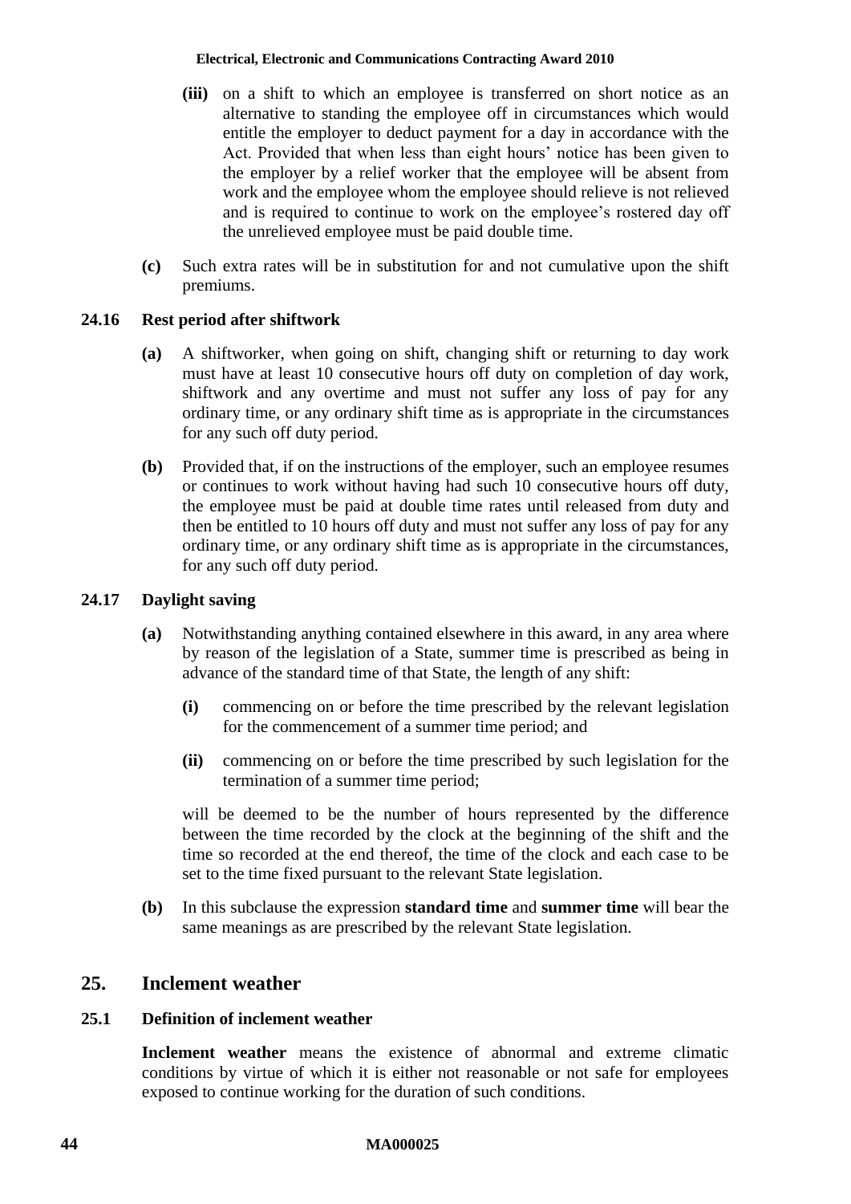- **(iii)** on a shift to which an employee is transferred on short notice as an alternative to standing the employee off in circumstances which would entitle the employer to deduct payment for a day in accordance with the Act. Provided that when less than eight hours' notice has been given to the employer by a relief worker that the employee will be absent from work and the employee whom the employee should relieve is not relieved and is required to continue to work on the employee's rostered day off the unrelieved employee must be paid double time.

**(c)** Such extra rates will be in substitution for and not cumulative upon the shift premiums.

### 24.16 Rest period after shiftwork

**(a)** A shiftworker, when going on shift, changing shift or returning to day work must have at least 10 consecutive hours off duty on completion of day work, shiftwork and any overtime and must not suffer any loss of pay for any ordinary time, or any ordinary shift time as is appropriate in the circumstances for any such off duty period.

**(b)** Provided that, if on the instructions of the employer, such an employee resumes or continues to work without having had such 10 consecutive hours off duty, the employee must be paid at double time rates until released from duty and then be entitled to 10 hours off duty and must not suffer any loss of pay for any ordinary time, or any ordinary shift time as is appropriate in the circumstances, for any such off duty period.

### 24.17 Daylight saving

**(a)** Notwithstanding anything contained elsewhere in this award, in any area where by reason of the legislation of a State, summer time is prescribed as being in advance of the standard time of that State, the length of any shift:

- **(i)** commencing on or before the time prescribed by the relevant legislation for the commencement of a summer time period; and
- **(ii)** commencing on or before the time prescribed by such legislation for the termination of a summer time period;

will be deemed to be the number of hours represented by the difference between the time recorded by the clock at the beginning of the shift and the time so recorded at the end thereof, the time of the clock and each case to be set to the time fixed pursuant to the relevant State legislation.

**(b)** In this subclause the expression **standard time** and **summer time** will bear the same meanings as are prescribed by the relevant State legislation.

## 25. Inclement weather

### 25.1 Definition of inclement weather

**Inclement weather** means the existence of abnormal and extreme climatic conditions by virtue of which it is either not reasonable or not safe for employees exposed to continue working for the duration of such conditions.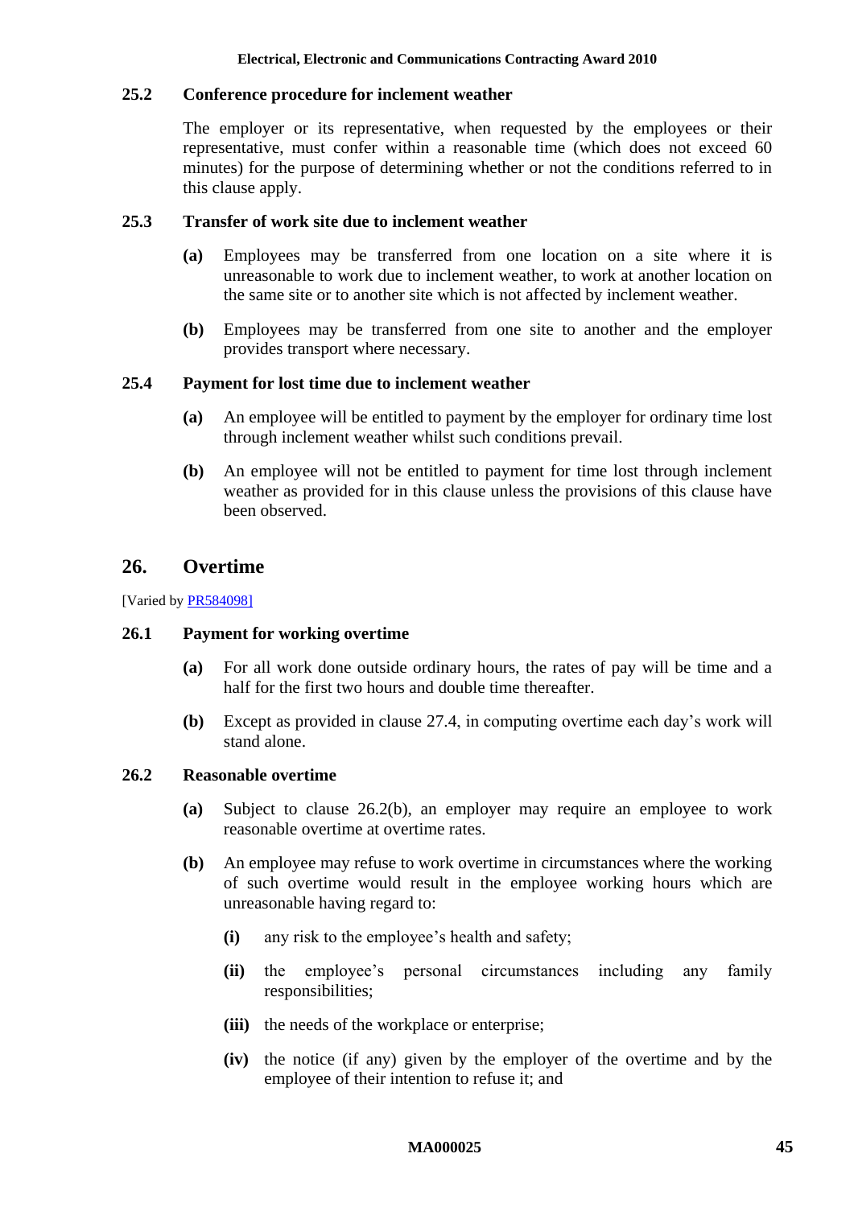### 25.2 Conference procedure for inclement weather

The employer or its representative, when requested by the employees or their representative, must confer within a reasonable time (which does not exceed 60 minutes) for the purpose of determining whether or not the conditions referred to in this clause apply.

### 25.3 Transfer of work site due to inclement weather

**(a)** Employees may be transferred from one location on a site where it is unreasonable to work due to inclement weather, to work at another location on the same site or to another site which is not affected by inclement weather.

**(b)** Employees may be transferred from one site to another and the employer provides transport where necessary.

### 25.4 Payment for lost time due to inclement weather

**(a)** An employee will be entitled to payment by the employer for ordinary time lost through inclement weather whilst such conditions prevail.

**(b)** An employee will not be entitled to payment for time lost through inclement weather as provided for in this clause unless the provisions of this clause have been observed.

## 26. Overtime

[Varied by PR584098]

### 26.1 Payment for working overtime

**(a)** For all work done outside ordinary hours, the rates of pay will be time and a half for the first two hours and double time thereafter.

**(b)** Except as provided in clause 27.4, in computing overtime each day's work will stand alone.

### 26.2 Reasonable overtime

**(a)** Subject to clause 26.2(b), an employer may require an employee to work reasonable overtime at overtime rates.

**(b)** An employee may refuse to work overtime in circumstances where the working of such overtime would result in the employee working hours which are unreasonable having regard to:

- **(i)** any risk to the employee's health and safety;
- **(ii)** the employee's personal circumstances including any family responsibilities;
- **(iii)** the needs of the workplace or enterprise;
- **(iv)** the notice (if any) given by the employer of the overtime and by the employee of their intention to refuse it; and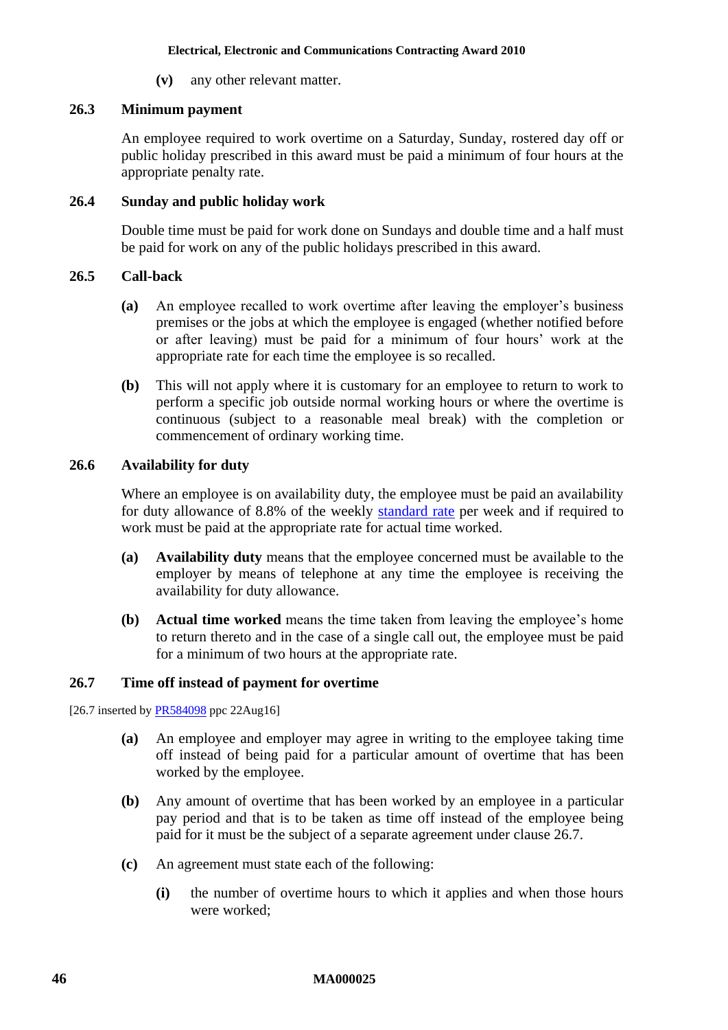**(v)** any other relevant matter.

### 26.3 Minimum payment

An employee required to work overtime on a Saturday, Sunday, rostered day off or public holiday prescribed in this award must be paid a minimum of four hours at the appropriate penalty rate.

### 26.4 Sunday and public holiday work

Double time must be paid for work done on Sundays and double time and a half must be paid for work on any of the public holidays prescribed in this award.

### 26.5 Call-back

**(a)** An employee recalled to work overtime after leaving the employer's business premises or the jobs at which the employee is engaged (whether notified before or after leaving) must be paid for a minimum of four hours' work at the appropriate rate for each time the employee is so recalled.

**(b)** This will not apply where it is customary for an employee to return to work to perform a specific job outside normal working hours or where the overtime is continuous (subject to a reasonable meal break) with the completion or commencement of ordinary working time.

### 26.6 Availability for duty

Where an employee is on availability duty, the employee must be paid an availability for duty allowance of 8.8% of the weekly standard rate per week and if required to work must be paid at the appropriate rate for actual time worked.

**(a)** **Availability duty** means that the employee concerned must be available to the employer by means of telephone at any time the employee is receiving the availability for duty allowance.

**(b)** **Actual time worked** means the time taken from leaving the employee's home to return thereto and in the case of a single call out, the employee must be paid for a minimum of two hours at the appropriate rate.

### 26.7 Time off instead of payment for overtime

[26.7 inserted by PR584098 ppc 22Aug16]

**(a)** An employee and employer may agree in writing to the employee taking time off instead of being paid for a particular amount of overtime that has been worked by the employee.

**(b)** Any amount of overtime that has been worked by an employee in a particular pay period and that is to be taken as time off instead of the employee being paid for it must be the subject of a separate agreement under clause 26.7.

**(c)** An agreement must state each of the following:

**(i)** the number of overtime hours to which it applies and when those hours were worked;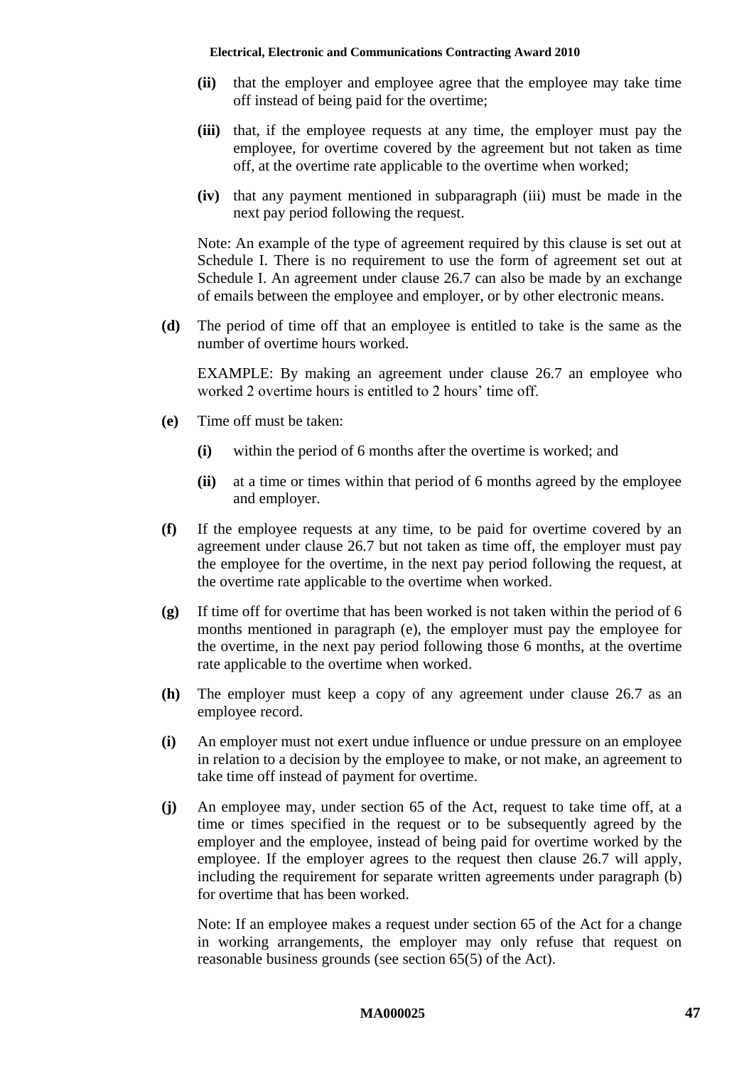**(ii)** that the employer and employee agree that the employee may take time off instead of being paid for the overtime;

**(iii)** that, if the employee requests at any time, the employer must pay the employee, for overtime covered by the agreement but not taken as time off, at the overtime rate applicable to the overtime when worked;

**(iv)** that any payment mentioned in subparagraph (iii) must be made in the next pay period following the request.

Note: An example of the type of agreement required by this clause is set out at Schedule I. There is no requirement to use the form of agreement set out at Schedule I. An agreement under clause 26.7 can also be made by an exchange of emails between the employee and employer, or by other electronic means.

**(d)** The period of time off that an employee is entitled to take is the same as the number of overtime hours worked.

EXAMPLE: By making an agreement under clause 26.7 an employee who worked 2 overtime hours is entitled to 2 hours' time off.

**(e)** Time off must be taken:

**(i)** within the period of 6 months after the overtime is worked; and

**(ii)** at a time or times within that period of 6 months agreed by the employee and employer.

**(f)** If the employee requests at any time, to be paid for overtime covered by an agreement under clause 26.7 but not taken as time off, the employer must pay the employee for the overtime, in the next pay period following the request, at the overtime rate applicable to the overtime when worked.

**(g)** If time off for overtime that has been worked is not taken within the period of 6 months mentioned in paragraph (e), the employer must pay the employee for the overtime, in the next pay period following those 6 months, at the overtime rate applicable to the overtime when worked.

**(h)** The employer must keep a copy of any agreement under clause 26.7 as an employee record.

**(i)** An employer must not exert undue influence or undue pressure on an employee in relation to a decision by the employee to make, or not make, an agreement to take time off instead of payment for overtime.

**(j)** An employee may, under section 65 of the Act, request to take time off, at a time or times specified in the request or to be subsequently agreed by the employer and the employee, instead of being paid for overtime worked by the employee. If the employer agrees to the request then clause 26.7 will apply, including the requirement for separate written agreements under paragraph (b) for overtime that has been worked.

Note: If an employee makes a request under section 65 of the Act for a change in working arrangements, the employer may only refuse that request on reasonable business grounds (see section 65(5) of the Act).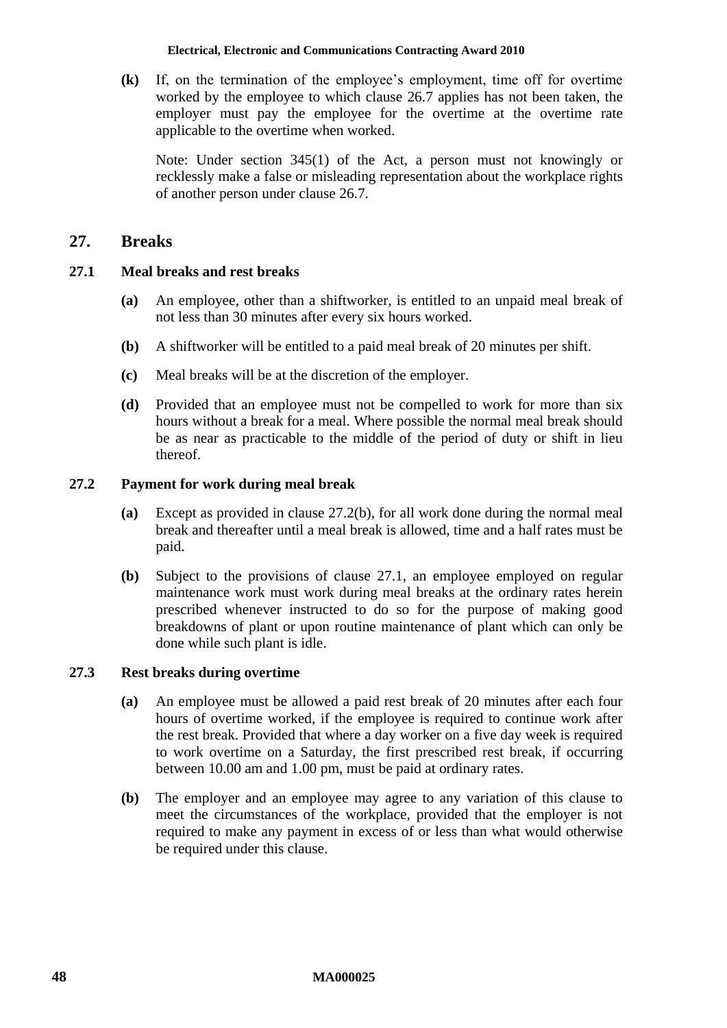**(k)** If, on the termination of the employee's employment, time off for overtime worked by the employee to which clause 26.7 applies has not been taken, the employer must pay the employee for the overtime at the overtime rate applicable to the overtime when worked.

Note: Under section 345(1) of the Act, a person must not knowingly or recklessly make a false or misleading representation about the workplace rights of another person under clause 26.7.

## 27. Breaks

### 27.1 Meal breaks and rest breaks

**(a)** An employee, other than a shiftworker, is entitled to an unpaid meal break of not less than 30 minutes after every six hours worked.

**(b)** A shiftworker will be entitled to a paid meal break of 20 minutes per shift.

**(c)** Meal breaks will be at the discretion of the employer.

**(d)** Provided that an employee must not be compelled to work for more than six hours without a break for a meal. Where possible the normal meal break should be as near as practicable to the middle of the period of duty or shift in lieu thereof.

### 27.2 Payment for work during meal break

**(a)** Except as provided in clause 27.2(b), for all work done during the normal meal break and thereafter until a meal break is allowed, time and a half rates must be paid.

**(b)** Subject to the provisions of clause 27.1, an employee employed on regular maintenance work must work during meal breaks at the ordinary rates herein prescribed whenever instructed to do so for the purpose of making good breakdowns of plant or upon routine maintenance of plant which can only be done while such plant is idle.

### 27.3 Rest breaks during overtime

**(a)** An employee must be allowed a paid rest break of 20 minutes after each four hours of overtime worked, if the employee is required to continue work after the rest break. Provided that where a day worker on a five day week is required to work overtime on a Saturday, the first prescribed rest break, if occurring between 10.00 am and 1.00 pm, must be paid at ordinary rates.

**(b)** The employer and an employee may agree to any variation of this clause to meet the circumstances of the workplace, provided that the employer is not required to make any payment in excess of or less than what would otherwise be required under this clause.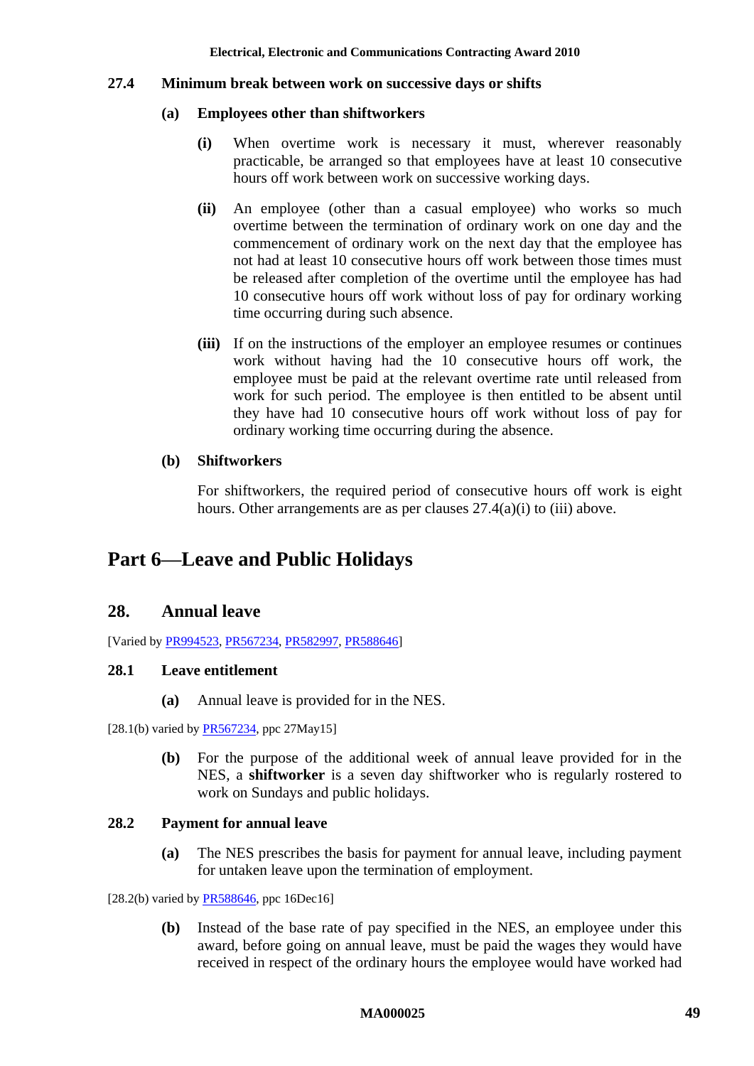### 27.4 Minimum break between work on successive days or shifts

**(a) Employees other than shiftworkers**

**(i)** When overtime work is necessary it must, wherever reasonably practicable, be arranged so that employees have at least 10 consecutive hours off work between work on successive working days.

**(ii)** An employee (other than a casual employee) who works so much overtime between the termination of ordinary work on one day and the commencement of ordinary work on the next day that the employee has not had at least 10 consecutive hours off work between those times must be released after completion of the overtime until the employee has had 10 consecutive hours off work without loss of pay for ordinary working time occurring during such absence.

**(iii)** If on the instructions of the employer an employee resumes or continues work without having had the 10 consecutive hours off work, the employee must be paid at the relevant overtime rate until released from work for such period. The employee is then entitled to be absent until they have had 10 consecutive hours off work without loss of pay for ordinary working time occurring during the absence.

**(b) Shiftworkers**

For shiftworkers, the required period of consecutive hours off work is eight hours. Other arrangements are as per clauses 27.4(a)(i) to (iii) above.

# Part 6—Leave and Public Holidays

## 28. Annual leave

[Varied by PR994523, PR567234, PR582997, PR588646]

### 28.1 Leave entitlement

**(a)** Annual leave is provided for in the NES.

[28.1(b) varied by PR567234, ppc 27May15]

**(b)** For the purpose of the additional week of annual leave provided for in the NES, a **shiftworker** is a seven day shiftworker who is regularly rostered to work on Sundays and public holidays.

### 28.2 Payment for annual leave

**(a)** The NES prescribes the basis for payment for annual leave, including payment for untaken leave upon the termination of employment.

[28.2(b) varied by PR588646, ppc 16Dec16]

**(b)** Instead of the base rate of pay specified in the NES, an employee under this award, before going on annual leave, must be paid the wages they would have received in respect of the ordinary hours the employee would have worked had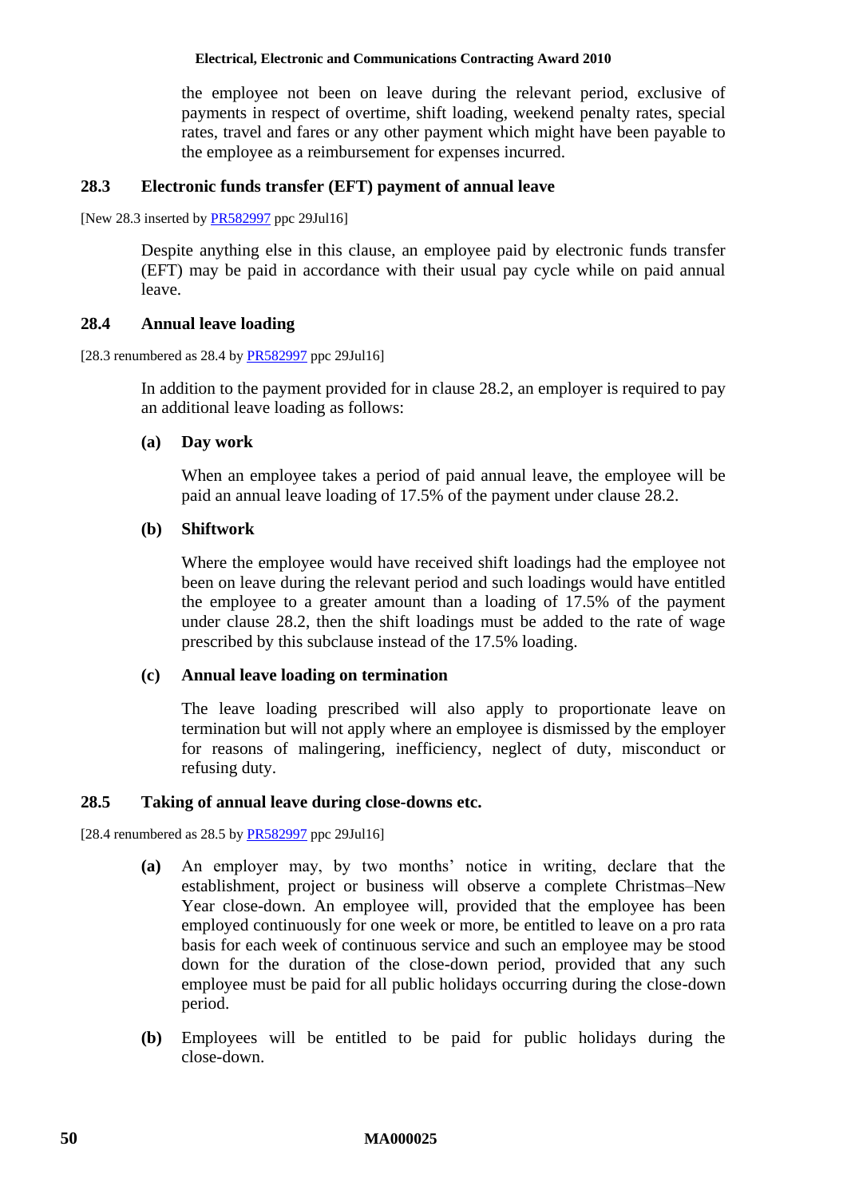the employee not been on leave during the relevant period, exclusive of payments in respect of overtime, shift loading, weekend penalty rates, special rates, travel and fares or any other payment which might have been payable to the employee as a reimbursement for expenses incurred.

### 28.3 Electronic funds transfer (EFT) payment of annual leave

[New 28.3 inserted by PR582997 ppc 29Jul16]

Despite anything else in this clause, an employee paid by electronic funds transfer (EFT) may be paid in accordance with their usual pay cycle while on paid annual leave.

### 28.4 Annual leave loading

[28.3 renumbered as 28.4 by PR582997 ppc 29Jul16]

In addition to the payment provided for in clause 28.2, an employer is required to pay an additional leave loading as follows:

**(a) Day work**

When an employee takes a period of paid annual leave, the employee will be paid an annual leave loading of 17.5% of the payment under clause 28.2.

**(b) Shiftwork**

Where the employee would have received shift loadings had the employee not been on leave during the relevant period and such loadings would have entitled the employee to a greater amount than a loading of 17.5% of the payment under clause 28.2, then the shift loadings must be added to the rate of wage prescribed by this subclause instead of the 17.5% loading.

**(c) Annual leave loading on termination**

The leave loading prescribed will also apply to proportionate leave on termination but will not apply where an employee is dismissed by the employer for reasons of malingering, inefficiency, neglect of duty, misconduct or refusing duty.

### 28.5 Taking of annual leave during close-downs etc.

[28.4 renumbered as 28.5 by PR582997 ppc 29Jul16]

**(a)** An employer may, by two months' notice in writing, declare that the establishment, project or business will observe a complete Christmas–New Year close-down. An employee will, provided that the employee has been employed continuously for one week or more, be entitled to leave on a pro rata basis for each week of continuous service and such an employee may be stood down for the duration of the close-down period, provided that any such employee must be paid for all public holidays occurring during the close-down period.

**(b)** Employees will be entitled to be paid for public holidays during the close-down.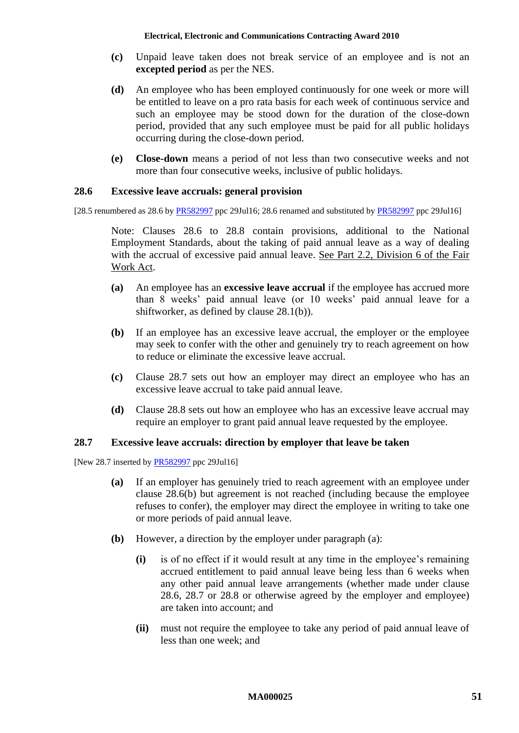**(c)** Unpaid leave taken does not break service of an employee and is not an **excepted period** as per the NES.

**(d)** An employee who has been employed continuously for one week or more will be entitled to leave on a pro rata basis for each week of continuous service and such an employee may be stood down for the duration of the close-down period, provided that any such employee must be paid for all public holidays occurring during the close-down period.

**(e)** **Close-down** means a period of not less than two consecutive weeks and not more than four consecutive weeks, inclusive of public holidays.

### 28.6 Excessive leave accruals: general provision

[28.5 renumbered as 28.6 by PR582997 ppc 29Jul16; 28.6 renamed and substituted by PR582997 ppc 29Jul16]

Note: Clauses 28.6 to 28.8 contain provisions, additional to the National Employment Standards, about the taking of paid annual leave as a way of dealing with the accrual of excessive paid annual leave. See Part 2.2, Division 6 of the Fair Work Act.

**(a)** An employee has an **excessive leave accrual** if the employee has accrued more than 8 weeks' paid annual leave (or 10 weeks' paid annual leave for a shiftworker, as defined by clause 28.1(b)).

**(b)** If an employee has an excessive leave accrual, the employer or the employee may seek to confer with the other and genuinely try to reach agreement on how to reduce or eliminate the excessive leave accrual.

**(c)** Clause 28.7 sets out how an employer may direct an employee who has an excessive leave accrual to take paid annual leave.

**(d)** Clause 28.8 sets out how an employee who has an excessive leave accrual may require an employer to grant paid annual leave requested by the employee.

### 28.7 Excessive leave accruals: direction by employer that leave be taken

[New 28.7 inserted by PR582997 ppc 29Jul16]

**(a)** If an employer has genuinely tried to reach agreement with an employee under clause 28.6(b) but agreement is not reached (including because the employee refuses to confer), the employer may direct the employee in writing to take one or more periods of paid annual leave.

**(b)** However, a direction by the employer under paragraph (a):

**(i)** is of no effect if it would result at any time in the employee's remaining accrued entitlement to paid annual leave being less than 6 weeks when any other paid annual leave arrangements (whether made under clause 28.6, 28.7 or 28.8 or otherwise agreed by the employer and employee) are taken into account; and

**(ii)** must not require the employee to take any period of paid annual leave of less than one week; and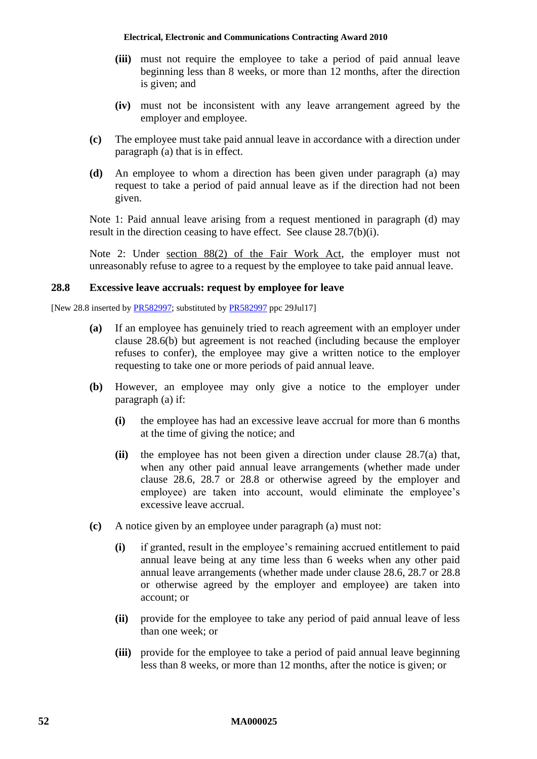- **(iii)** must not require the employee to take a period of paid annual leave beginning less than 8 weeks, or more than 12 months, after the direction is given; and

- **(iv)** must not be inconsistent with any leave arrangement agreed by the employer and employee.

**(c)** The employee must take paid annual leave in accordance with a direction under paragraph (a) that is in effect.

**(d)** An employee to whom a direction has been given under paragraph (a) may request to take a period of paid annual leave as if the direction had not been given.

Note 1: Paid annual leave arising from a request mentioned in paragraph (d) may result in the direction ceasing to have effect. See clause 28.7(b)(i).

Note 2: Under section 88(2) of the Fair Work Act, the employer must not unreasonably refuse to agree to a request by the employee to take paid annual leave.

### 28.8 Excessive leave accruals: request by employee for leave

[New 28.8 inserted by PR582997; substituted by PR582997 ppc 29Jul17]

**(a)** If an employee has genuinely tried to reach agreement with an employer under clause 28.6(b) but agreement is not reached (including because the employer refuses to confer), the employee may give a written notice to the employer requesting to take one or more periods of paid annual leave.

**(b)** However, an employee may only give a notice to the employer under paragraph (a) if:

- **(i)** the employee has had an excessive leave accrual for more than 6 months at the time of giving the notice; and

- **(ii)** the employee has not been given a direction under clause 28.7(a) that, when any other paid annual leave arrangements (whether made under clause 28.6, 28.7 or 28.8 or otherwise agreed by the employer and employee) are taken into account, would eliminate the employee's excessive leave accrual.

**(c)** A notice given by an employee under paragraph (a) must not:

- **(i)** if granted, result in the employee's remaining accrued entitlement to paid annual leave being at any time less than 6 weeks when any other paid annual leave arrangements (whether made under clause 28.6, 28.7 or 28.8 or otherwise agreed by the employer and employee) are taken into account; or

- **(ii)** provide for the employee to take any period of paid annual leave of less than one week; or

- **(iii)** provide for the employee to take a period of paid annual leave beginning less than 8 weeks, or more than 12 months, after the notice is given; or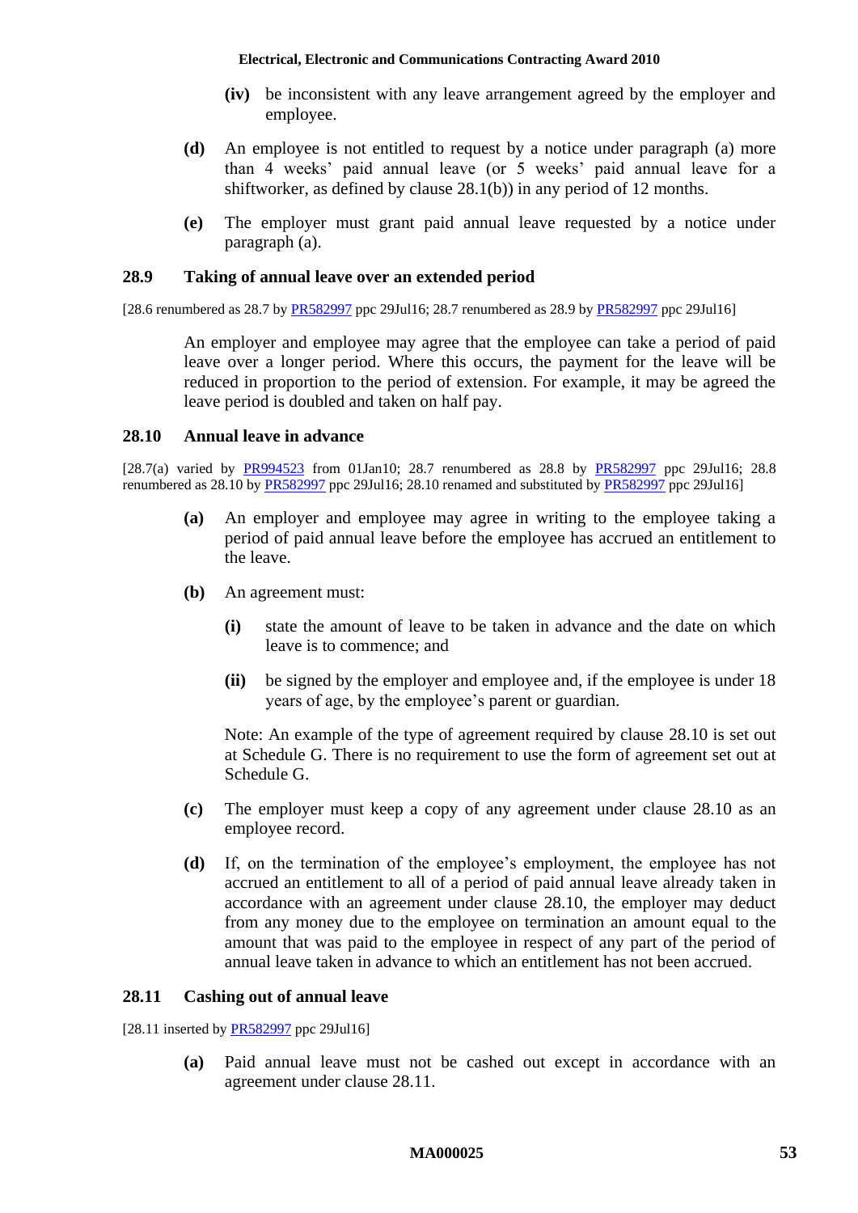**(iv)** be inconsistent with any leave arrangement agreed by the employer and employee.

**(d)** An employee is not entitled to request by a notice under paragraph (a) more than 4 weeks' paid annual leave (or 5 weeks' paid annual leave for a shiftworker, as defined by clause 28.1(b)) in any period of 12 months.

**(e)** The employer must grant paid annual leave requested by a notice under paragraph (a).

### 28.9 Taking of annual leave over an extended period

[28.6 renumbered as 28.7 by PR582997 ppc 29Jul16; 28.7 renumbered as 28.9 by PR582997 ppc 29Jul16]

An employer and employee may agree that the employee can take a period of paid leave over a longer period. Where this occurs, the payment for the leave will be reduced in proportion to the period of extension. For example, it may be agreed the leave period is doubled and taken on half pay.

### 28.10 Annual leave in advance

[28.7(a) varied by PR994523 from 01Jan10; 28.7 renumbered as 28.8 by PR582997 ppc 29Jul16; 28.8 renumbered as 28.10 by PR582997 ppc 29Jul16; 28.10 renamed and substituted by PR582997 ppc 29Jul16]

**(a)** An employer and employee may agree in writing to the employee taking a period of paid annual leave before the employee has accrued an entitlement to the leave.

**(b)** An agreement must:

**(i)** state the amount of leave to be taken in advance and the date on which leave is to commence; and

**(ii)** be signed by the employer and employee and, if the employee is under 18 years of age, by the employee's parent or guardian.

Note: An example of the type of agreement required by clause 28.10 is set out at Schedule G. There is no requirement to use the form of agreement set out at Schedule G.

**(c)** The employer must keep a copy of any agreement under clause 28.10 as an employee record.

**(d)** If, on the termination of the employee's employment, the employee has not accrued an entitlement to all of a period of paid annual leave already taken in accordance with an agreement under clause 28.10, the employer may deduct from any money due to the employee on termination an amount equal to the amount that was paid to the employee in respect of any part of the period of annual leave taken in advance to which an entitlement has not been accrued.

### 28.11 Cashing out of annual leave

[28.11 inserted by PR582997 ppc 29Jul16]

**(a)** Paid annual leave must not be cashed out except in accordance with an agreement under clause 28.11.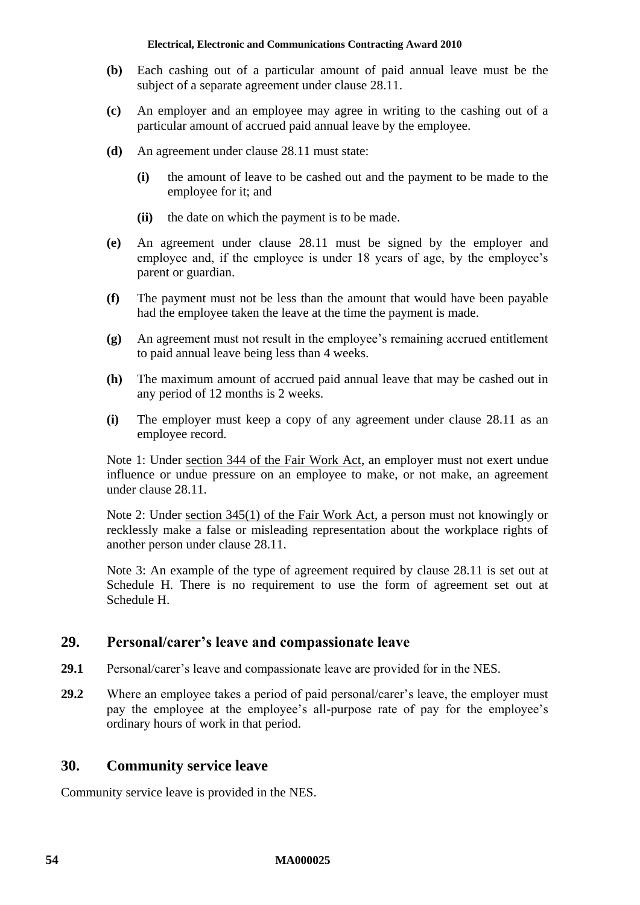**(b)** Each cashing out of a particular amount of paid annual leave must be the subject of a separate agreement under clause 28.11.

**(c)** An employer and an employee may agree in writing to the cashing out of a particular amount of accrued paid annual leave by the employee.

**(d)** An agreement under clause 28.11 must state:

**(i)** the amount of leave to be cashed out and the payment to be made to the employee for it; and

**(ii)** the date on which the payment is to be made.

**(e)** An agreement under clause 28.11 must be signed by the employer and employee and, if the employee is under 18 years of age, by the employee's parent or guardian.

**(f)** The payment must not be less than the amount that would have been payable had the employee taken the leave at the time the payment is made.

**(g)** An agreement must not result in the employee's remaining accrued entitlement to paid annual leave being less than 4 weeks.

**(h)** The maximum amount of accrued paid annual leave that may be cashed out in any period of 12 months is 2 weeks.

**(i)** The employer must keep a copy of any agreement under clause 28.11 as an employee record.

Note 1: Under section 344 of the Fair Work Act, an employer must not exert undue influence or undue pressure on an employee to make, or not make, an agreement under clause 28.11.

Note 2: Under section 345(1) of the Fair Work Act, a person must not knowingly or recklessly make a false or misleading representation about the workplace rights of another person under clause 28.11.

Note 3: An example of the type of agreement required by clause 28.11 is set out at Schedule H. There is no requirement to use the form of agreement set out at Schedule H.

## 29. Personal/carer's leave and compassionate leave

**29.1** Personal/carer's leave and compassionate leave are provided for in the NES.

**29.2** Where an employee takes a period of paid personal/carer's leave, the employer must pay the employee at the employee's all-purpose rate of pay for the employee's ordinary hours of work in that period.

## 30. Community service leave

Community service leave is provided in the NES.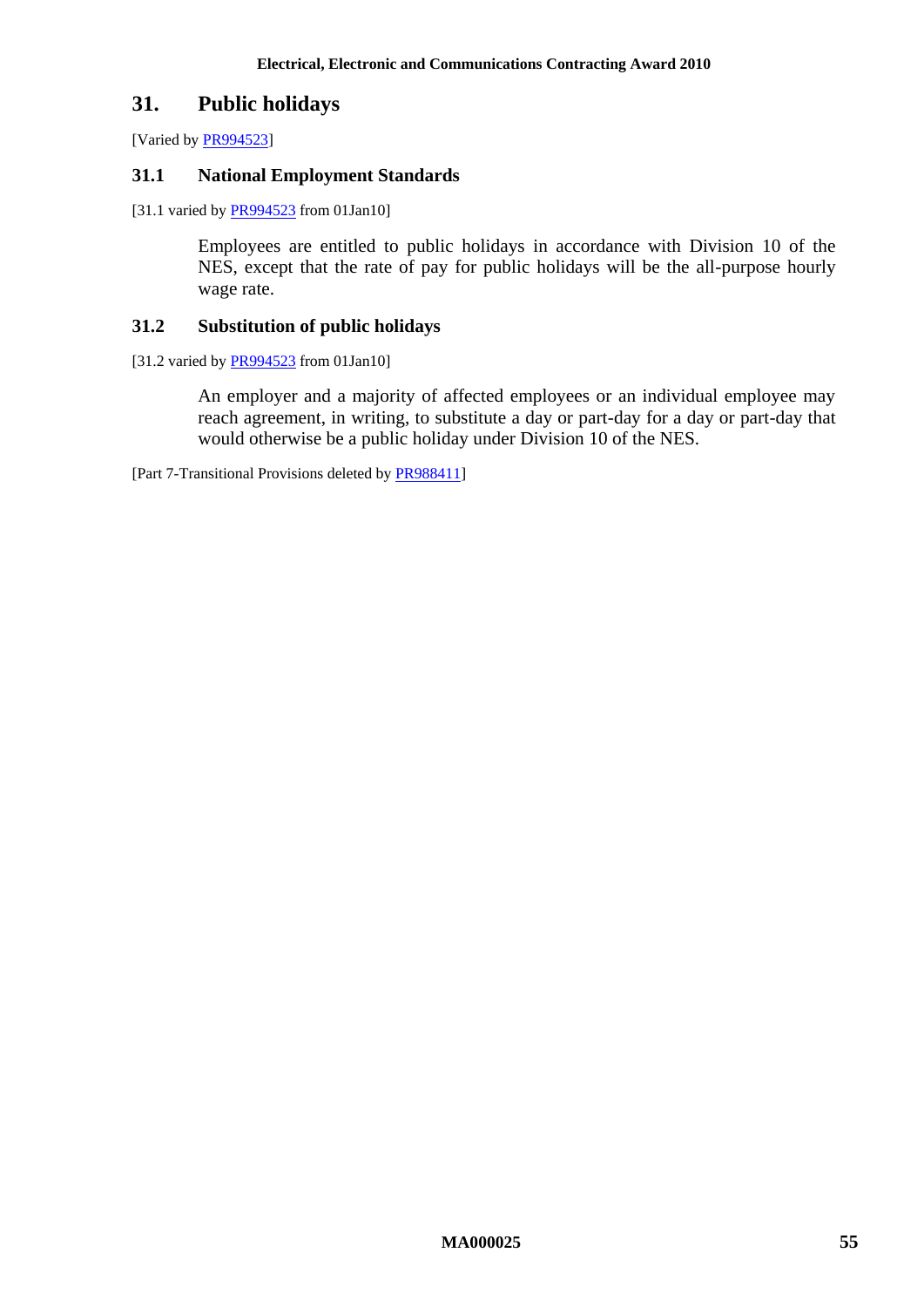## 31. Public holidays

[Varied by PR994523]

### 31.1 National Employment Standards

[31.1 varied by PR994523 from 01Jan10]

Employees are entitled to public holidays in accordance with Division 10 of the NES, except that the rate of pay for public holidays will be the all-purpose hourly wage rate.

### 31.2 Substitution of public holidays

[31.2 varied by PR994523 from 01Jan10]

An employer and a majority of affected employees or an individual employee may reach agreement, in writing, to substitute a day or part-day for a day or part-day that would otherwise be a public holiday under Division 10 of the NES.

[Part 7-Transitional Provisions deleted by PR988411]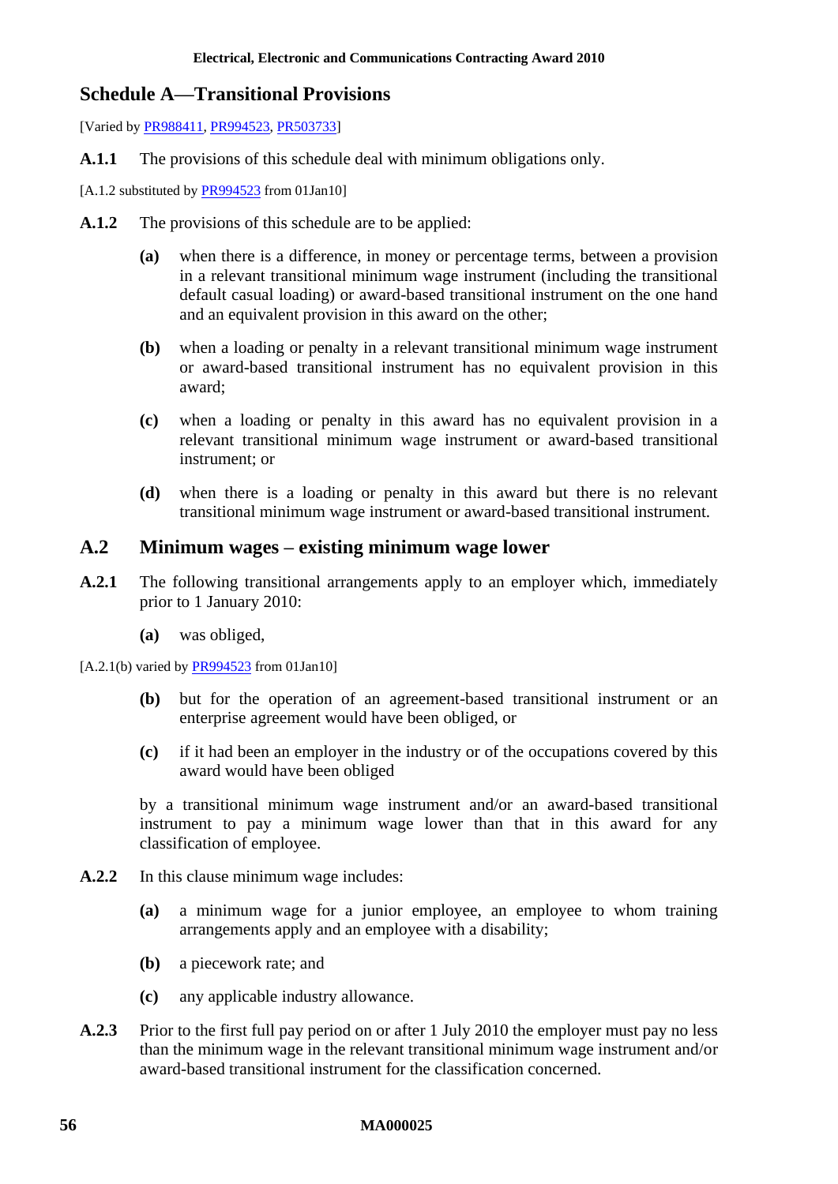## Schedule A—Transitional Provisions

[Varied by PR988411, PR994523, PR503733]

**A.1.1** The provisions of this schedule deal with minimum obligations only.

[A.1.2 substituted by PR994523 from 01Jan10]

**A.1.2** The provisions of this schedule are to be applied:

**(a)** when there is a difference, in money or percentage terms, between a provision in a relevant transitional minimum wage instrument (including the transitional default casual loading) or award-based transitional instrument on the one hand and an equivalent provision in this award on the other;

**(b)** when a loading or penalty in a relevant transitional minimum wage instrument or award-based transitional instrument has no equivalent provision in this award;

**(c)** when a loading or penalty in this award has no equivalent provision in a relevant transitional minimum wage instrument or award-based transitional instrument; or

**(d)** when there is a loading or penalty in this award but there is no relevant transitional minimum wage instrument or award-based transitional instrument.

### A.2 Minimum wages – existing minimum wage lower

**A.2.1** The following transitional arrangements apply to an employer which, immediately prior to 1 January 2010:

**(a)** was obliged,

[A.2.1(b) varied by PR994523 from 01Jan10]

**(b)** but for the operation of an agreement-based transitional instrument or an enterprise agreement would have been obliged, or

**(c)** if it had been an employer in the industry or of the occupations covered by this award would have been obliged

by a transitional minimum wage instrument and/or an award-based transitional instrument to pay a minimum wage lower than that in this award for any classification of employee.

**A.2.2** In this clause minimum wage includes:

**(a)** a minimum wage for a junior employee, an employee to whom training arrangements apply and an employee with a disability;

**(b)** a piecework rate; and

**(c)** any applicable industry allowance.

**A.2.3** Prior to the first full pay period on or after 1 July 2010 the employer must pay no less than the minimum wage in the relevant transitional minimum wage instrument and/or award-based transitional instrument for the classification concerned.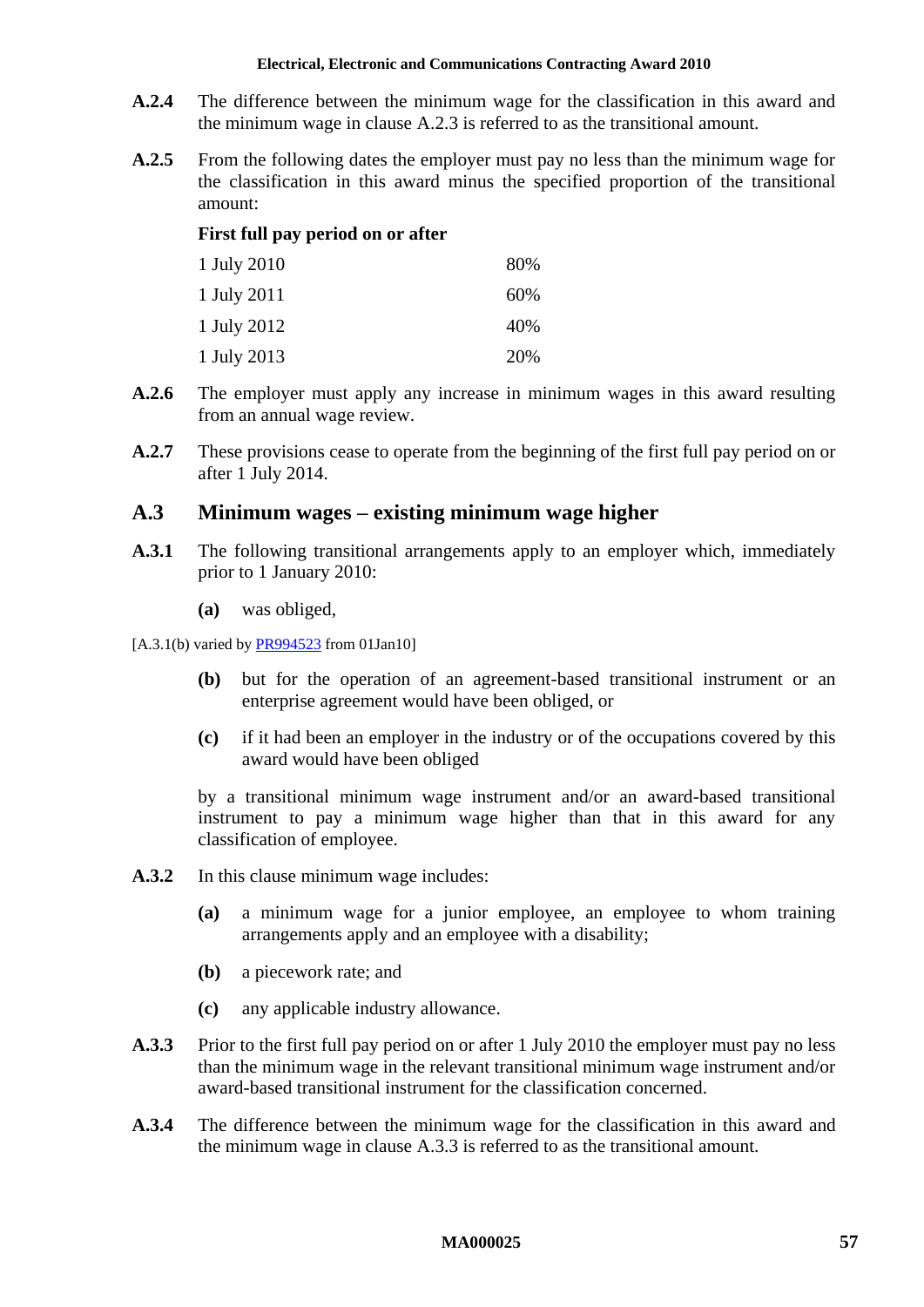**A.2.4** The difference between the minimum wage for the classification in this award and the minimum wage in clause A.2.3 is referred to as the transitional amount.

**A.2.5** From the following dates the employer must pay no less than the minimum wage for the classification in this award minus the specified proportion of the transitional amount:

| **First full pay period on or after** | |
|---|---|
| 1 July 2010 | 80% |
| 1 July 2011 | 60% |
| 1 July 2012 | 40% |
| 1 July 2013 | 20% |

**A.2.6** The employer must apply any increase in minimum wages in this award resulting from an annual wage review.

**A.2.7** These provisions cease to operate from the beginning of the first full pay period on or after 1 July 2014.

## A.3 Minimum wages – existing minimum wage higher

**A.3.1** The following transitional arrangements apply to an employer which, immediately prior to 1 January 2010:

**(a)** was obliged,

[A.3.1(b) varied by PR994523 from 01Jan10]

**(b)** but for the operation of an agreement-based transitional instrument or an enterprise agreement would have been obliged, or

**(c)** if it had been an employer in the industry or of the occupations covered by this award would have been obliged

by a transitional minimum wage instrument and/or an award-based transitional instrument to pay a minimum wage higher than that in this award for any classification of employee.

**A.3.2** In this clause minimum wage includes:

**(a)** a minimum wage for a junior employee, an employee to whom training arrangements apply and an employee with a disability;

**(b)** a piecework rate; and

**(c)** any applicable industry allowance.

**A.3.3** Prior to the first full pay period on or after 1 July 2010 the employer must pay no less than the minimum wage in the relevant transitional minimum wage instrument and/or award-based transitional instrument for the classification concerned.

**A.3.4** The difference between the minimum wage for the classification in this award and the minimum wage in clause A.3.3 is referred to as the transitional amount.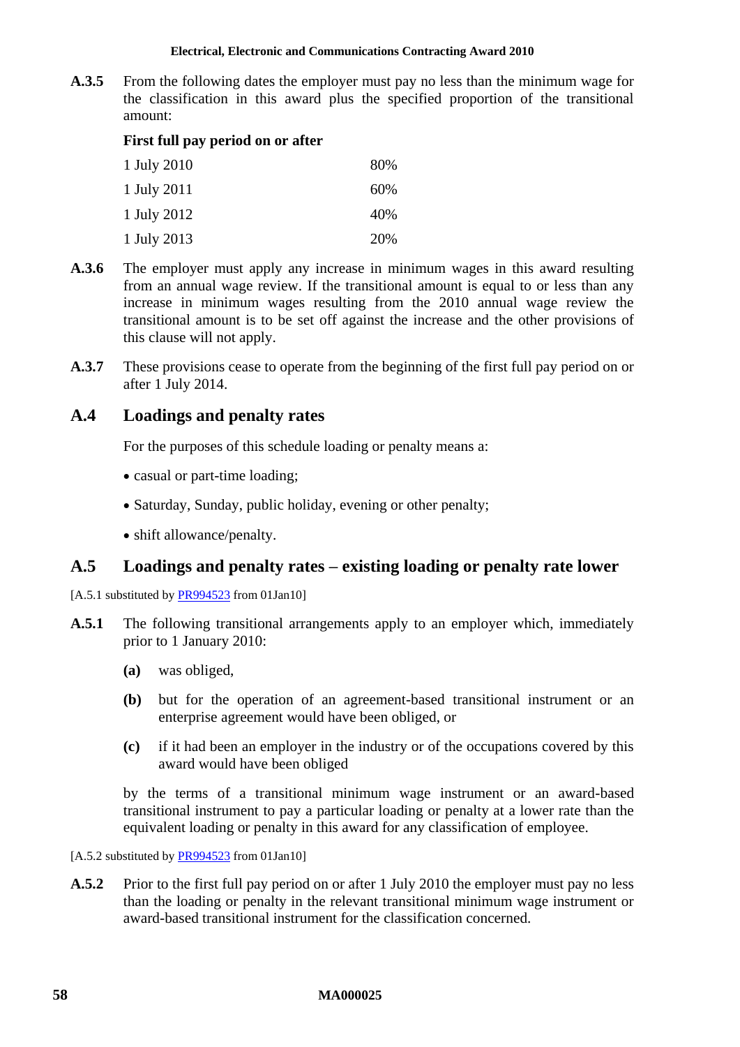**A.3.5** From the following dates the employer must pay no less than the minimum wage for the classification in this award plus the specified proportion of the transitional amount:

| **First full pay period on or after** | |
|---|---|
| 1 July 2010 | 80% |
| 1 July 2011 | 60% |
| 1 July 2012 | 40% |
| 1 July 2013 | 20% |

**A.3.6** The employer must apply any increase in minimum wages in this award resulting from an annual wage review. If the transitional amount is equal to or less than any increase in minimum wages resulting from the 2010 annual wage review the transitional amount is to be set off against the increase and the other provisions of this clause will not apply.

**A.3.7** These provisions cease to operate from the beginning of the first full pay period on or after 1 July 2014.

## A.4 Loadings and penalty rates

For the purposes of this schedule loading or penalty means a:

- casual or part-time loading;
- Saturday, Sunday, public holiday, evening or other penalty;
- shift allowance/penalty.

## A.5 Loadings and penalty rates – existing loading or penalty rate lower

[A.5.1 substituted by PR994523 from 01Jan10]

**A.5.1** The following transitional arrangements apply to an employer which, immediately prior to 1 January 2010:

**(a)** was obliged,

**(b)** but for the operation of an agreement-based transitional instrument or an enterprise agreement would have been obliged, or

**(c)** if it had been an employer in the industry or of the occupations covered by this award would have been obliged

by the terms of a transitional minimum wage instrument or an award-based transitional instrument to pay a particular loading or penalty at a lower rate than the equivalent loading or penalty in this award for any classification of employee.

[A.5.2 substituted by PR994523 from 01Jan10]

**A.5.2** Prior to the first full pay period on or after 1 July 2010 the employer must pay no less than the loading or penalty in the relevant transitional minimum wage instrument or award-based transitional instrument for the classification concerned.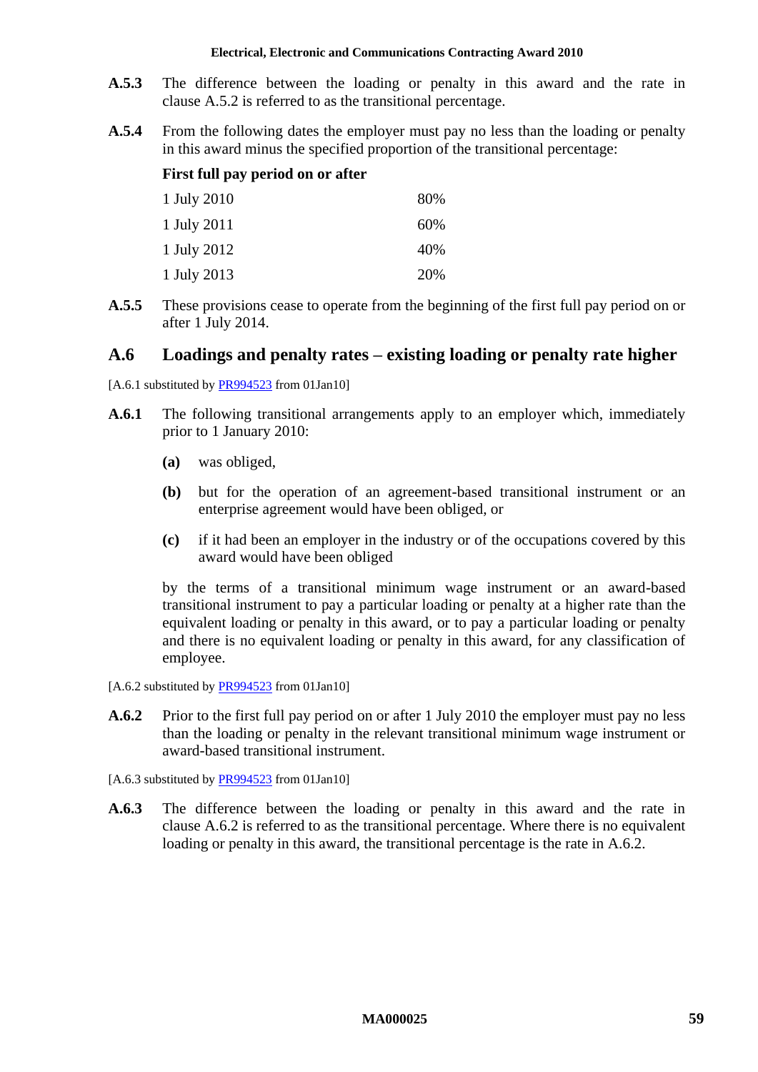**A.5.3** The difference between the loading or penalty in this award and the rate in clause A.5.2 is referred to as the transitional percentage.

**A.5.4** From the following dates the employer must pay no less than the loading or penalty in this award minus the specified proportion of the transitional percentage:

| First full pay period on or after | |
|---|---|
| 1 July 2010 | 80% |
| 1 July 2011 | 60% |
| 1 July 2012 | 40% |
| 1 July 2013 | 20% |

**A.5.5** These provisions cease to operate from the beginning of the first full pay period on or after 1 July 2014.

## A.6 Loadings and penalty rates – existing loading or penalty rate higher

[A.6.1 substituted by PR994523 from 01Jan10]

**A.6.1** The following transitional arrangements apply to an employer which, immediately prior to 1 January 2010:

**(a)** was obliged,

**(b)** but for the operation of an agreement-based transitional instrument or an enterprise agreement would have been obliged, or

**(c)** if it had been an employer in the industry or of the occupations covered by this award would have been obliged

by the terms of a transitional minimum wage instrument or an award-based transitional instrument to pay a particular loading or penalty at a higher rate than the equivalent loading or penalty in this award, or to pay a particular loading or penalty and there is no equivalent loading or penalty in this award, for any classification of employee.

[A.6.2 substituted by PR994523 from 01Jan10]

**A.6.2** Prior to the first full pay period on or after 1 July 2010 the employer must pay no less than the loading or penalty in the relevant transitional minimum wage instrument or award-based transitional instrument.

[A.6.3 substituted by PR994523 from 01Jan10]

**A.6.3** The difference between the loading or penalty in this award and the rate in clause A.6.2 is referred to as the transitional percentage. Where there is no equivalent loading or penalty in this award, the transitional percentage is the rate in A.6.2.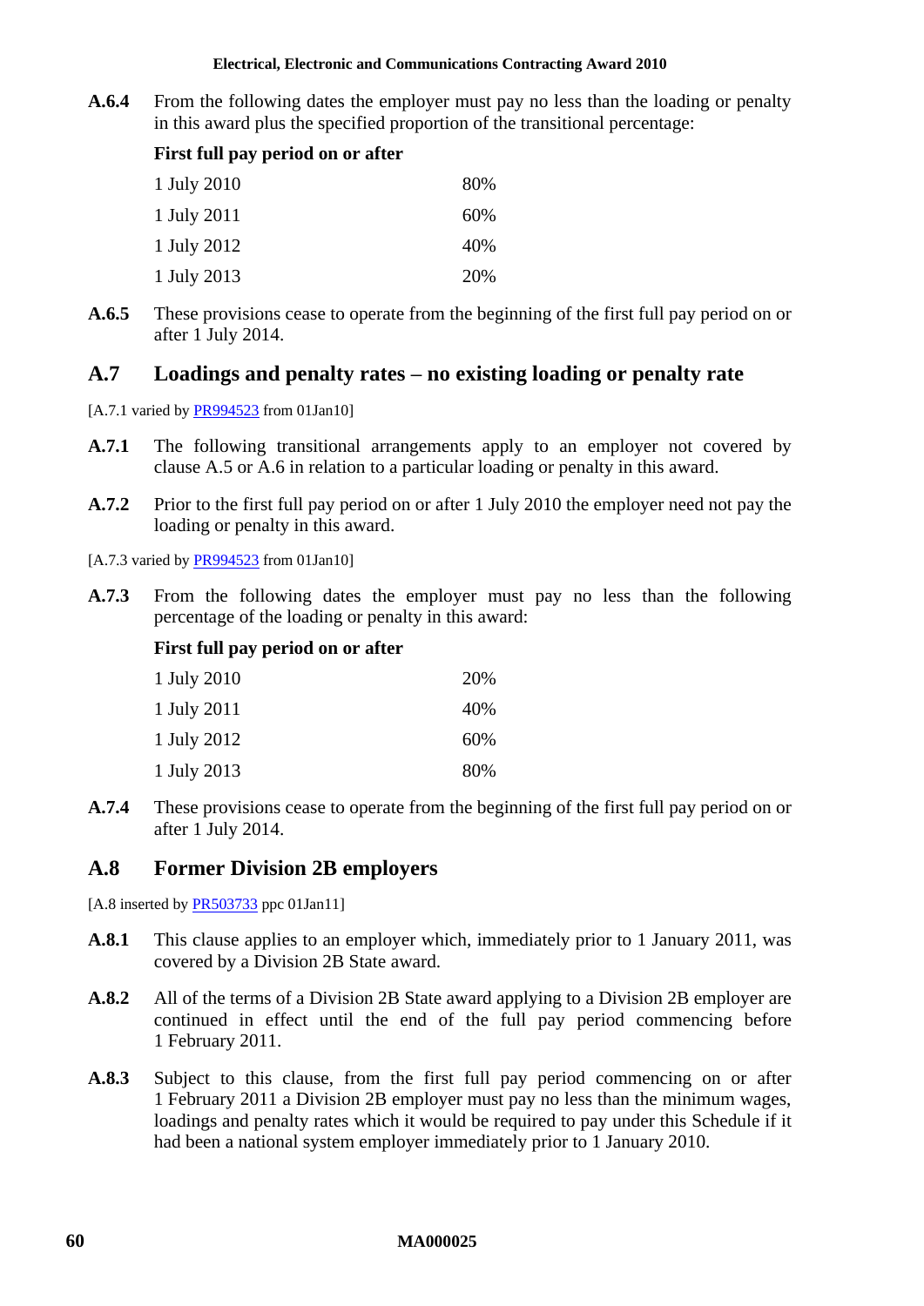**A.6.4** From the following dates the employer must pay no less than the loading or penalty in this award plus the specified proportion of the transitional percentage:

| First full pay period on or after | |
|---|---|
| 1 July 2010 | 80% |
| 1 July 2011 | 60% |
| 1 July 2012 | 40% |
| 1 July 2013 | 20% |

**A.6.5** These provisions cease to operate from the beginning of the first full pay period on or after 1 July 2014.

## A.7 Loadings and penalty rates – no existing loading or penalty rate

[A.7.1 varied by PR994523 from 01Jan10]

**A.7.1** The following transitional arrangements apply to an employer not covered by clause A.5 or A.6 in relation to a particular loading or penalty in this award.

**A.7.2** Prior to the first full pay period on or after 1 July 2010 the employer need not pay the loading or penalty in this award.

[A.7.3 varied by PR994523 from 01Jan10]

**A.7.3** From the following dates the employer must pay no less than the following percentage of the loading or penalty in this award:

| First full pay period on or after | |
|---|---|
| 1 July 2010 | 20% |
| 1 July 2011 | 40% |
| 1 July 2012 | 60% |
| 1 July 2013 | 80% |

**A.7.4** These provisions cease to operate from the beginning of the first full pay period on or after 1 July 2014.

## A.8 Former Division 2B employers

[A.8 inserted by PR503733 ppc 01Jan11]

**A.8.1** This clause applies to an employer which, immediately prior to 1 January 2011, was covered by a Division 2B State award.

**A.8.2** All of the terms of a Division 2B State award applying to a Division 2B employer are continued in effect until the end of the full pay period commencing before 1 February 2011.

**A.8.3** Subject to this clause, from the first full pay period commencing on or after 1 February 2011 a Division 2B employer must pay no less than the minimum wages, loadings and penalty rates which it would be required to pay under this Schedule if it had been a national system employer immediately prior to 1 January 2010.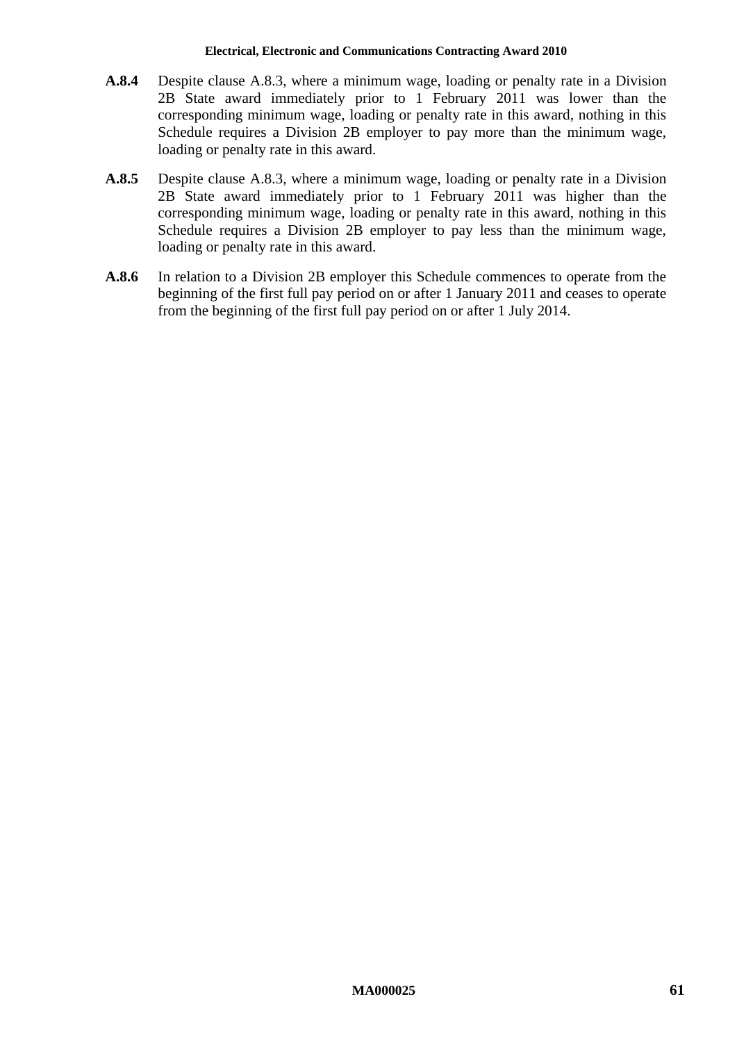**A.8.4** Despite clause A.8.3, where a minimum wage, loading or penalty rate in a Division 2B State award immediately prior to 1 February 2011 was lower than the corresponding minimum wage, loading or penalty rate in this award, nothing in this Schedule requires a Division 2B employer to pay more than the minimum wage, loading or penalty rate in this award.

**A.8.5** Despite clause A.8.3, where a minimum wage, loading or penalty rate in a Division 2B State award immediately prior to 1 February 2011 was higher than the corresponding minimum wage, loading or penalty rate in this award, nothing in this Schedule requires a Division 2B employer to pay less than the minimum wage, loading or penalty rate in this award.

**A.8.6** In relation to a Division 2B employer this Schedule commences to operate from the beginning of the first full pay period on or after 1 January 2011 and ceases to operate from the beginning of the first full pay period on or after 1 July 2014.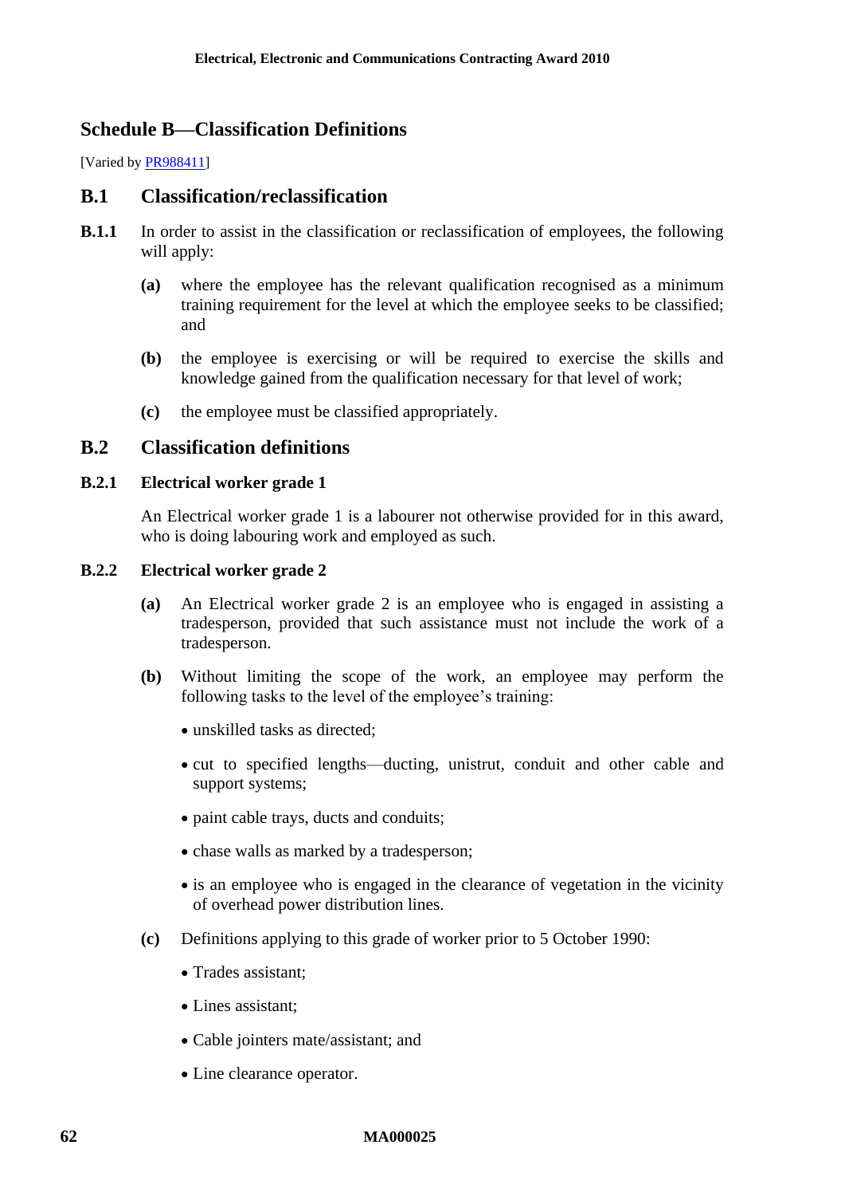## Schedule B—Classification Definitions

[Varied by PR988411]

### B.1 Classification/reclassification

**B.1.1** In order to assist in the classification or reclassification of employees, the following will apply:

**(a)** where the employee has the relevant qualification recognised as a minimum training requirement for the level at which the employee seeks to be classified; and

**(b)** the employee is exercising or will be required to exercise the skills and knowledge gained from the qualification necessary for that level of work;

**(c)** the employee must be classified appropriately.

### B.2 Classification definitions

#### B.2.1 Electrical worker grade 1

An Electrical worker grade 1 is a labourer not otherwise provided for in this award, who is doing labouring work and employed as such.

#### B.2.2 Electrical worker grade 2

**(a)** An Electrical worker grade 2 is an employee who is engaged in assisting a tradesperson, provided that such assistance must not include the work of a tradesperson.

**(b)** Without limiting the scope of the work, an employee may perform the following tasks to the level of the employee's training:

- unskilled tasks as directed;
- cut to specified lengths—ducting, unistrut, conduit and other cable and support systems;
- paint cable trays, ducts and conduits;
- chase walls as marked by a tradesperson;
- is an employee who is engaged in the clearance of vegetation in the vicinity of overhead power distribution lines.

**(c)** Definitions applying to this grade of worker prior to 5 October 1990:

- Trades assistant;
- Lines assistant;
- Cable jointers mate/assistant; and
- Line clearance operator.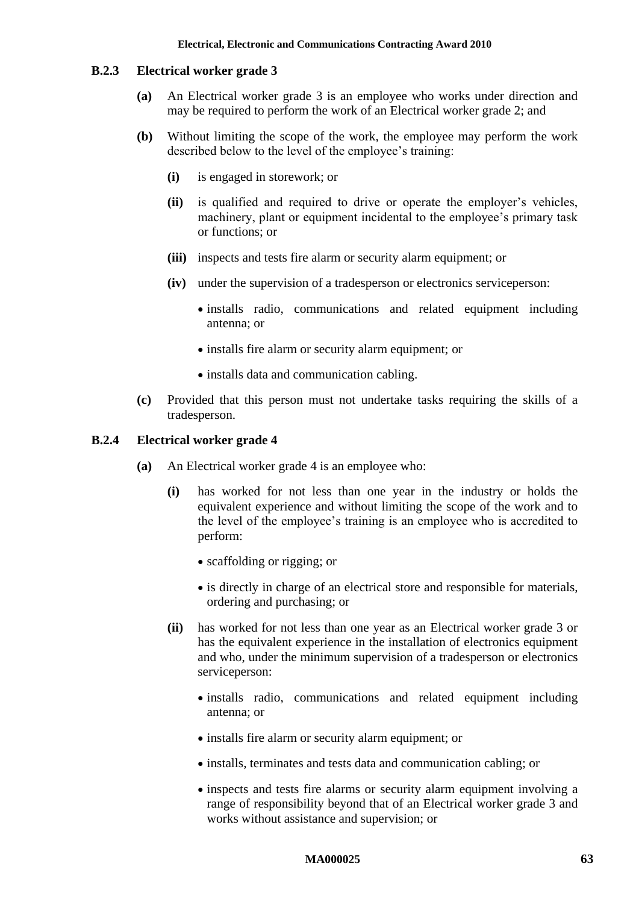### B.2.3 Electrical worker grade 3

**(a)** An Electrical worker grade 3 is an employee who works under direction and may be required to perform the work of an Electrical worker grade 2; and

**(b)** Without limiting the scope of the work, the employee may perform the work described below to the level of the employee's training:

- **(i)** is engaged in storework; or
- **(ii)** is qualified and required to drive or operate the employer's vehicles, machinery, plant or equipment incidental to the employee's primary task or functions; or
- **(iii)** inspects and tests fire alarm or security alarm equipment; or
- **(iv)** under the supervision of a tradesperson or electronics serviceperson:
  - installs radio, communications and related equipment including antenna; or
  - installs fire alarm or security alarm equipment; or
  - installs data and communication cabling.

**(c)** Provided that this person must not undertake tasks requiring the skills of a tradesperson.

### B.2.4 Electrical worker grade 4

**(a)** An Electrical worker grade 4 is an employee who:

- **(i)** has worked for not less than one year in the industry or holds the equivalent experience and without limiting the scope of the work and to the level of the employee's training is an employee who is accredited to perform:
  - scaffolding or rigging; or
  - is directly in charge of an electrical store and responsible for materials, ordering and purchasing; or
- **(ii)** has worked for not less than one year as an Electrical worker grade 3 or has the equivalent experience in the installation of electronics equipment and who, under the minimum supervision of a tradesperson or electronics serviceperson:
  - installs radio, communications and related equipment including antenna; or
  - installs fire alarm or security alarm equipment; or
  - installs, terminates and tests data and communication cabling; or
  - inspects and tests fire alarms or security alarm equipment involving a range of responsibility beyond that of an Electrical worker grade 3 and works without assistance and supervision; or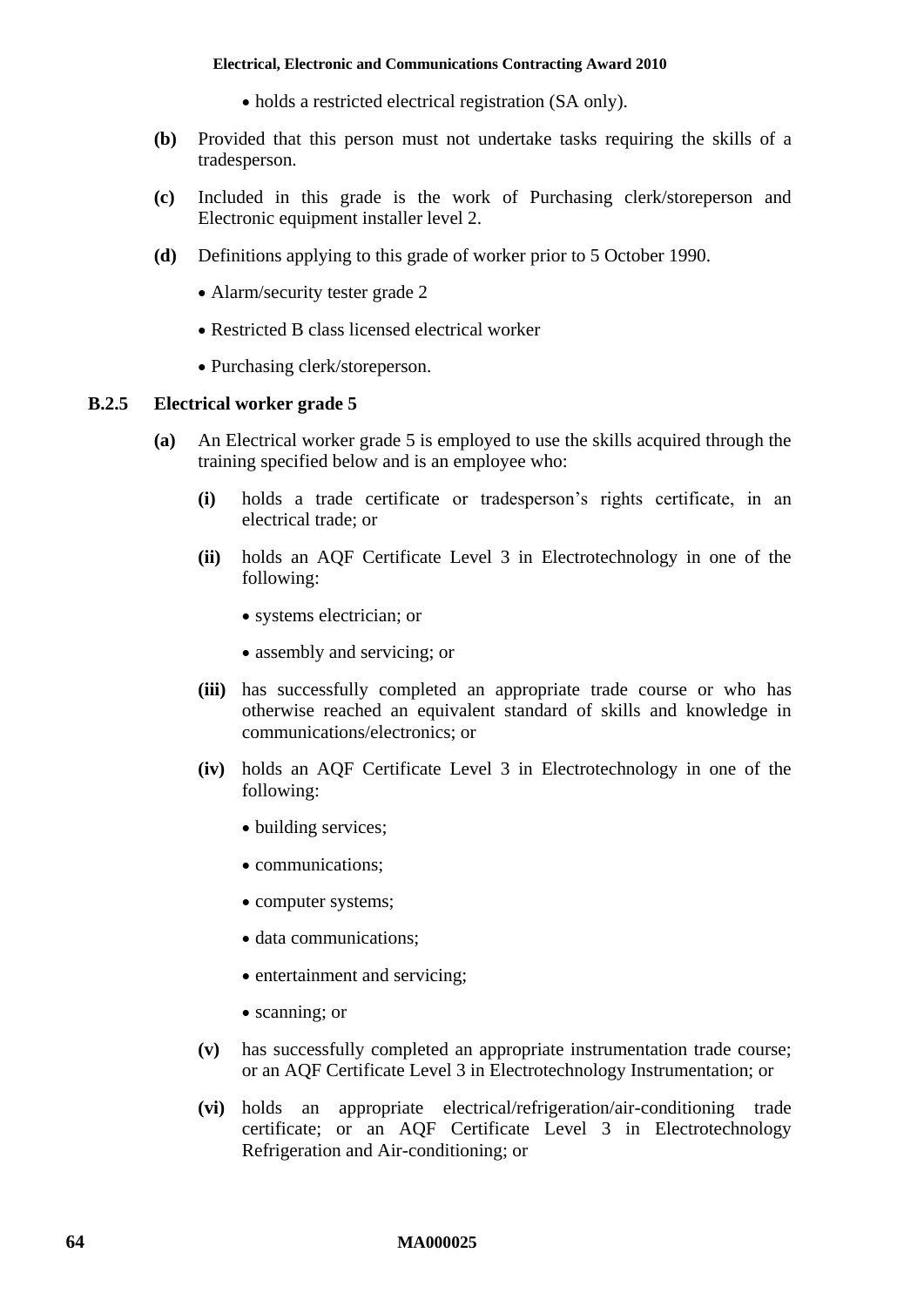- holds a restricted electrical registration (SA only).

**(b)** Provided that this person must not undertake tasks requiring the skills of a tradesperson.

**(c)** Included in this grade is the work of Purchasing clerk/storeperson and Electronic equipment installer level 2.

**(d)** Definitions applying to this grade of worker prior to 5 October 1990.

- Alarm/security tester grade 2
- Restricted B class licensed electrical worker
- Purchasing clerk/storeperson.

### B.2.5 Electrical worker grade 5

**(a)** An Electrical worker grade 5 is employed to use the skills acquired through the training specified below and is an employee who:

**(i)** holds a trade certificate or tradesperson's rights certificate, in an electrical trade; or

**(ii)** holds an AQF Certificate Level 3 in Electrotechnology in one of the following:

- systems electrician; or
- assembly and servicing; or

**(iii)** has successfully completed an appropriate trade course or who has otherwise reached an equivalent standard of skills and knowledge in communications/electronics; or

**(iv)** holds an AQF Certificate Level 3 in Electrotechnology in one of the following:

- building services;
- communications;
- computer systems;
- data communications;
- entertainment and servicing;
- scanning; or

**(v)** has successfully completed an appropriate instrumentation trade course; or an AQF Certificate Level 3 in Electrotechnology Instrumentation; or

**(vi)** holds an appropriate electrical/refrigeration/air-conditioning trade certificate; or an AQF Certificate Level 3 in Electrotechnology Refrigeration and Air-conditioning; or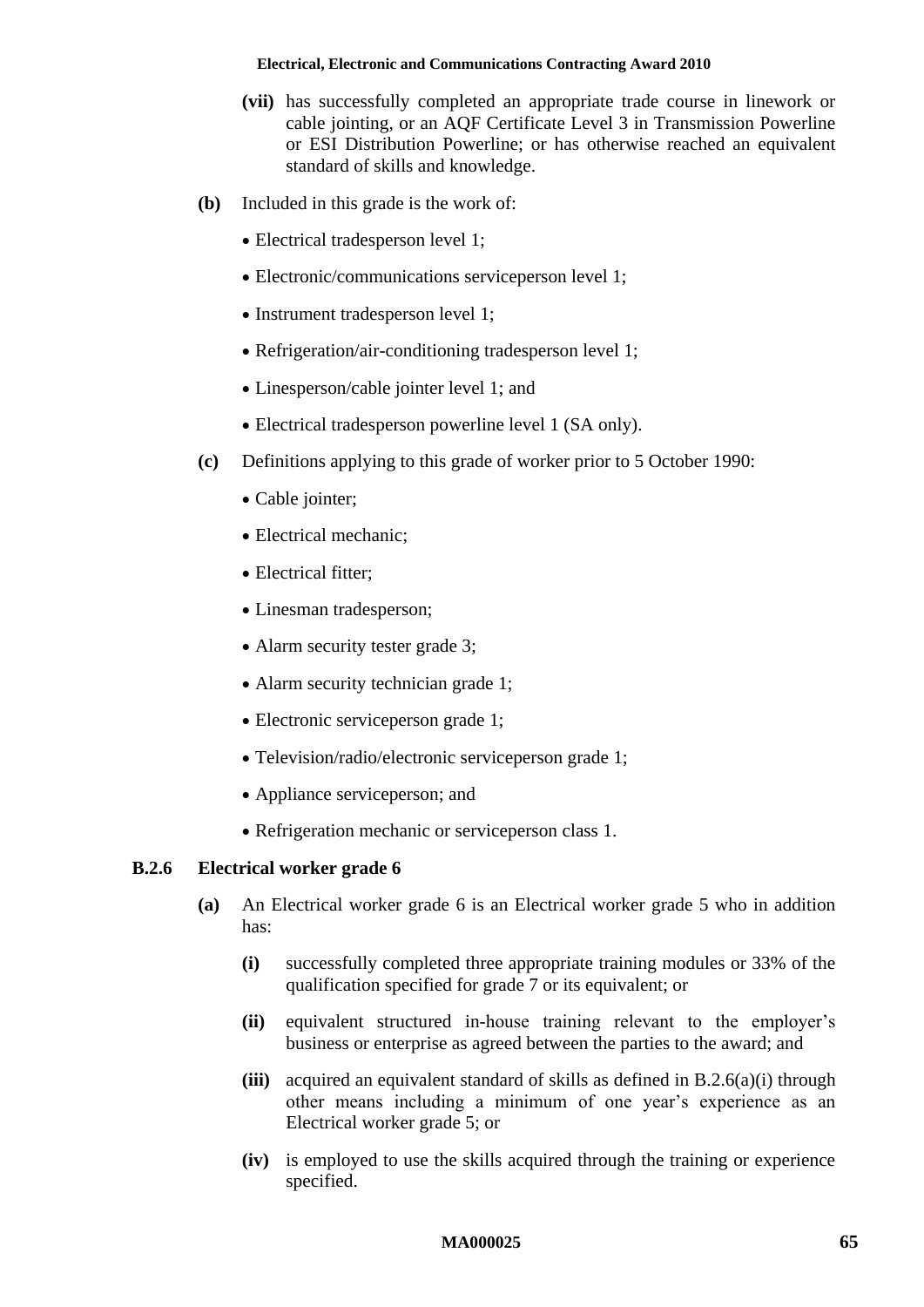**(vii)** has successfully completed an appropriate trade course in linework or cable jointing, or an AQF Certificate Level 3 in Transmission Powerline or ESI Distribution Powerline; or has otherwise reached an equivalent standard of skills and knowledge.

**(b)** Included in this grade is the work of:

- Electrical tradesperson level 1;
- Electronic/communications serviceperson level 1;
- Instrument tradesperson level 1;
- Refrigeration/air-conditioning tradesperson level 1;
- Linesperson/cable jointer level 1; and
- Electrical tradesperson powerline level 1 (SA only).

**(c)** Definitions applying to this grade of worker prior to 5 October 1990:

- Cable jointer;
- Electrical mechanic;
- Electrical fitter;
- Linesman tradesperson;
- Alarm security tester grade 3;
- Alarm security technician grade 1;
- Electronic serviceperson grade 1;
- Television/radio/electronic serviceperson grade 1;
- Appliance serviceperson; and
- Refrigeration mechanic or serviceperson class 1.

### B.2.6 Electrical worker grade 6

**(a)** An Electrical worker grade 6 is an Electrical worker grade 5 who in addition has:

**(i)** successfully completed three appropriate training modules or 33% of the qualification specified for grade 7 or its equivalent; or

**(ii)** equivalent structured in-house training relevant to the employer's business or enterprise as agreed between the parties to the award; and

**(iii)** acquired an equivalent standard of skills as defined in B.2.6(a)(i) through other means including a minimum of one year's experience as an Electrical worker grade 5; or

**(iv)** is employed to use the skills acquired through the training or experience specified.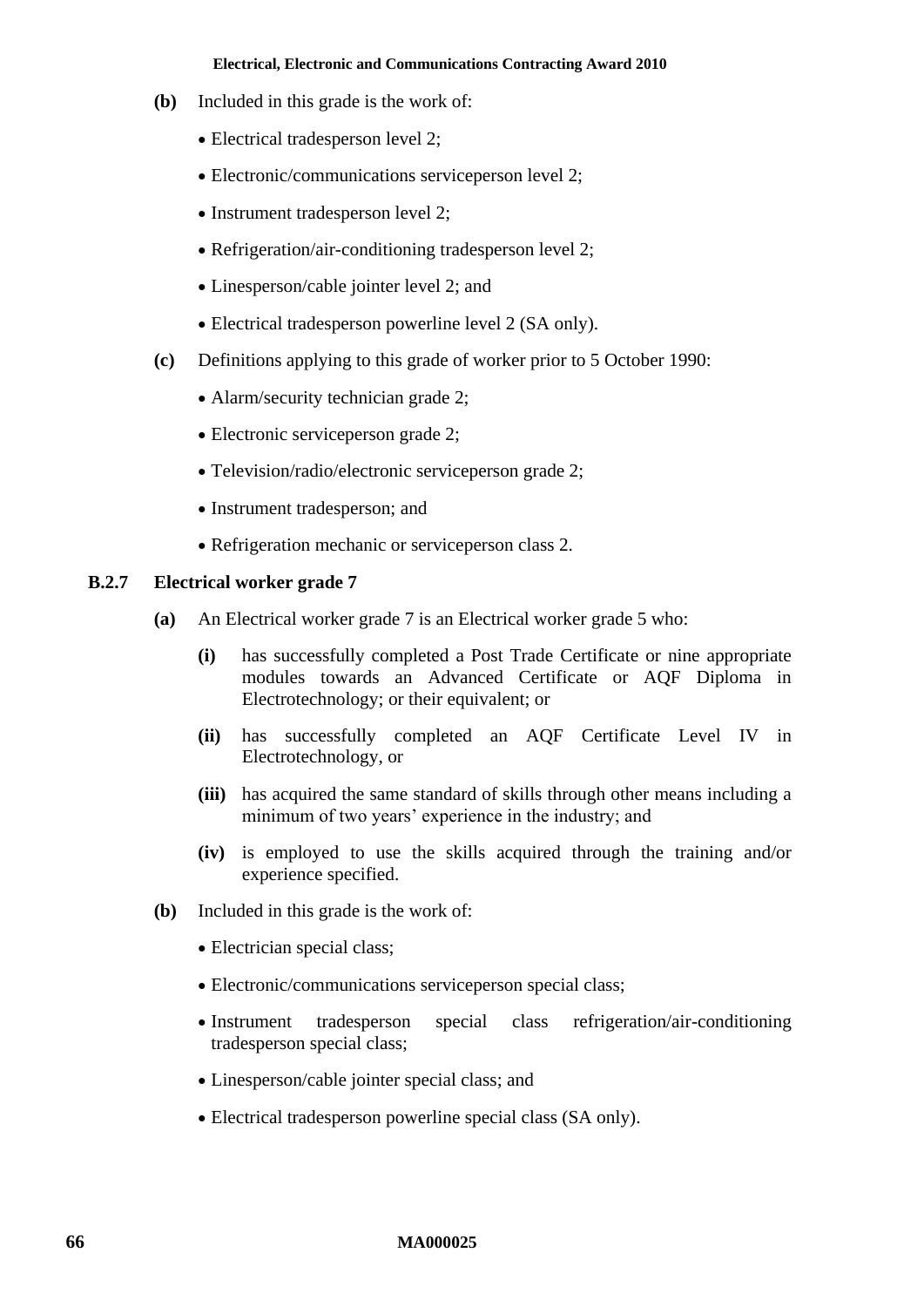**(b)** Included in this grade is the work of:

- Electrical tradesperson level 2;
- Electronic/communications serviceperson level 2;
- Instrument tradesperson level 2;
- Refrigeration/air-conditioning tradesperson level 2;
- Linesperson/cable jointer level 2; and
- Electrical tradesperson powerline level 2 (SA only).

**(c)** Definitions applying to this grade of worker prior to 5 October 1990:

- Alarm/security technician grade 2;
- Electronic serviceperson grade 2;
- Television/radio/electronic serviceperson grade 2;
- Instrument tradesperson; and
- Refrigeration mechanic or serviceperson class 2.

### B.2.7 Electrical worker grade 7

**(a)** An Electrical worker grade 7 is an Electrical worker grade 5 who:

**(i)** has successfully completed a Post Trade Certificate or nine appropriate modules towards an Advanced Certificate or AQF Diploma in Electrotechnology; or their equivalent; or

**(ii)** has successfully completed an AQF Certificate Level IV in Electrotechnology, or

**(iii)** has acquired the same standard of skills through other means including a minimum of two years' experience in the industry; and

**(iv)** is employed to use the skills acquired through the training and/or experience specified.

**(b)** Included in this grade is the work of:

- Electrician special class;
- Electronic/communications serviceperson special class;
- Instrument tradesperson special class refrigeration/air-conditioning tradesperson special class;
- Linesperson/cable jointer special class; and
- Electrical tradesperson powerline special class (SA only).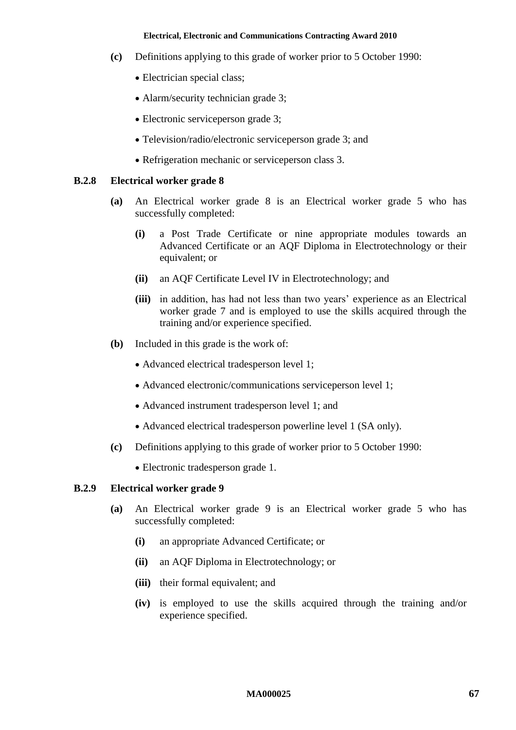**(c)** Definitions applying to this grade of worker prior to 5 October 1990:

- Electrician special class;
- Alarm/security technician grade 3;
- Electronic serviceperson grade 3;
- Television/radio/electronic serviceperson grade 3; and
- Refrigeration mechanic or serviceperson class 3.

### B.2.8 Electrical worker grade 8

**(a)** An Electrical worker grade 8 is an Electrical worker grade 5 who has successfully completed:

**(i)** a Post Trade Certificate or nine appropriate modules towards an Advanced Certificate or an AQF Diploma in Electrotechnology or their equivalent; or

**(ii)** an AQF Certificate Level IV in Electrotechnology; and

**(iii)** in addition, has had not less than two years' experience as an Electrical worker grade 7 and is employed to use the skills acquired through the training and/or experience specified.

**(b)** Included in this grade is the work of:

- Advanced electrical tradesperson level 1;
- Advanced electronic/communications serviceperson level 1;
- Advanced instrument tradesperson level 1; and
- Advanced electrical tradesperson powerline level 1 (SA only).

**(c)** Definitions applying to this grade of worker prior to 5 October 1990:

- Electronic tradesperson grade 1.

### B.2.9 Electrical worker grade 9

**(a)** An Electrical worker grade 9 is an Electrical worker grade 5 who has successfully completed:

**(i)** an appropriate Advanced Certificate; or

**(ii)** an AQF Diploma in Electrotechnology; or

**(iii)** their formal equivalent; and

**(iv)** is employed to use the skills acquired through the training and/or experience specified.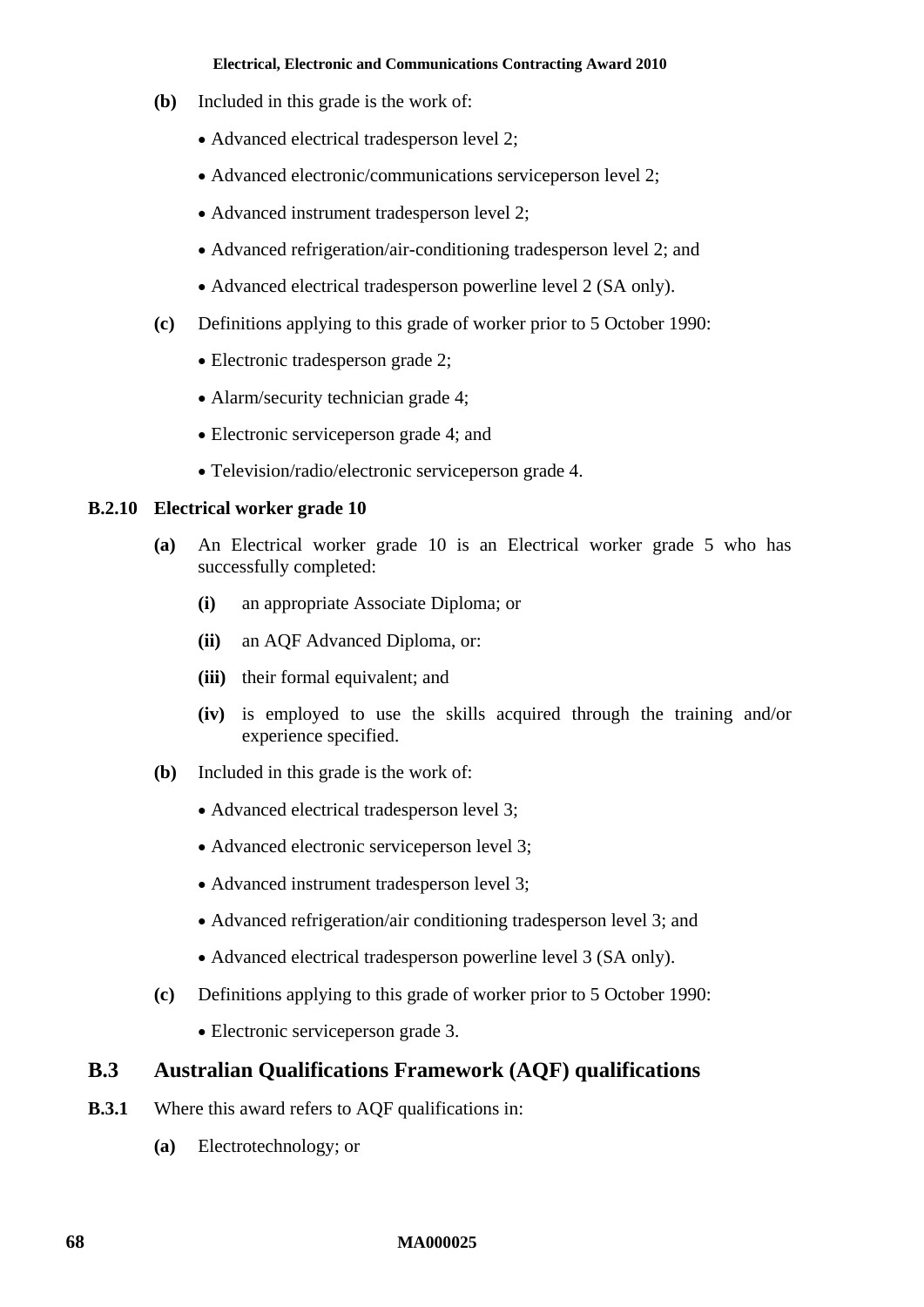**(b)** Included in this grade is the work of:

- Advanced electrical tradesperson level 2;
- Advanced electronic/communications serviceperson level 2;
- Advanced instrument tradesperson level 2;
- Advanced refrigeration/air-conditioning tradesperson level 2; and
- Advanced electrical tradesperson powerline level 2 (SA only).

**(c)** Definitions applying to this grade of worker prior to 5 October 1990:

- Electronic tradesperson grade 2;
- Alarm/security technician grade 4;
- Electronic serviceperson grade 4; and
- Television/radio/electronic serviceperson grade 4.

### B.2.10 Electrical worker grade 10

**(a)** An Electrical worker grade 10 is an Electrical worker grade 5 who has successfully completed:

**(i)** an appropriate Associate Diploma; or

**(ii)** an AQF Advanced Diploma, or:

**(iii)** their formal equivalent; and

**(iv)** is employed to use the skills acquired through the training and/or experience specified.

**(b)** Included in this grade is the work of:

- Advanced electrical tradesperson level 3;
- Advanced electronic serviceperson level 3;
- Advanced instrument tradesperson level 3;
- Advanced refrigeration/air conditioning tradesperson level 3; and
- Advanced electrical tradesperson powerline level 3 (SA only).

**(c)** Definitions applying to this grade of worker prior to 5 October 1990:

- Electronic serviceperson grade 3.

## B.3 Australian Qualifications Framework (AQF) qualifications

**B.3.1** Where this award refers to AQF qualifications in:

**(a)** Electrotechnology; or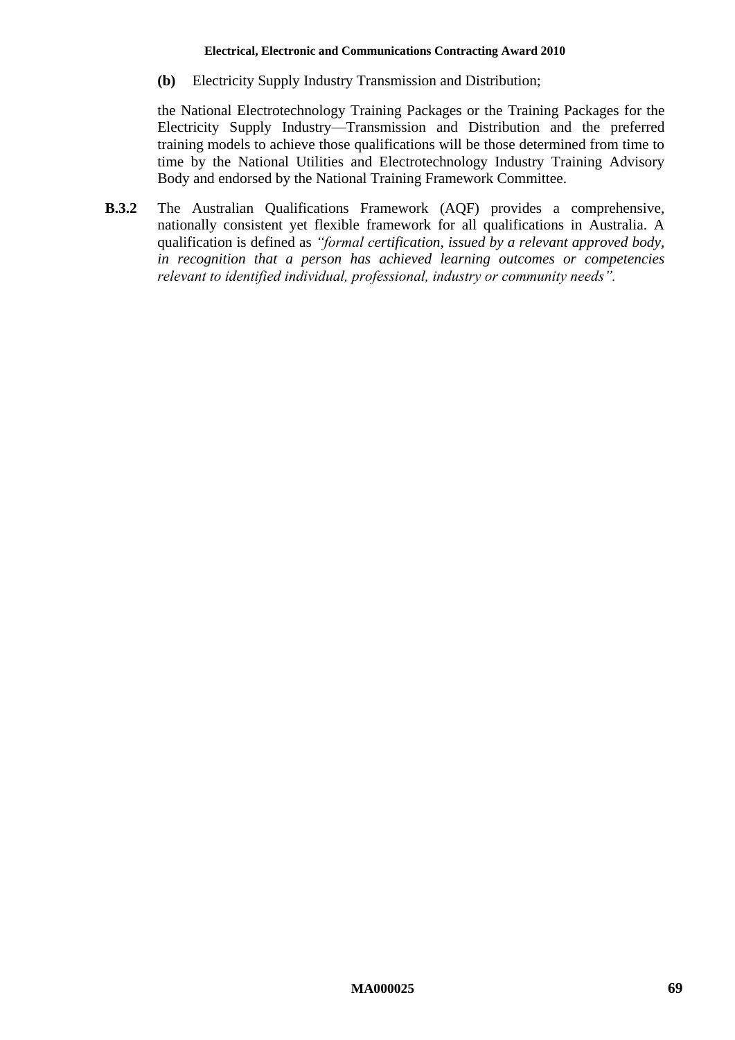**(b)** Electricity Supply Industry Transmission and Distribution;

the National Electrotechnology Training Packages or the Training Packages for the Electricity Supply Industry—Transmission and Distribution and the preferred training models to achieve those qualifications will be those determined from time to time by the National Utilities and Electrotechnology Industry Training Advisory Body and endorsed by the National Training Framework Committee.

**B.3.2** The Australian Qualifications Framework (AQF) provides a comprehensive, nationally consistent yet flexible framework for all qualifications in Australia. A qualification is defined as *"formal certification, issued by a relevant approved body, in recognition that a person has achieved learning outcomes or competencies relevant to identified individual, professional, industry or community needs".*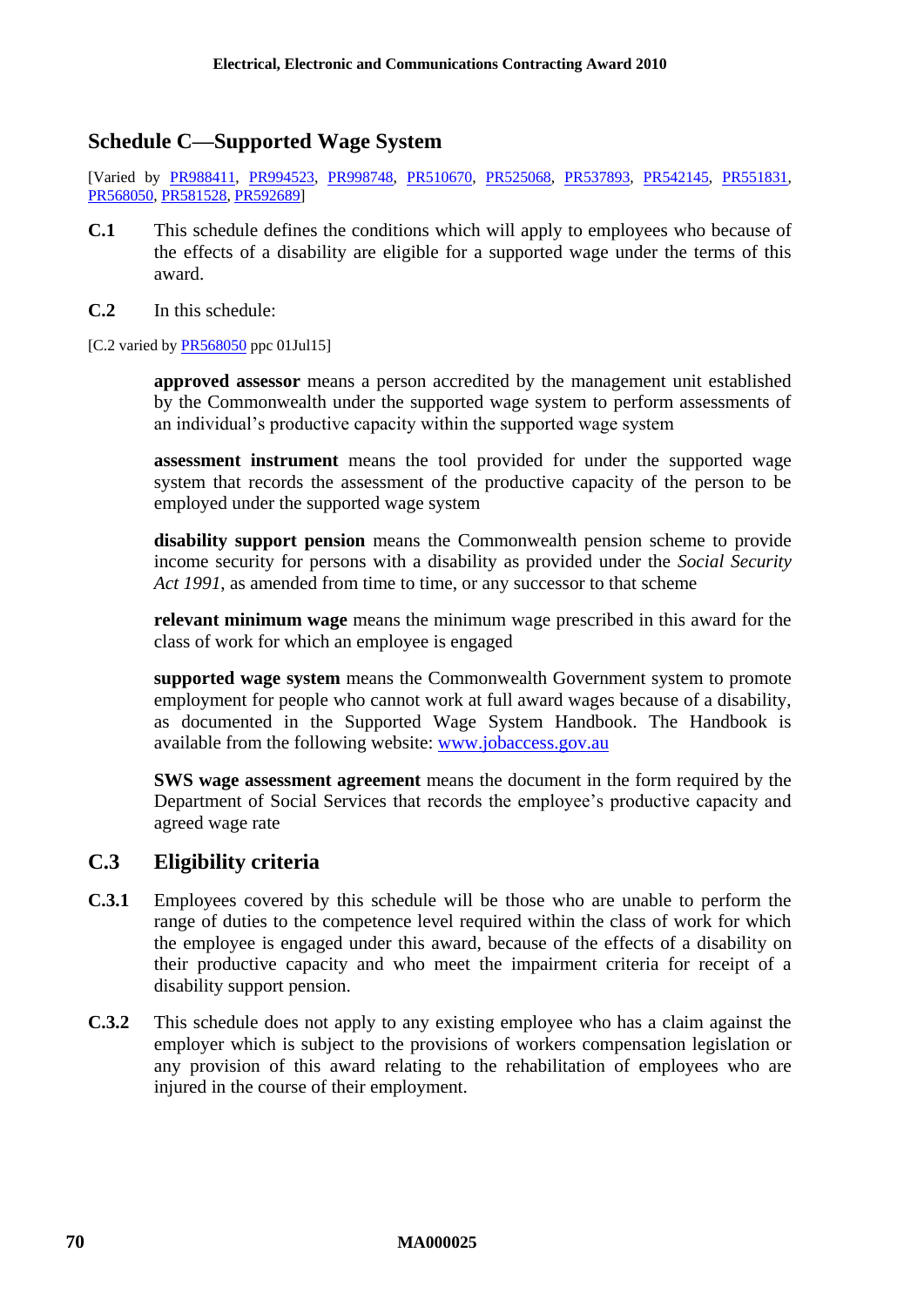## Schedule C—Supported Wage System

[Varied by PR988411, PR994523, PR998748, PR510670, PR525068, PR537893, PR542145, PR551831, PR568050, PR581528, PR592689]

**C.1** This schedule defines the conditions which will apply to employees who because of the effects of a disability are eligible for a supported wage under the terms of this award.

**C.2** In this schedule:

[C.2 varied by PR568050 ppc 01Jul15]

**approved assessor** means a person accredited by the management unit established by the Commonwealth under the supported wage system to perform assessments of an individual's productive capacity within the supported wage system

**assessment instrument** means the tool provided for under the supported wage system that records the assessment of the productive capacity of the person to be employed under the supported wage system

**disability support pension** means the Commonwealth pension scheme to provide income security for persons with a disability as provided under the *Social Security Act 1991*, as amended from time to time, or any successor to that scheme

**relevant minimum wage** means the minimum wage prescribed in this award for the class of work for which an employee is engaged

**supported wage system** means the Commonwealth Government system to promote employment for people who cannot work at full award wages because of a disability, as documented in the Supported Wage System Handbook. The Handbook is available from the following website: www.jobaccess.gov.au

**SWS wage assessment agreement** means the document in the form required by the Department of Social Services that records the employee's productive capacity and agreed wage rate

### C.3 Eligibility criteria

**C.3.1** Employees covered by this schedule will be those who are unable to perform the range of duties to the competence level required within the class of work for which the employee is engaged under this award, because of the effects of a disability on their productive capacity and who meet the impairment criteria for receipt of a disability support pension.

**C.3.2** This schedule does not apply to any existing employee who has a claim against the employer which is subject to the provisions of workers compensation legislation or any provision of this award relating to the rehabilitation of employees who are injured in the course of their employment.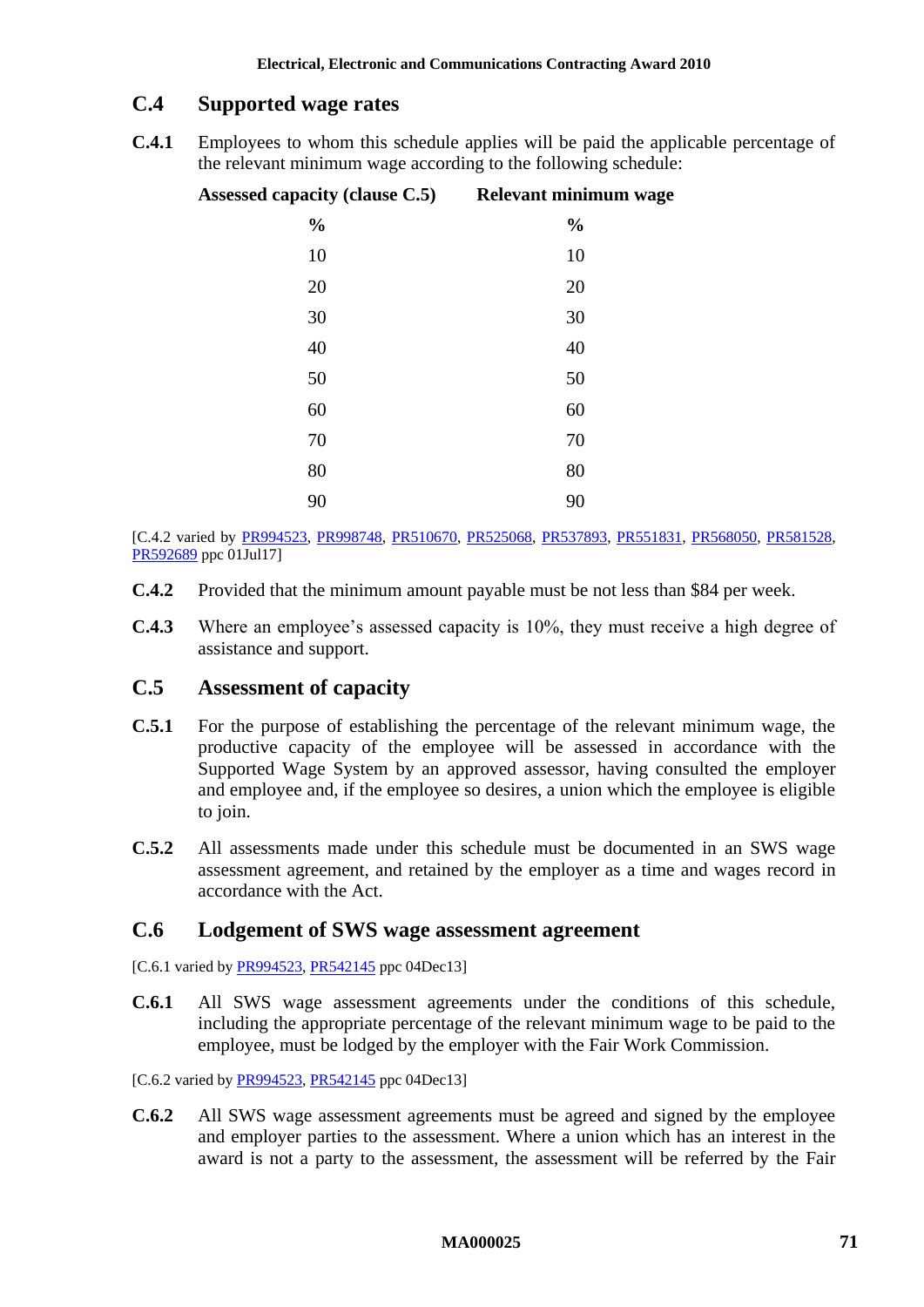## C.4 Supported wage rates

**C.4.1** Employees to whom this schedule applies will be paid the applicable percentage of the relevant minimum wage according to the following schedule:

| Assessed capacity (clause C.5) | Relevant minimum wage |
|---|---|
| % | % |
| 10 | 10 |
| 20 | 20 |
| 30 | 30 |
| 40 | 40 |
| 50 | 50 |
| 60 | 60 |
| 70 | 70 |
| 80 | 80 |
| 90 | 90 |

[C.4.2 varied by PR994523, PR998748, PR510670, PR525068, PR537893, PR551831, PR568050, PR581528, PR592689 ppc 01Jul17]

**C.4.2** Provided that the minimum amount payable must be not less than $84 per week.

**C.4.3** Where an employee's assessed capacity is 10%, they must receive a high degree of assistance and support.

## C.5 Assessment of capacity

**C.5.1** For the purpose of establishing the percentage of the relevant minimum wage, the productive capacity of the employee will be assessed in accordance with the Supported Wage System by an approved assessor, having consulted the employer and employee and, if the employee so desires, a union which the employee is eligible to join.

**C.5.2** All assessments made under this schedule must be documented in an SWS wage assessment agreement, and retained by the employer as a time and wages record in accordance with the Act.

## C.6 Lodgement of SWS wage assessment agreement

[C.6.1 varied by PR994523, PR542145 ppc 04Dec13]

**C.6.1** All SWS wage assessment agreements under the conditions of this schedule, including the appropriate percentage of the relevant minimum wage to be paid to the employee, must be lodged by the employer with the Fair Work Commission.

[C.6.2 varied by PR994523, PR542145 ppc 04Dec13]

**C.6.2** All SWS wage assessment agreements must be agreed and signed by the employee and employer parties to the assessment. Where a union which has an interest in the award is not a party to the assessment, the assessment will be referred by the Fair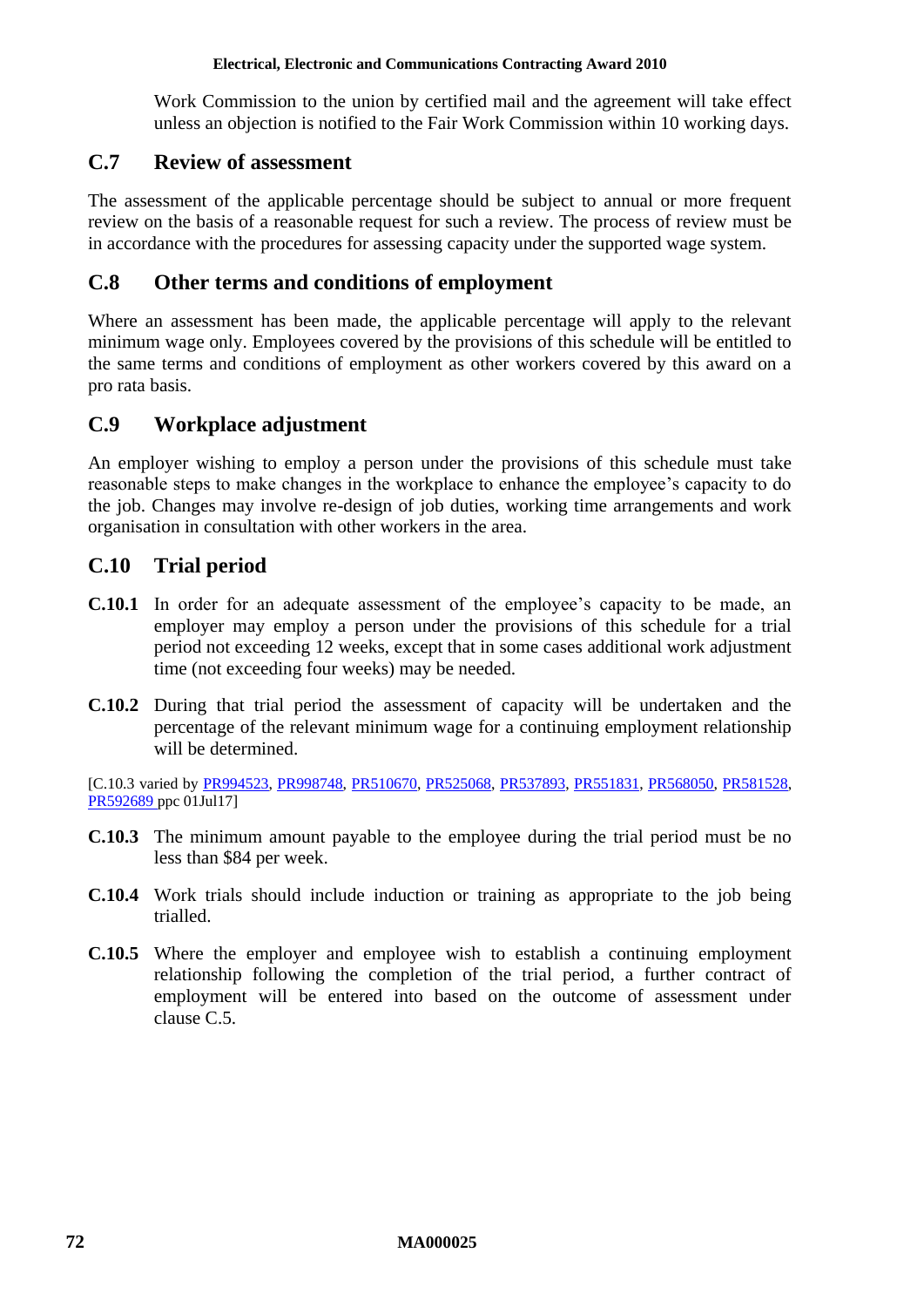Work Commission to the union by certified mail and the agreement will take effect unless an objection is notified to the Fair Work Commission within 10 working days.

## C.7 Review of assessment

The assessment of the applicable percentage should be subject to annual or more frequent review on the basis of a reasonable request for such a review. The process of review must be in accordance with the procedures for assessing capacity under the supported wage system.

## C.8 Other terms and conditions of employment

Where an assessment has been made, the applicable percentage will apply to the relevant minimum wage only. Employees covered by the provisions of this schedule will be entitled to the same terms and conditions of employment as other workers covered by this award on a pro rata basis.

## C.9 Workplace adjustment

An employer wishing to employ a person under the provisions of this schedule must take reasonable steps to make changes in the workplace to enhance the employee's capacity to do the job. Changes may involve re-design of job duties, working time arrangements and work organisation in consultation with other workers in the area.

## C.10 Trial period

**C.10.1** In order for an adequate assessment of the employee's capacity to be made, an employer may employ a person under the provisions of this schedule for a trial period not exceeding 12 weeks, except that in some cases additional work adjustment time (not exceeding four weeks) may be needed.

**C.10.2** During that trial period the assessment of capacity will be undertaken and the percentage of the relevant minimum wage for a continuing employment relationship will be determined.

[C.10.3 varied by PR994523, PR998748, PR510670, PR525068, PR537893, PR551831, PR568050, PR581528, PR592689 ppc 01Jul17]

**C.10.3** The minimum amount payable to the employee during the trial period must be no less than $84 per week.

**C.10.4** Work trials should include induction or training as appropriate to the job being trialled.

**C.10.5** Where the employer and employee wish to establish a continuing employment relationship following the completion of the trial period, a further contract of employment will be entered into based on the outcome of assessment under clause C.5.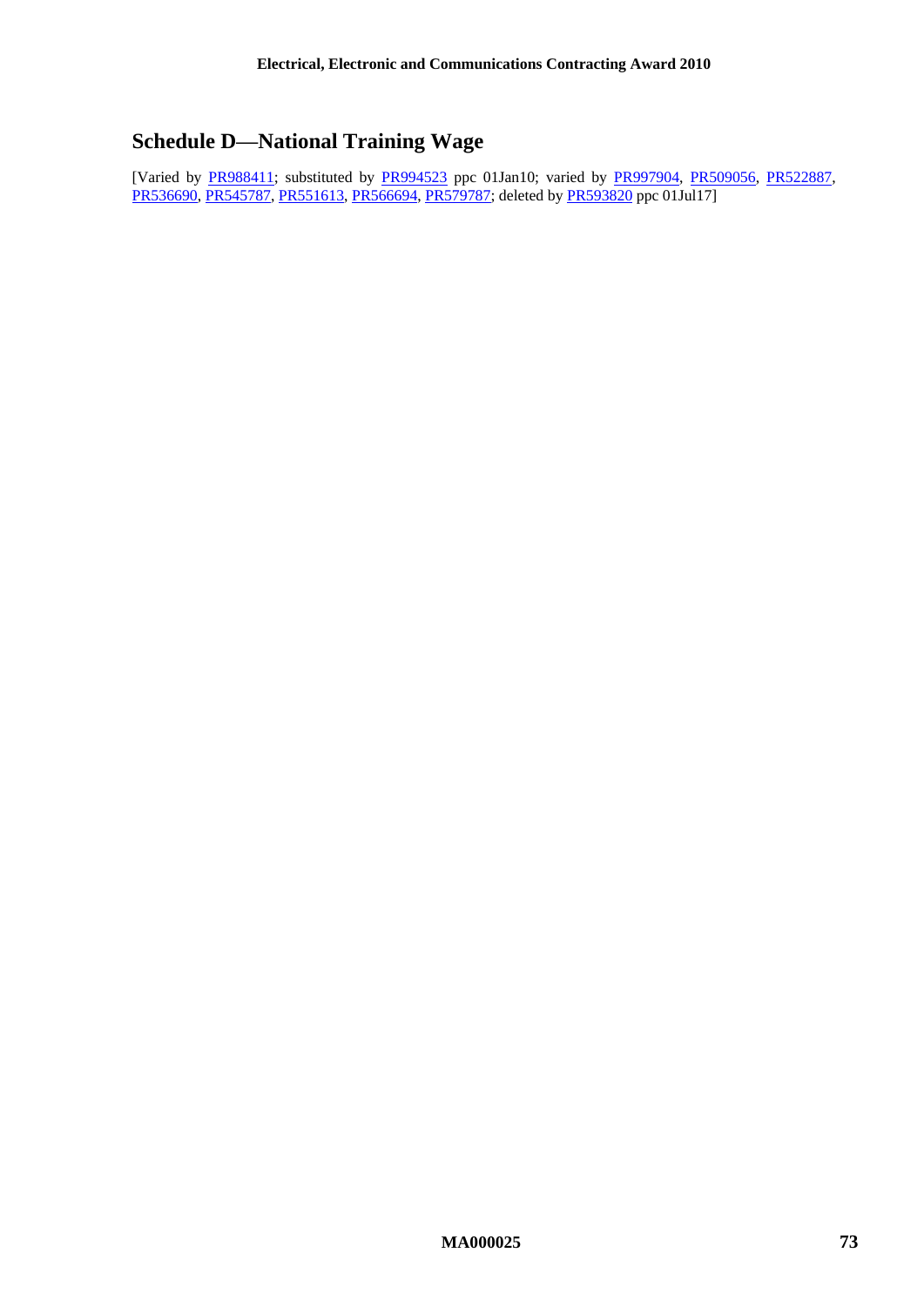## Schedule D—National Training Wage

[Varied by PR988411; substituted by PR994523 ppc 01Jan10; varied by PR997904, PR509056, PR522887, PR536690, PR545787, PR551613, PR566694, PR579787; deleted by PR593820 ppc 01Jul17]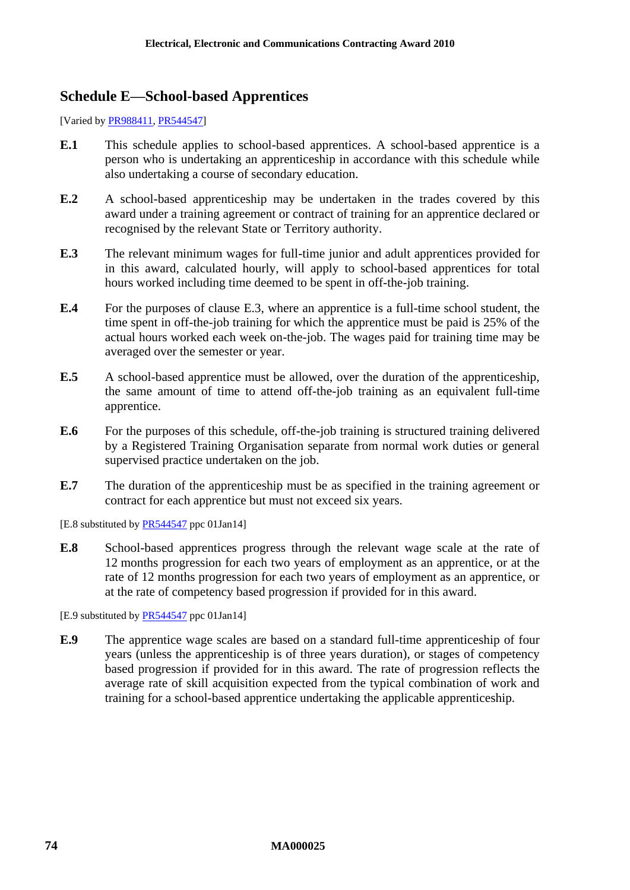## Schedule E—School-based Apprentices

[Varied by PR988411, PR544547]

**E.1** This schedule applies to school-based apprentices. A school-based apprentice is a person who is undertaking an apprenticeship in accordance with this schedule while also undertaking a course of secondary education.

**E.2** A school-based apprenticeship may be undertaken in the trades covered by this award under a training agreement or contract of training for an apprentice declared or recognised by the relevant State or Territory authority.

**E.3** The relevant minimum wages for full-time junior and adult apprentices provided for in this award, calculated hourly, will apply to school-based apprentices for total hours worked including time deemed to be spent in off-the-job training.

**E.4** For the purposes of clause E.3, where an apprentice is a full-time school student, the time spent in off-the-job training for which the apprentice must be paid is 25% of the actual hours worked each week on-the-job. The wages paid for training time may be averaged over the semester or year.

**E.5** A school-based apprentice must be allowed, over the duration of the apprenticeship, the same amount of time to attend off-the-job training as an equivalent full-time apprentice.

**E.6** For the purposes of this schedule, off-the-job training is structured training delivered by a Registered Training Organisation separate from normal work duties or general supervised practice undertaken on the job.

**E.7** The duration of the apprenticeship must be as specified in the training agreement or contract for each apprentice but must not exceed six years.

[E.8 substituted by PR544547 ppc 01Jan14]

**E.8** School-based apprentices progress through the relevant wage scale at the rate of 12 months progression for each two years of employment as an apprentice, or at the rate of 12 months progression for each two years of employment as an apprentice, or at the rate of competency based progression if provided for in this award.

[E.9 substituted by PR544547 ppc 01Jan14]

**E.9** The apprentice wage scales are based on a standard full-time apprenticeship of four years (unless the apprenticeship is of three years duration), or stages of competency based progression if provided for in this award. The rate of progression reflects the average rate of skill acquisition expected from the typical combination of work and training for a school-based apprentice undertaking the applicable apprenticeship.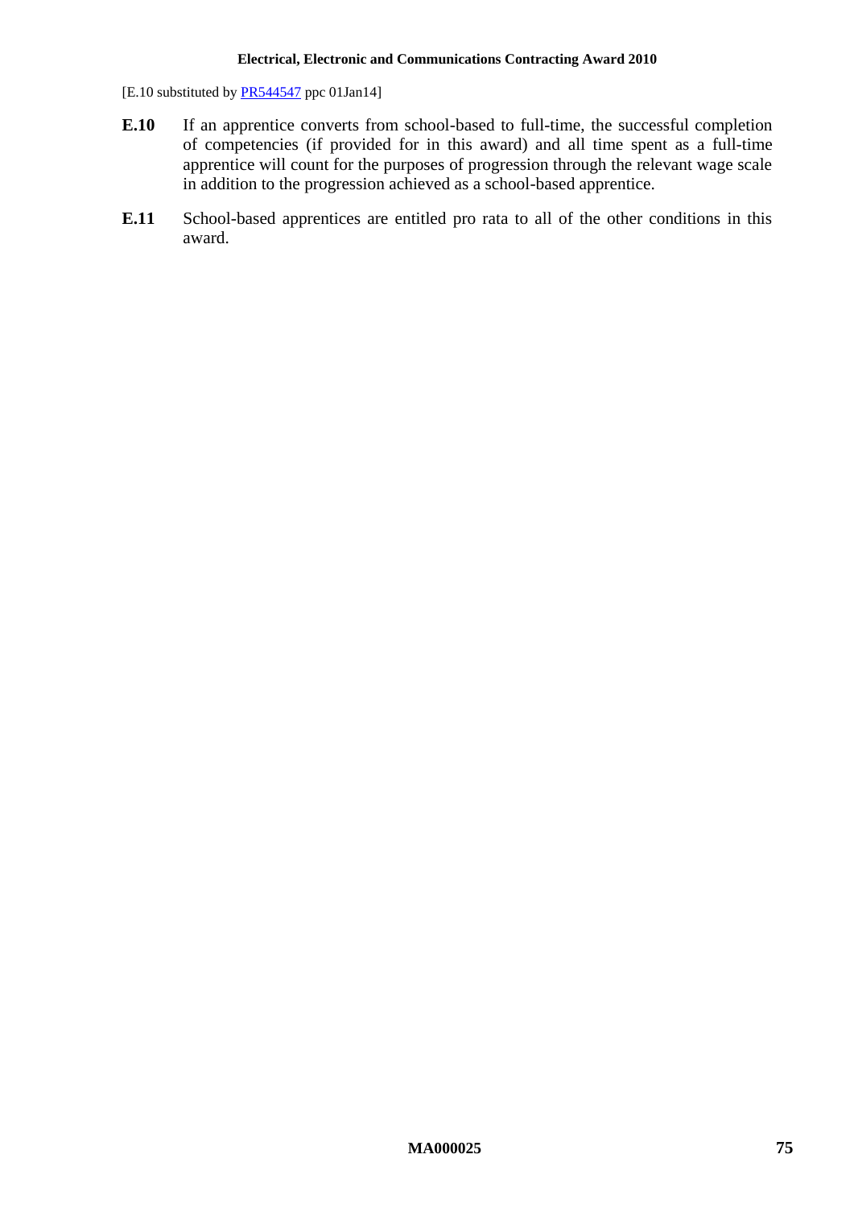[E.10 substituted by PR544547 ppc 01Jan14]

**E.10** If an apprentice converts from school-based to full-time, the successful completion of competencies (if provided for in this award) and all time spent as a full-time apprentice will count for the purposes of progression through the relevant wage scale in addition to the progression achieved as a school-based apprentice.

**E.11** School-based apprentices are entitled pro rata to all of the other conditions in this award.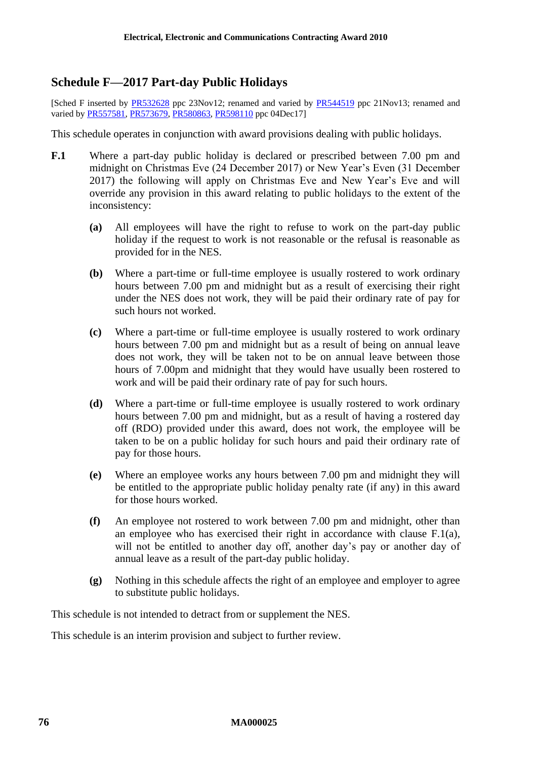## Schedule F—2017 Part-day Public Holidays

[Sched F inserted by PR532628 ppc 23Nov12; renamed and varied by PR544519 ppc 21Nov13; renamed and varied by PR557581, PR573679, PR580863, PR598110 ppc 04Dec17]

This schedule operates in conjunction with award provisions dealing with public holidays.

**F.1** Where a part-day public holiday is declared or prescribed between 7.00 pm and midnight on Christmas Eve (24 December 2017) or New Year's Even (31 December 2017) the following will apply on Christmas Eve and New Year's Eve and will override any provision in this award relating to public holidays to the extent of the inconsistency:

**(a)** All employees will have the right to refuse to work on the part-day public holiday if the request to work is not reasonable or the refusal is reasonable as provided for in the NES.

**(b)** Where a part-time or full-time employee is usually rostered to work ordinary hours between 7.00 pm and midnight but as a result of exercising their right under the NES does not work, they will be paid their ordinary rate of pay for such hours not worked.

**(c)** Where a part-time or full-time employee is usually rostered to work ordinary hours between 7.00 pm and midnight but as a result of being on annual leave does not work, they will be taken not to be on annual leave between those hours of 7.00pm and midnight that they would have usually been rostered to work and will be paid their ordinary rate of pay for such hours.

**(d)** Where a part-time or full-time employee is usually rostered to work ordinary hours between 7.00 pm and midnight, but as a result of having a rostered day off (RDO) provided under this award, does not work, the employee will be taken to be on a public holiday for such hours and paid their ordinary rate of pay for those hours.

**(e)** Where an employee works any hours between 7.00 pm and midnight they will be entitled to the appropriate public holiday penalty rate (if any) in this award for those hours worked.

**(f)** An employee not rostered to work between 7.00 pm and midnight, other than an employee who has exercised their right in accordance with clause F.1(a), will not be entitled to another day off, another day's pay or another day of annual leave as a result of the part-day public holiday.

**(g)** Nothing in this schedule affects the right of an employee and employer to agree to substitute public holidays.

This schedule is not intended to detract from or supplement the NES.

This schedule is an interim provision and subject to further review.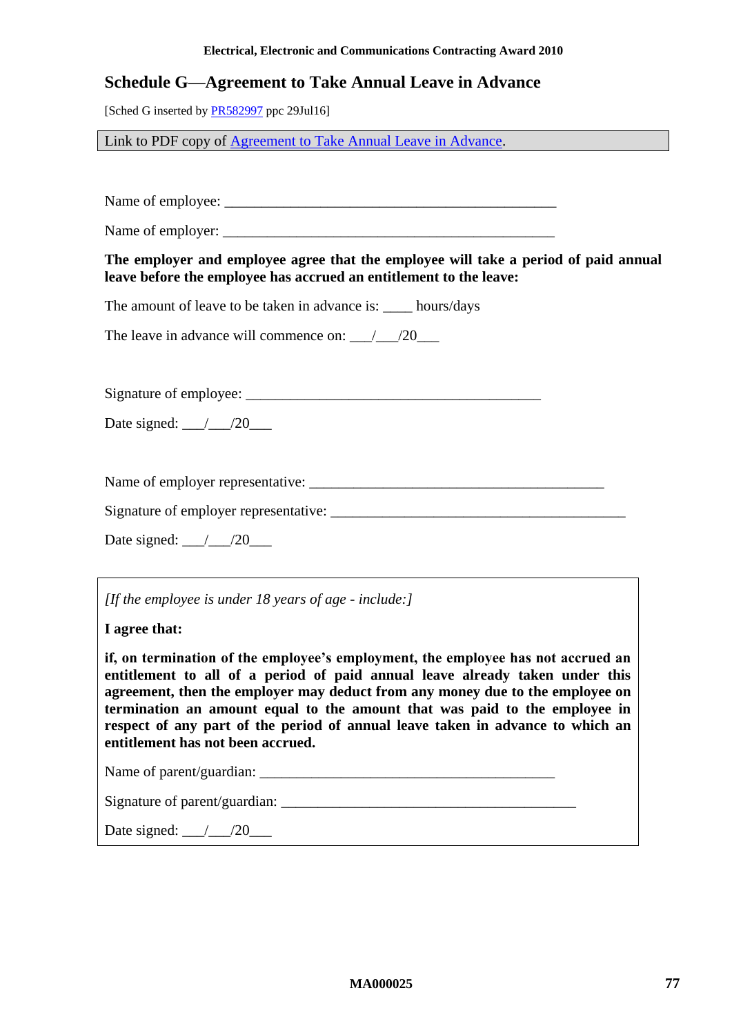# Schedule G—Agreement to Take Annual Leave in Advance

[Sched G inserted by PR582997 ppc 29Jul16]

Link to PDF copy of Agreement to Take Annual Leave in Advance.

Name of employee: ______________________________________________

Name of employer: ______________________________________________

**The employer and employee agree that the employee will take a period of paid annual leave before the employee has accrued an entitlement to the leave:**

The amount of leave to be taken in advance is: ____ hours/days

The leave in advance will commence on: ___/___/20___

Signature of employee: _________________________________________

Date signed: ___/___/20___

Name of employer representative: _________________________________________

Signature of employer representative: _________________________________________

Date signed: ___/___/20___

*[If the employee is under 18 years of age - include:]*

**I agree that:**

**if, on termination of the employee's employment, the employee has not accrued an entitlement to all of a period of paid annual leave already taken under this agreement, then the employer may deduct from any money due to the employee on termination an amount equal to the amount that was paid to the employee in respect of any part of the period of annual leave taken in advance to which an entitlement has not been accrued.**

Name of parent/guardian: _________________________________________

Signature of parent/guardian: _________________________________________

Date signed: ___/___/20___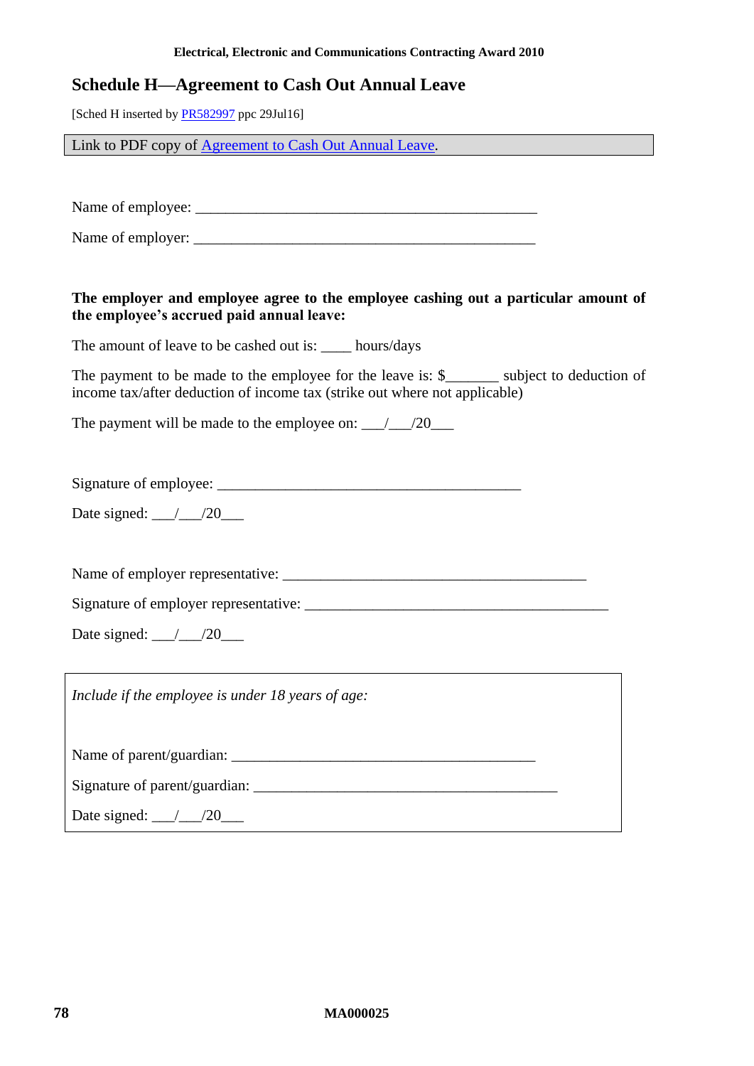## Schedule H—Agreement to Cash Out Annual Leave

[Sched H inserted by PR582997 ppc 29Jul16]

| Link to PDF copy of Agreement to Cash Out Annual Leave. |
|---|

Name of employee: _____________________________________________

Name of employer: _____________________________________________

**The employer and employee agree to the employee cashing out a particular amount of the employee's accrued paid annual leave:**

The amount of leave to be cashed out is: ____ hours/days

The payment to be made to the employee for the leave is: $_______ subject to deduction of income tax/after deduction of income tax (strike out where not applicable)

The payment will be made to the employee on: ___/___/20___

Signature of employee: ________________________________________

Date signed: ___/___/20___

Name of employer representative: ________________________________________

Signature of employer representative: ________________________________________

Date signed: ___/___/20___

*Include if the employee is under 18 years of age:*

Name of parent/guardian: ________________________________________

Signature of parent/guardian: ________________________________________

Date signed: ___/___/20___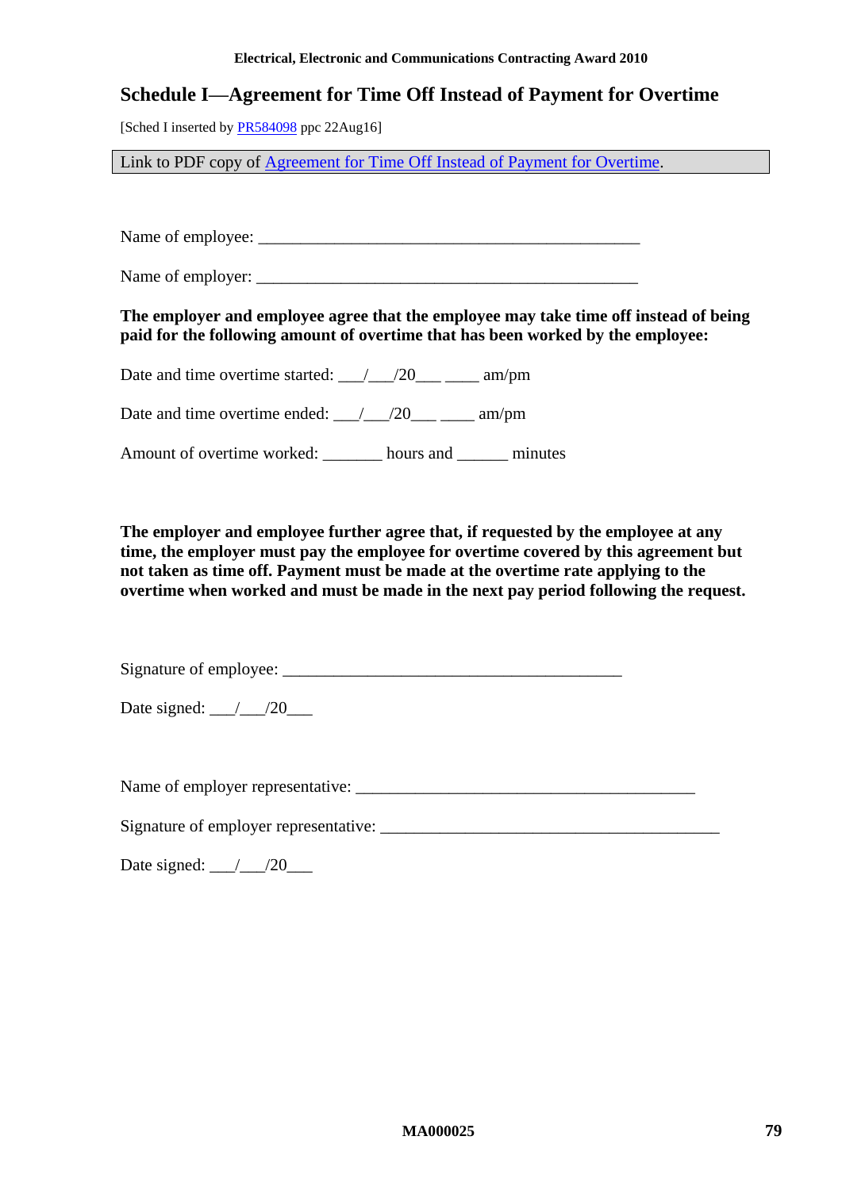# Schedule I—Agreement for Time Off Instead of Payment for Overtime

[Sched I inserted by PR584098 ppc 22Aug16]

Link to PDF copy of Agreement for Time Off Instead of Payment for Overtime.

Name of employee: _______________________________________________

Name of employer: _______________________________________________

**The employer and employee agree that the employee may take time off instead of being paid for the following amount of overtime that has been worked by the employee:**

Date and time overtime started: ___/___/20___ ____ am/pm

Date and time overtime ended: ___/___/20___ ____ am/pm

Amount of overtime worked: _______ hours and ______ minutes

**The employer and employee further agree that, if requested by the employee at any time, the employer must pay the employee for overtime covered by this agreement but not taken as time off. Payment must be made at the overtime rate applying to the overtime when worked and must be made in the next pay period following the request.**

Signature of employee: ________________________________________

Date signed: ___/___/20___

Name of employer representative: ________________________________________

Signature of employer representative: ________________________________________

Date signed: ___/___/20___